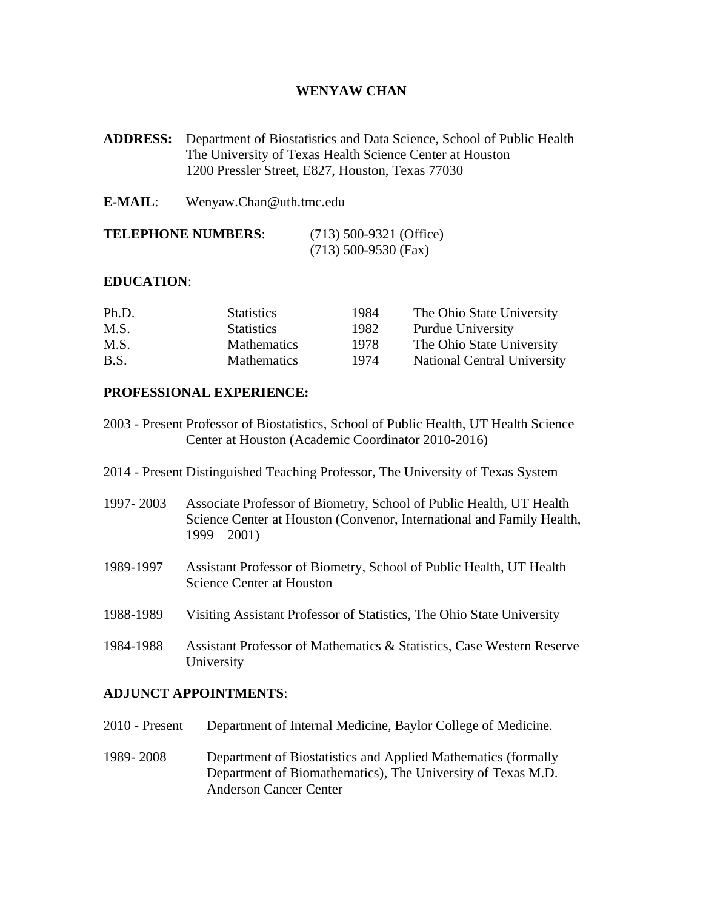# WENYAW CHAN

**ADDRESS:** Department of Biostatistics and Data Science, School of Public Health
The University of Texas Health Science Center at Houston
1200 Pressler Street, E827, Houston, Texas 77030

**E-MAIL**: Wenyaw.Chan@uth.tmc.edu

**TELEPHONE NUMBERS**: (713) 500-9321 (Office)
(713) 500-9530 (Fax)

## EDUCATION:

| | | | |
|---|---|---|---|
| Ph.D. | Statistics | 1984 | The Ohio State University |
| M.S. | Statistics | 1982 | Purdue University |
| M.S. | Mathematics | 1978 | The Ohio State University |
| B.S. | Mathematics | 1974 | National Central University |

## PROFESSIONAL EXPERIENCE:

2003 - Present Professor of Biostatistics, School of Public Health, UT Health Science Center at Houston (Academic Coordinator 2010-2016)

2014 - Present Distinguished Teaching Professor, The University of Texas System

1997- 2003 Associate Professor of Biometry, School of Public Health, UT Health Science Center at Houston (Convenor, International and Family Health, 1999 – 2001)

1989-1997 Assistant Professor of Biometry, School of Public Health, UT Health Science Center at Houston

1988-1989 Visiting Assistant Professor of Statistics, The Ohio State University

1984-1988 Assistant Professor of Mathematics & Statistics, Case Western Reserve University

## ADJUNCT APPOINTMENTS:

2010 - Present Department of Internal Medicine, Baylor College of Medicine.

1989- 2008 Department of Biostatistics and Applied Mathematics (formally Department of Biomathematics), The University of Texas M.D. Anderson Cancer Center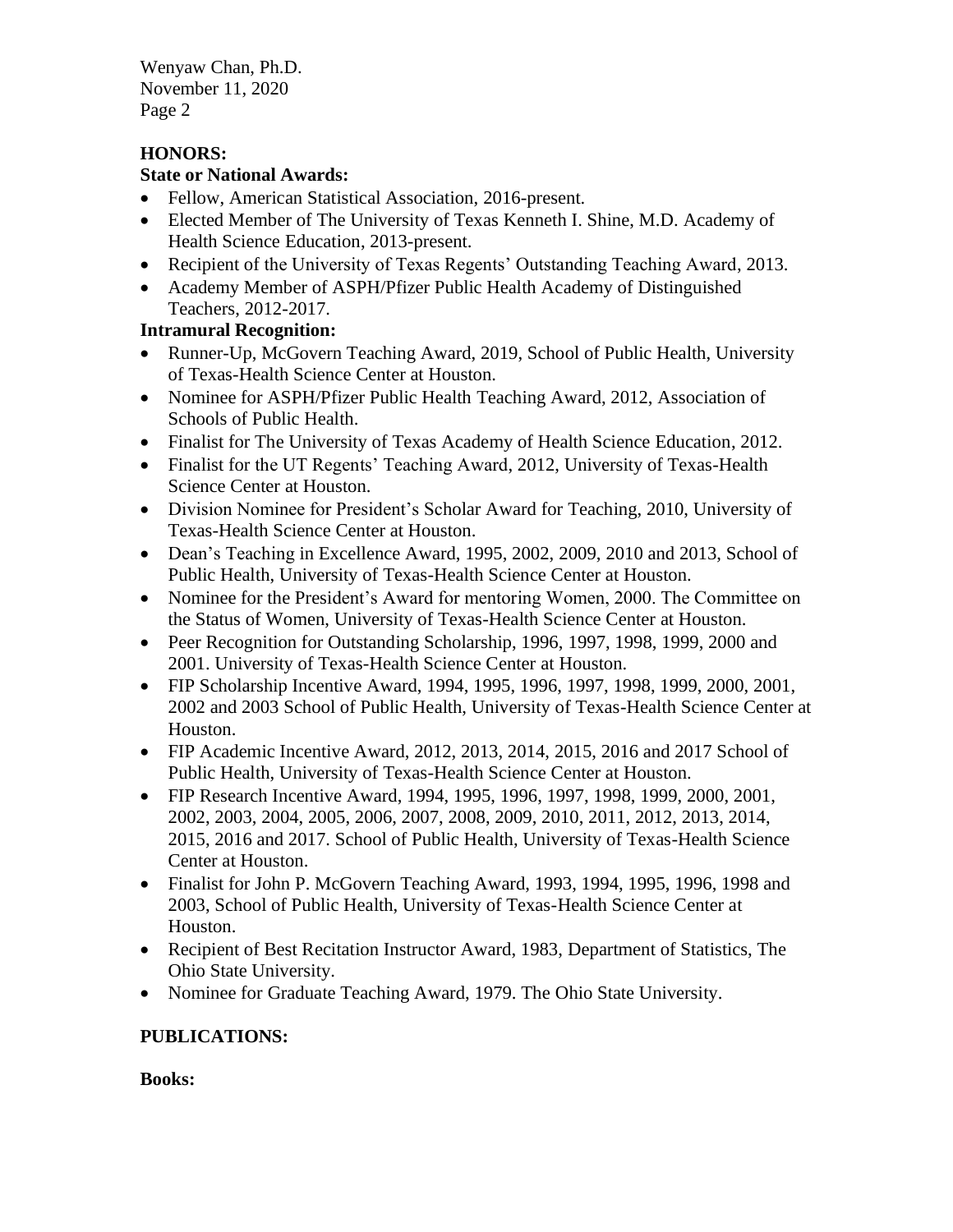## HONORS:

### State or National Awards:

- Fellow, American Statistical Association, 2016-present.
- Elected Member of The University of Texas Kenneth I. Shine, M.D. Academy of Health Science Education, 2013-present.
- Recipient of the University of Texas Regents' Outstanding Teaching Award, 2013.
- Academy Member of ASPH/Pfizer Public Health Academy of Distinguished Teachers, 2012-2017.

### Intramural Recognition:

- Runner-Up, McGovern Teaching Award, 2019, School of Public Health, University of Texas-Health Science Center at Houston.
- Nominee for ASPH/Pfizer Public Health Teaching Award, 2012, Association of Schools of Public Health.
- Finalist for The University of Texas Academy of Health Science Education, 2012.
- Finalist for the UT Regents' Teaching Award, 2012, University of Texas-Health Science Center at Houston.
- Division Nominee for President's Scholar Award for Teaching, 2010, University of Texas-Health Science Center at Houston.
- Dean's Teaching in Excellence Award, 1995, 2002, 2009, 2010 and 2013, School of Public Health, University of Texas-Health Science Center at Houston.
- Nominee for the President's Award for mentoring Women, 2000. The Committee on the Status of Women, University of Texas-Health Science Center at Houston.
- Peer Recognition for Outstanding Scholarship, 1996, 1997, 1998, 1999, 2000 and 2001. University of Texas-Health Science Center at Houston.
- FIP Scholarship Incentive Award, 1994, 1995, 1996, 1997, 1998, 1999, 2000, 2001, 2002 and 2003 School of Public Health, University of Texas-Health Science Center at Houston.
- FIP Academic Incentive Award, 2012, 2013, 2014, 2015, 2016 and 2017 School of Public Health, University of Texas-Health Science Center at Houston.
- FIP Research Incentive Award, 1994, 1995, 1996, 1997, 1998, 1999, 2000, 2001, 2002, 2003, 2004, 2005, 2006, 2007, 2008, 2009, 2010, 2011, 2012, 2013, 2014, 2015, 2016 and 2017. School of Public Health, University of Texas-Health Science Center at Houston.
- Finalist for John P. McGovern Teaching Award, 1993, 1994, 1995, 1996, 1998 and 2003, School of Public Health, University of Texas-Health Science Center at Houston.
- Recipient of Best Recitation Instructor Award, 1983, Department of Statistics, The Ohio State University.
- Nominee for Graduate Teaching Award, 1979. The Ohio State University.

## PUBLICATIONS:

### Books: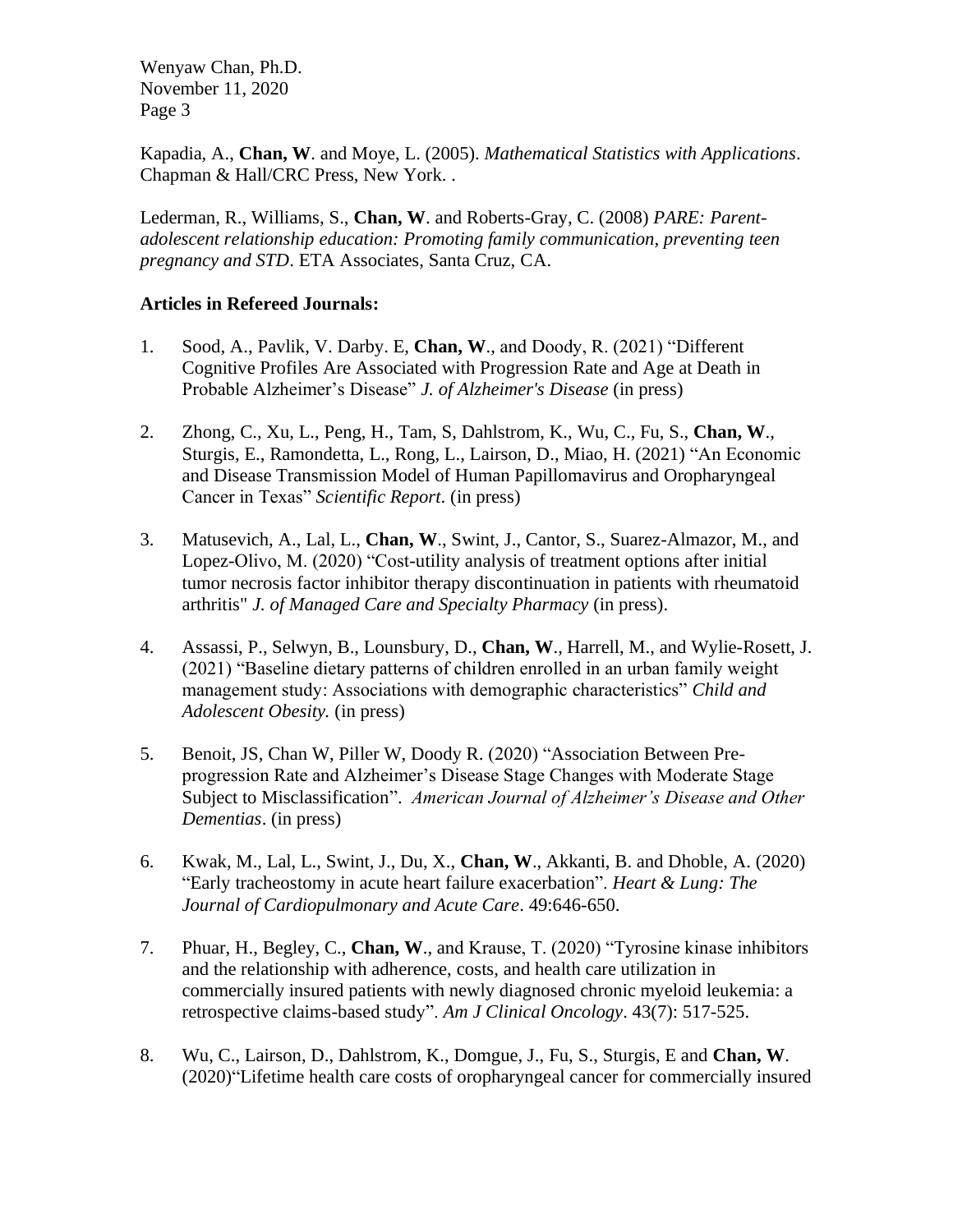Kapadia, A., **Chan, W**. and Moye, L. (2005). *Mathematical Statistics with Applications*. Chapman & Hall/CRC Press, New York. .

Lederman, R., Williams, S., **Chan, W**. and Roberts-Gray, C. (2008) *PARE: Parent-adolescent relationship education: Promoting family communication, preventing teen pregnancy and STD*. ETA Associates, Santa Cruz, CA.

**Articles in Refereed Journals:**

1. Sood, A., Pavlik, V. Darby. E, **Chan, W**., and Doody, R. (2021) "Different Cognitive Profiles Are Associated with Progression Rate and Age at Death in Probable Alzheimer's Disease" *J. of Alzheimer's Disease* (in press)

2. Zhong, C., Xu, L., Peng, H., Tam, S, Dahlstrom, K., Wu, C., Fu, S., **Chan, W**., Sturgis, E., Ramondetta, L., Rong, L., Lairson, D., Miao, H. (2021) "An Economic and Disease Transmission Model of Human Papillomavirus and Oropharyngeal Cancer in Texas" *Scientific Report*. (in press)

3. Matusevich, A., Lal, L., **Chan, W**., Swint, J., Cantor, S., Suarez-Almazor, M., and Lopez-Olivo, M. (2020) "Cost-utility analysis of treatment options after initial tumor necrosis factor inhibitor therapy discontinuation in patients with rheumatoid arthritis" *J. of Managed Care and Specialty Pharmacy* (in press).

4. Assassi, P., Selwyn, B., Lounsbury, D., **Chan, W**., Harrell, M., and Wylie-Rosett, J. (2021) "Baseline dietary patterns of children enrolled in an urban family weight management study: Associations with demographic characteristics" *Child and Adolescent Obesity.* (in press)

5. Benoit, JS, Chan W, Piller W, Doody R. (2020) "Association Between Pre-progression Rate and Alzheimer's Disease Stage Changes with Moderate Stage Subject to Misclassification". *American Journal of Alzheimer's Disease and Other Dementias*. (in press)

6. Kwak, M., Lal, L., Swint, J., Du, X., **Chan, W**., Akkanti, B. and Dhoble, A. (2020) "Early tracheostomy in acute heart failure exacerbation". *Heart & Lung: The Journal of Cardiopulmonary and Acute Care*. 49:646-650.

7. Phuar, H., Begley, C., **Chan, W**., and Krause, T. (2020) "Tyrosine kinase inhibitors and the relationship with adherence, costs, and health care utilization in commercially insured patients with newly diagnosed chronic myeloid leukemia: a retrospective claims-based study". *Am J Clinical Oncology*. 43(7): 517-525.

8. Wu, C., Lairson, D., Dahlstrom, K., Domgue, J., Fu, S., Sturgis, E and **Chan, W**. (2020)"Lifetime health care costs of oropharyngeal cancer for commercially insured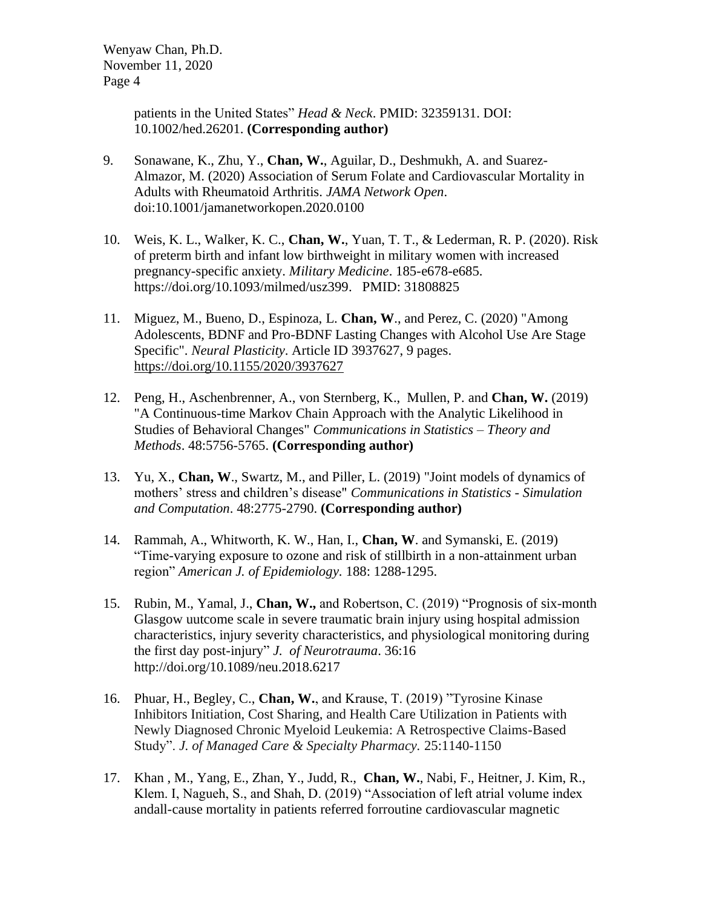patients in the United States" *Head & Neck*. PMID: 32359131. DOI: 10.1002/hed.26201. **(Corresponding author)**

9. Sonawane, K., Zhu, Y., **Chan, W.**, Aguilar, D., Deshmukh, A. and Suarez-Almazor, M. (2020) Association of Serum Folate and Cardiovascular Mortality in Adults with Rheumatoid Arthritis. *JAMA Network Open*. doi:10.1001/jamanetworkopen.2020.0100

10. Weis, K. L., Walker, K. C., **Chan, W.**, Yuan, T. T., & Lederman, R. P. (2020). Risk of preterm birth and infant low birthweight in military women with increased pregnancy-specific anxiety. *Military Medicine*. 185-e678-e685. https://doi.org/10.1093/milmed/usz399. PMID: 31808825

11. Miguez, M., Bueno, D., Espinoza, L. **Chan, W**., and Perez, C. (2020) "Among Adolescents, BDNF and Pro-BDNF Lasting Changes with Alcohol Use Are Stage Specific". *Neural Plasticity*. Article ID 3937627, 9 pages. https://doi.org/10.1155/2020/3937627

12. Peng, H., Aschenbrenner, A., von Sternberg, K., Mullen, P. and **Chan, W.** (2019) "A Continuous-time Markov Chain Approach with the Analytic Likelihood in Studies of Behavioral Changes" *Communications in Statistics – Theory and Methods*. 48:5756-5765. **(Corresponding author)**

13. Yu, X., **Chan, W**., Swartz, M., and Piller, L. (2019) "Joint models of dynamics of mothers' stress and children's disease" *Communications in Statistics - Simulation and Computation*. 48:2775-2790. **(Corresponding author)**

14. Rammah, A., Whitworth, K. W., Han, I., **Chan, W**. and Symanski, E. (2019) "Time-varying exposure to ozone and risk of stillbirth in a non-attainment urban region" *American J. of Epidemiology.* 188: 1288-1295.

15. Rubin, M., Yamal, J., **Chan, W.,** and Robertson, C. (2019) "Prognosis of six-month Glasgow uutcome scale in severe traumatic brain injury using hospital admission characteristics, injury severity characteristics, and physiological monitoring during the first day post-injury" *J. of Neurotrauma*. 36:16 http://doi.org/10.1089/neu.2018.6217

16. Phuar, H., Begley, C., **Chan, W.**, and Krause, T. (2019) "Tyrosine Kinase Inhibitors Initiation, Cost Sharing, and Health Care Utilization in Patients with Newly Diagnosed Chronic Myeloid Leukemia: A Retrospective Claims-Based Study". *J. of Managed Care & Specialty Pharmacy.* 25:1140-1150

17. Khan , M., Yang, E., Zhan, Y., Judd, R., **Chan, W.**, Nabi, F., Heitner, J. Kim, R., Klem. I, Nagueh, S., and Shah, D. (2019) "Association of left atrial volume index andall-cause mortality in patients referred forroutine cardiovascular magnetic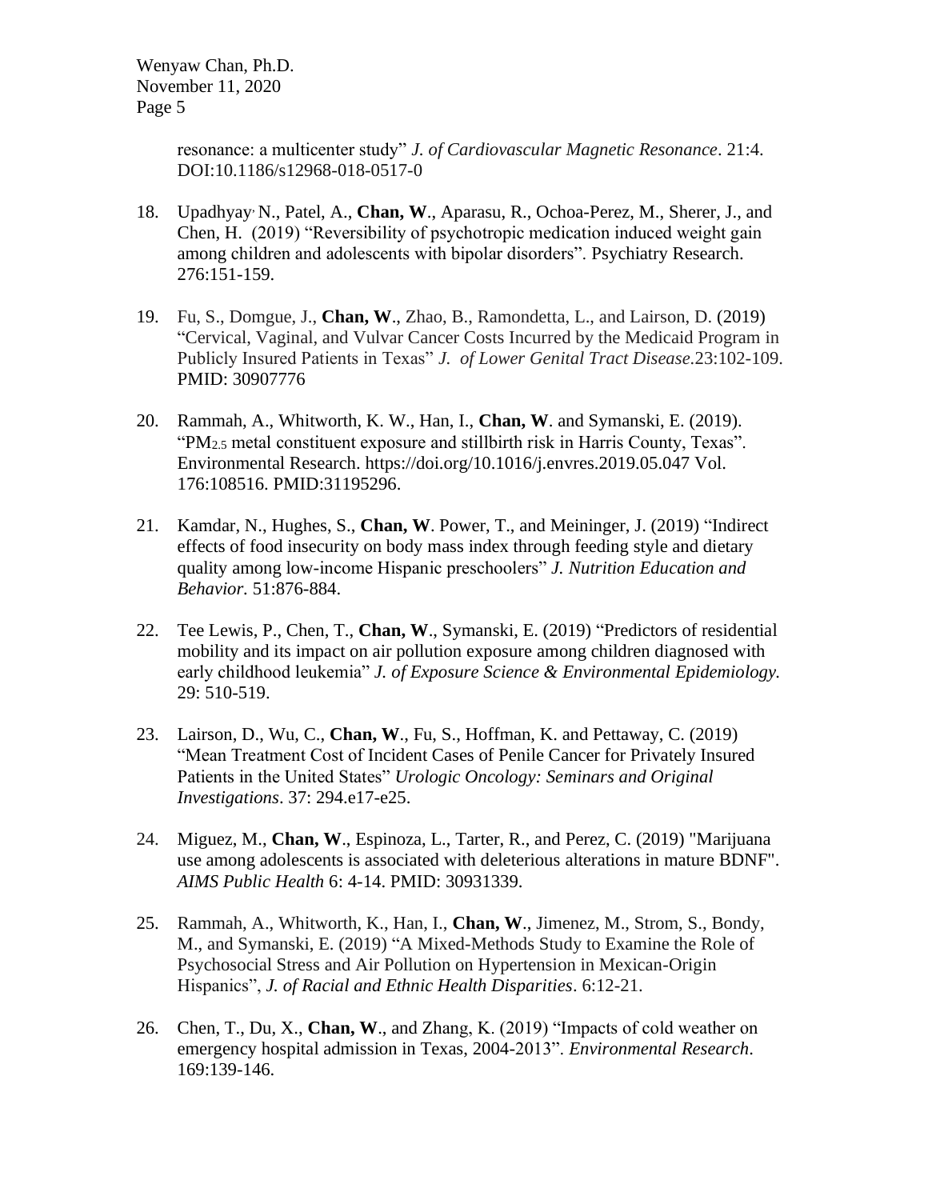resonance: a multicenter study" *J. of Cardiovascular Magnetic Resonance*. 21:4. DOI:10.1186/s12968-018-0517-0

18. Upadhyay, N., Patel, A., **Chan, W**., Aparasu, R., Ochoa-Perez, M., Sherer, J., and Chen, H. (2019) "Reversibility of psychotropic medication induced weight gain among children and adolescents with bipolar disorders". Psychiatry Research. 276:151-159.

19. Fu, S., Domgue, J., **Chan, W**., Zhao, B., Ramondetta, L., and Lairson, D. (2019) "Cervical, Vaginal, and Vulvar Cancer Costs Incurred by the Medicaid Program in Publicly Insured Patients in Texas" *J. of Lower Genital Tract Disease*.23:102-109. PMID: 30907776

20. Rammah, A., Whitworth, K. W., Han, I., **Chan, W**. and Symanski, E. (2019). "$PM_{2.5}$ metal constituent exposure and stillbirth risk in Harris County, Texas". Environmental Research. https://doi.org/10.1016/j.envres.2019.05.047 Vol. 176:108516. PMID:31195296.

21. Kamdar, N., Hughes, S., **Chan, W**. Power, T., and Meininger, J. (2019) "Indirect effects of food insecurity on body mass index through feeding style and dietary quality among low-income Hispanic preschoolers" *J. Nutrition Education and Behavior.* 51:876-884.

22. Tee Lewis, P., Chen, T., **Chan, W**., Symanski, E. (2019) "Predictors of residential mobility and its impact on air pollution exposure among children diagnosed with early childhood leukemia" *J. of Exposure Science & Environmental Epidemiology.* 29: 510-519.

23. Lairson, D., Wu, C., **Chan, W**., Fu, S., Hoffman, K. and Pettaway, C. (2019) "Mean Treatment Cost of Incident Cases of Penile Cancer for Privately Insured Patients in the United States" *Urologic Oncology: Seminars and Original Investigations*. 37: 294.e17-e25.

24. Miguez, M., **Chan, W**., Espinoza, L., Tarter, R., and Perez, C. (2019) "Marijuana use among adolescents is associated with deleterious alterations in mature BDNF". *AIMS Public Health* 6: 4-14. PMID: 30931339.

25. Rammah, A., Whitworth, K., Han, I., **Chan, W**., Jimenez, M., Strom, S., Bondy, M., and Symanski, E. (2019) "A Mixed-Methods Study to Examine the Role of Psychosocial Stress and Air Pollution on Hypertension in Mexican-Origin Hispanics", *J. of Racial and Ethnic Health Disparities*. 6:12-21.

26. Chen, T., Du, X., **Chan, W**., and Zhang, K. (2019) "Impacts of cold weather on emergency hospital admission in Texas, 2004-2013". *Environmental Research*. 169:139-146.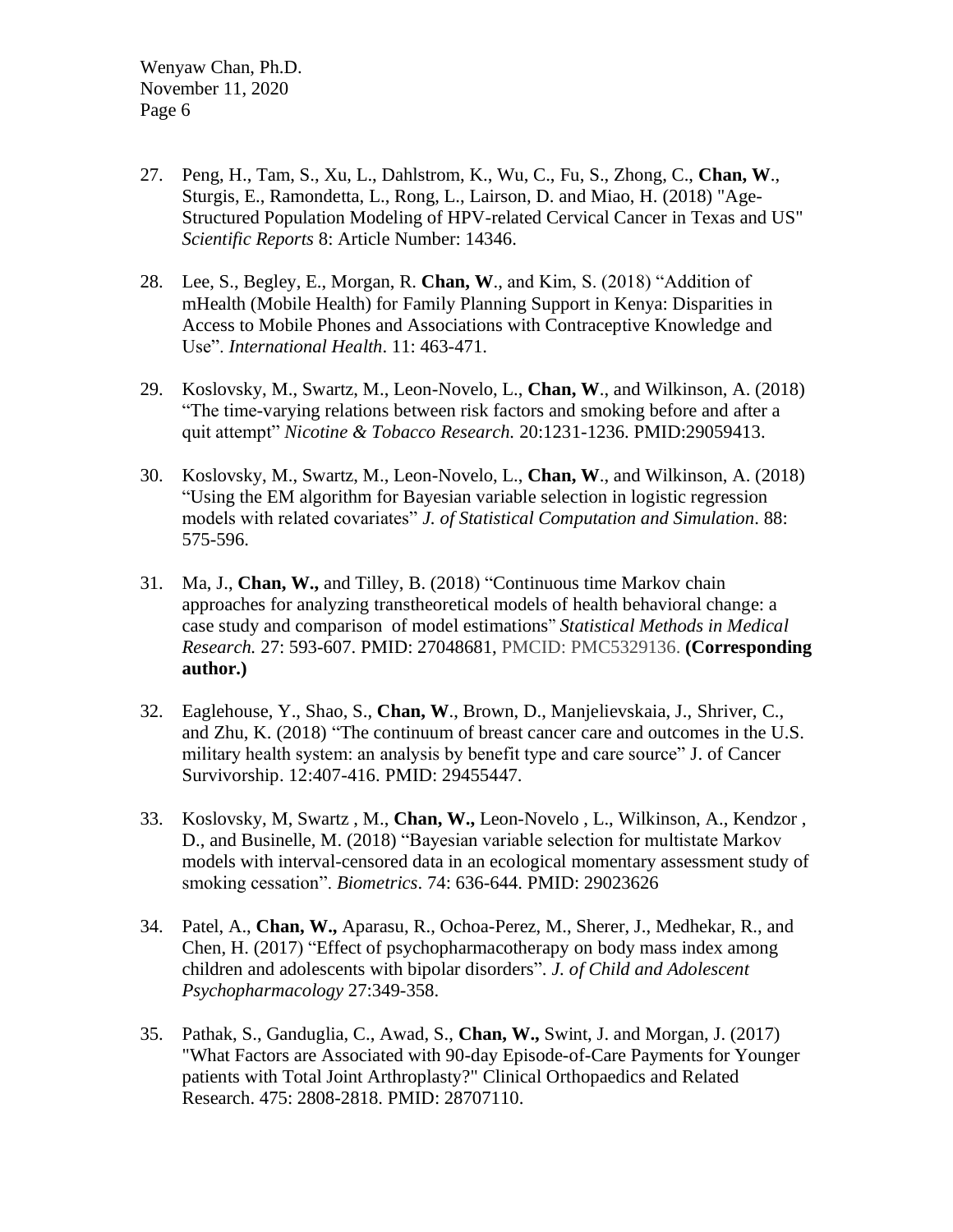27. Peng, H., Tam, S., Xu, L., Dahlstrom, K., Wu, C., Fu, S., Zhong, C., **Chan, W**., Sturgis, E., Ramondetta, L., Rong, L., Lairson, D. and Miao, H. (2018) "Age-Structured Population Modeling of HPV-related Cervical Cancer in Texas and US" *Scientific Reports* 8: Article Number: 14346.

28. Lee, S., Begley, E., Morgan, R. **Chan, W**., and Kim, S. (2018) "Addition of mHealth (Mobile Health) for Family Planning Support in Kenya: Disparities in Access to Mobile Phones and Associations with Contraceptive Knowledge and Use". *International Health*. 11: 463-471.

29. Koslovsky, M., Swartz, M., Leon-Novelo, L., **Chan, W**., and Wilkinson, A. (2018) "The time-varying relations between risk factors and smoking before and after a quit attempt" *Nicotine & Tobacco Research.* 20:1231-1236. PMID:29059413.

30. Koslovsky, M., Swartz, M., Leon-Novelo, L., **Chan, W**., and Wilkinson, A. (2018) "Using the EM algorithm for Bayesian variable selection in logistic regression models with related covariates" *J. of Statistical Computation and Simulation*. 88: 575-596.

31. Ma, J., **Chan, W.,** and Tilley, B. (2018) "Continuous time Markov chain approaches for analyzing transtheoretical models of health behavioral change: a case study and comparison of model estimations" *Statistical Methods in Medical Research.* 27: 593-607. PMID: 27048681, PMCID: PMC5329136. **(Corresponding author.)**

32. Eaglehouse, Y., Shao, S., **Chan, W**., Brown, D., Manjelievskaia, J., Shriver, C., and Zhu, K. (2018) "The continuum of breast cancer care and outcomes in the U.S. military health system: an analysis by benefit type and care source" J. of Cancer Survivorship. 12:407-416. PMID: 29455447.

33. Koslovsky, M, Swartz , M., **Chan, W.,** Leon-Novelo , L., Wilkinson, A., Kendzor , D., and Businelle, M. (2018) "Bayesian variable selection for multistate Markov models with interval-censored data in an ecological momentary assessment study of smoking cessation". *Biometrics*. 74: 636-644. PMID: 29023626

34. Patel, A., **Chan, W.,** Aparasu, R., Ochoa-Perez, M., Sherer, J., Medhekar, R., and Chen, H. (2017) "Effect of psychopharmacotherapy on body mass index among children and adolescents with bipolar disorders". *J. of Child and Adolescent Psychopharmacology* 27:349-358.

35. Pathak, S., Ganduglia, C., Awad, S., **Chan, W.,** Swint, J. and Morgan, J. (2017) "What Factors are Associated with 90-day Episode-of-Care Payments for Younger patients with Total Joint Arthroplasty?" Clinical Orthopaedics and Related Research. 475: 2808-2818. PMID: 28707110.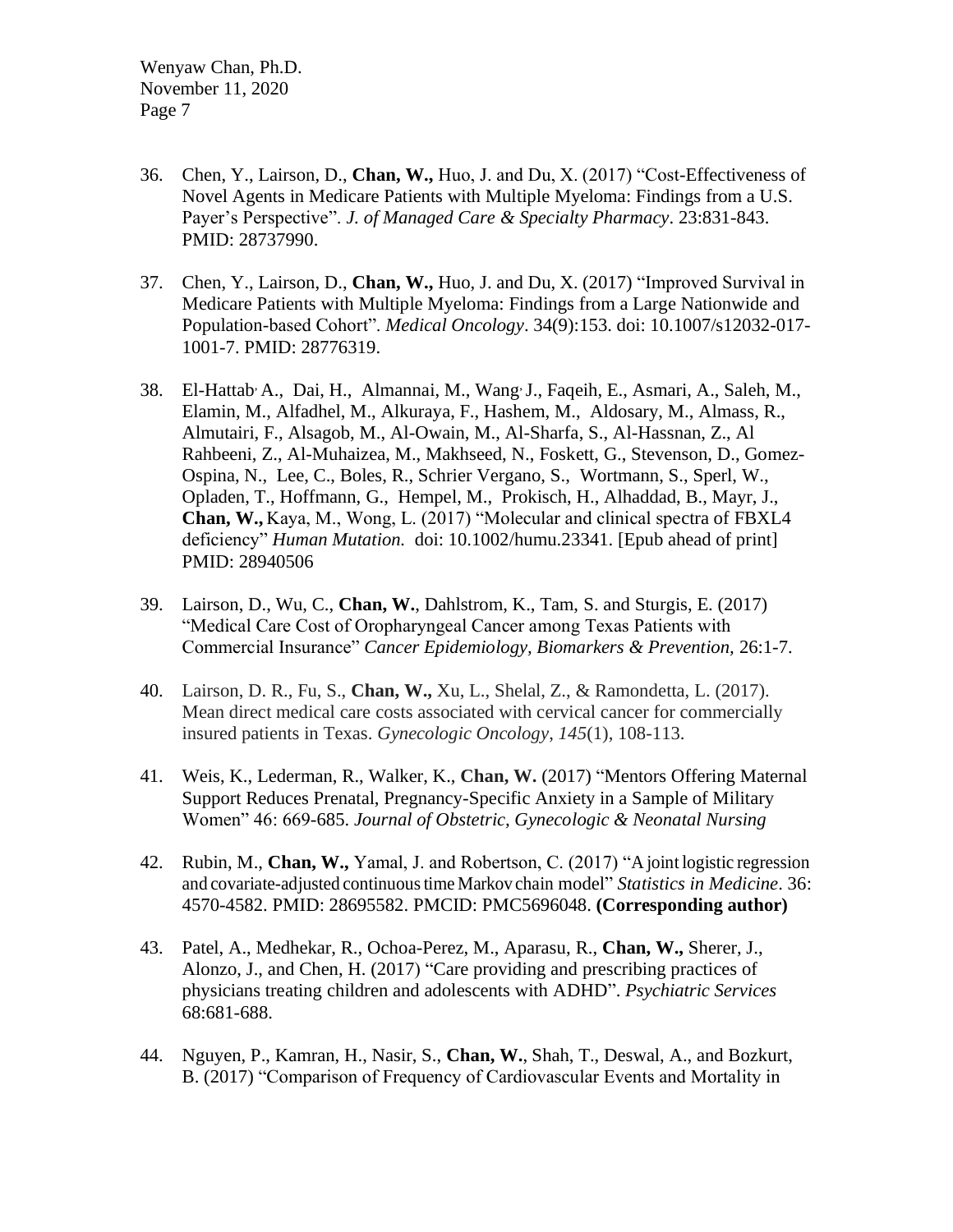36. Chen, Y., Lairson, D., **Chan, W.,** Huo, J. and Du, X. (2017) "Cost-Effectiveness of Novel Agents in Medicare Patients with Multiple Myeloma: Findings from a U.S. Payer's Perspective". *J. of Managed Care & Specialty Pharmacy*. 23:831-843. PMID: 28737990.

37. Chen, Y., Lairson, D., **Chan, W.,** Huo, J. and Du, X. (2017) "Improved Survival in Medicare Patients with Multiple Myeloma: Findings from a Large Nationwide and Population-based Cohort". *Medical Oncology*. 34(9):153. doi: 10.1007/s12032-017-1001-7. PMID: 28776319.

38. El-Hattab, A., Dai, H., Almannai, M., Wang, J., Faqeih, E., Asmari, A., Saleh, M., Elamin, M., Alfadhel, M., Alkuraya, F., Hashem, M., Aldosary, M., Almass, R., Almutairi, F., Alsagob, M., Al-Owain, M., Al-Sharfa, S., Al-Hassnan, Z., Al Rahbeeni, Z., Al-Muhaizea, M., Makhseed, N., Foskett, G., Stevenson, D., Gomez-Ospina, N., Lee, C., Boles, R., Schrier Vergano, S., Wortmann, S., Sperl, W., Opladen, T., Hoffmann, G., Hempel, M., Prokisch, H., Alhaddad, B., Mayr, J., **Chan, W.,** Kaya, M., Wong, L. (2017) "Molecular and clinical spectra of FBXL4 deficiency" *Human Mutation.* doi: 10.1002/humu.23341. [Epub ahead of print] PMID: 28940506

39. Lairson, D., Wu, C., **Chan, W.**, Dahlstrom, K., Tam, S. and Sturgis, E. (2017) "Medical Care Cost of Oropharyngeal Cancer among Texas Patients with Commercial Insurance" *Cancer Epidemiology, Biomarkers & Prevention,* 26:1-7.

40. Lairson, D. R., Fu, S., **Chan, W.,** Xu, L., Shelal, Z., & Ramondetta, L. (2017). Mean direct medical care costs associated with cervical cancer for commercially insured patients in Texas. *Gynecologic Oncology*, *145*(1), 108-113.

41. Weis, K., Lederman, R., Walker, K., **Chan, W.** (2017) "Mentors Offering Maternal Support Reduces Prenatal, Pregnancy-Specific Anxiety in a Sample of Military Women" 46: 669-685. *Journal of Obstetric, Gynecologic & Neonatal Nursing*

42. Rubin, M., **Chan, W.,** Yamal, J. and Robertson, C. (2017) "A joint logistic regression and covariate-adjusted continuous time Markov chain model" *Statistics in Medicine*. 36: 4570-4582. PMID: 28695582. PMCID: PMC5696048. **(Corresponding author)**

43. Patel, A., Medhekar, R., Ochoa-Perez, M., Aparasu, R., **Chan, W.,** Sherer, J., Alonzo, J., and Chen, H. (2017) "Care providing and prescribing practices of physicians treating children and adolescents with ADHD". *Psychiatric Services* 68:681-688.

44. Nguyen, P., Kamran, H., Nasir, S., **Chan, W.**, Shah, T., Deswal, A., and Bozkurt, B. (2017) "Comparison of Frequency of Cardiovascular Events and Mortality in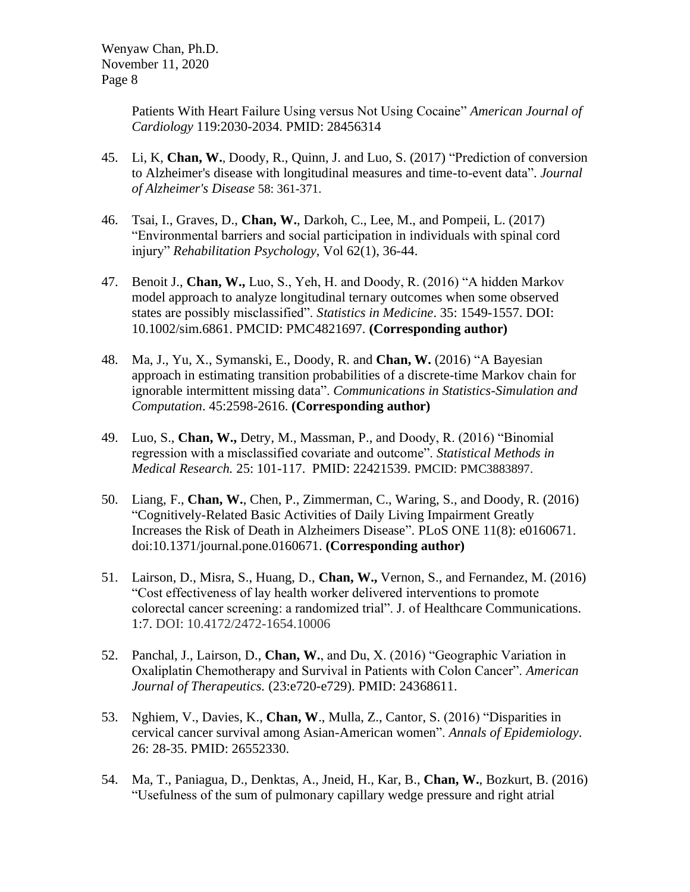Patients With Heart Failure Using versus Not Using Cocaine" *American Journal of Cardiology* 119:2030-2034. PMID: 28456314

45. Li, K, **Chan, W.**, Doody, R., Quinn, J. and Luo, S. (2017) "Prediction of conversion to Alzheimer's disease with longitudinal measures and time-to-event data". *Journal of Alzheimer's Disease* 58: 361-371.

46. Tsai, I., Graves, D., **Chan, W.**, Darkoh, C., Lee, M., and Pompeii, L. (2017) "Environmental barriers and social participation in individuals with spinal cord injury" *Rehabilitation Psychology*, Vol 62(1), 36-44.

47. Benoit J., **Chan, W.,** Luo, S., Yeh, H. and Doody, R. (2016) "A hidden Markov model approach to analyze longitudinal ternary outcomes when some observed states are possibly misclassified". *Statistics in Medicine*. 35: 1549-1557. DOI: 10.1002/sim.6861. PMCID: PMC4821697. **(Corresponding author)**

48. Ma, J., Yu, X., Symanski, E., Doody, R. and **Chan, W.** (2016) "A Bayesian approach in estimating transition probabilities of a discrete-time Markov chain for ignorable intermittent missing data". *Communications in Statistics-Simulation and Computation*. 45:2598-2616. **(Corresponding author)**

49. Luo, S., **Chan, W.,** Detry, M., Massman, P., and Doody, R. (2016) "Binomial regression with a misclassified covariate and outcome". *Statistical Methods in Medical Research.* 25: 101-117. PMID: 22421539. PMCID: PMC3883897.

50. Liang, F., **Chan, W.**, Chen, P., Zimmerman, C., Waring, S., and Doody, R. (2016) "Cognitively-Related Basic Activities of Daily Living Impairment Greatly Increases the Risk of Death in Alzheimers Disease". PLoS ONE 11(8): e0160671. doi:10.1371/journal.pone.0160671. **(Corresponding author)**

51. Lairson, D., Misra, S., Huang, D., **Chan, W.,** Vernon, S., and Fernandez, M. (2016) "Cost effectiveness of lay health worker delivered interventions to promote colorectal cancer screening: a randomized trial". J. of Healthcare Communications. 1:7. DOI: 10.4172/2472-1654.10006

52. Panchal, J., Lairson, D., **Chan, W.**, and Du, X. (2016) "Geographic Variation in Oxaliplatin Chemotherapy and Survival in Patients with Colon Cancer". *American Journal of Therapeutics.* (23:e720-e729). PMID: 24368611.

53. Nghiem, V., Davies, K., **Chan, W**., Mulla, Z., Cantor, S. (2016) "Disparities in cervical cancer survival among Asian-American women". *Annals of Epidemiology*. 26: 28-35. PMID: 26552330.

54. Ma, T., Paniagua, D., Denktas, A., Jneid, H., Kar, B., **Chan, W.**, Bozkurt, B. (2016) "Usefulness of the sum of pulmonary capillary wedge pressure and right atrial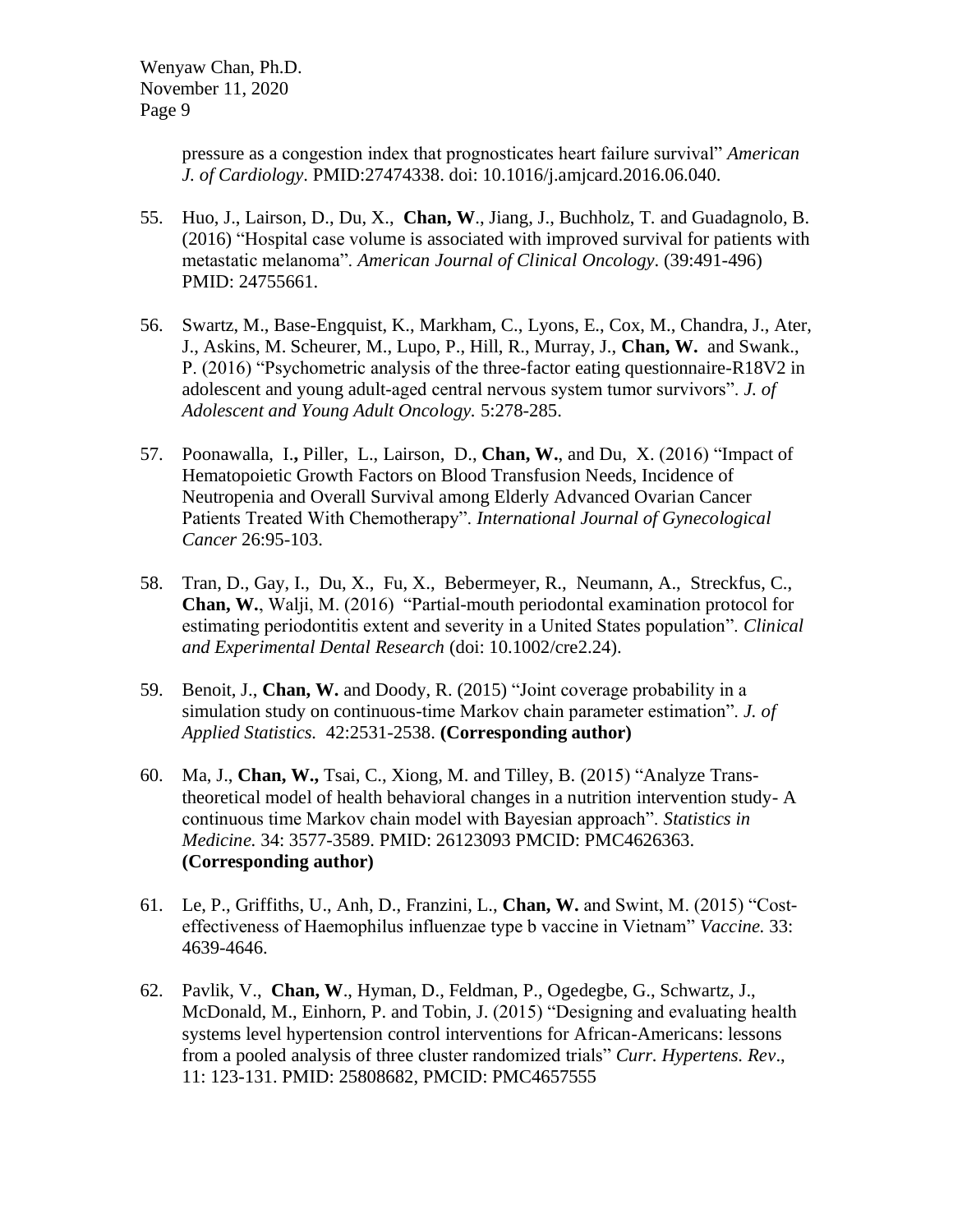pressure as a congestion index that prognosticates heart failure survival" *American J. of Cardiology*. PMID:27474338. doi: 10.1016/j.amjcard.2016.06.040.

55. Huo, J., Lairson, D., Du, X., **Chan, W**., Jiang, J., Buchholz, T. and Guadagnolo, B. (2016) "Hospital case volume is associated with improved survival for patients with metastatic melanoma". *American Journal of Clinical Oncology*. (39:491-496) PMID: 24755661.

56. Swartz, M., Base-Engquist, K., Markham, C., Lyons, E., Cox, M., Chandra, J., Ater, J., Askins, M. Scheurer, M., Lupo, P., Hill, R., Murray, J., **Chan, W.** and Swank., P. (2016) "Psychometric analysis of the three-factor eating questionnaire-R18V2 in adolescent and young adult-aged central nervous system tumor survivors". *J. of Adolescent and Young Adult Oncology.* 5:278-285.

57. Poonawalla, I.**,** Piller, L., Lairson, D., **Chan, W.**, and Du, X. (2016) "Impact of Hematopoietic Growth Factors on Blood Transfusion Needs, Incidence of Neutropenia and Overall Survival among Elderly Advanced Ovarian Cancer Patients Treated With Chemotherapy". *International Journal of Gynecological Cancer* 26:95-103.

58. Tran, D., Gay, I., Du, X., Fu, X., Bebermeyer, R., Neumann, A., Streckfus, C., **Chan, W.**, Walji, M. (2016) "Partial-mouth periodontal examination protocol for estimating periodontitis extent and severity in a United States population". *Clinical and Experimental Dental Research* (doi: 10.1002/cre2.24).

59. Benoit, J., **Chan, W.** and Doody, R. (2015) "Joint coverage probability in a simulation study on continuous-time Markov chain parameter estimation". *J. of Applied Statistics.* 42:2531-2538. **(Corresponding author)**

60. Ma, J., **Chan, W.,** Tsai, C., Xiong, M. and Tilley, B. (2015) "Analyze Trans-theoretical model of health behavioral changes in a nutrition intervention study- A continuous time Markov chain model with Bayesian approach". *Statistics in Medicine.* 34: 3577-3589. PMID: 26123093 PMCID: PMC4626363. **(Corresponding author)**

61. Le, P., Griffiths, U., Anh, D., Franzini, L., **Chan, W.** and Swint, M. (2015) "Cost-effectiveness of Haemophilus influenzae type b vaccine in Vietnam" *Vaccine.* 33: 4639-4646.

62. Pavlik, V., **Chan, W**., Hyman, D., Feldman, P., Ogedegbe, G., Schwartz, J., McDonald, M., Einhorn, P. and Tobin, J. (2015) "Designing and evaluating health systems level hypertension control interventions for African-Americans: lessons from a pooled analysis of three cluster randomized trials" *Curr. Hypertens. Rev*., 11: 123-131. PMID: 25808682, PMCID: PMC4657555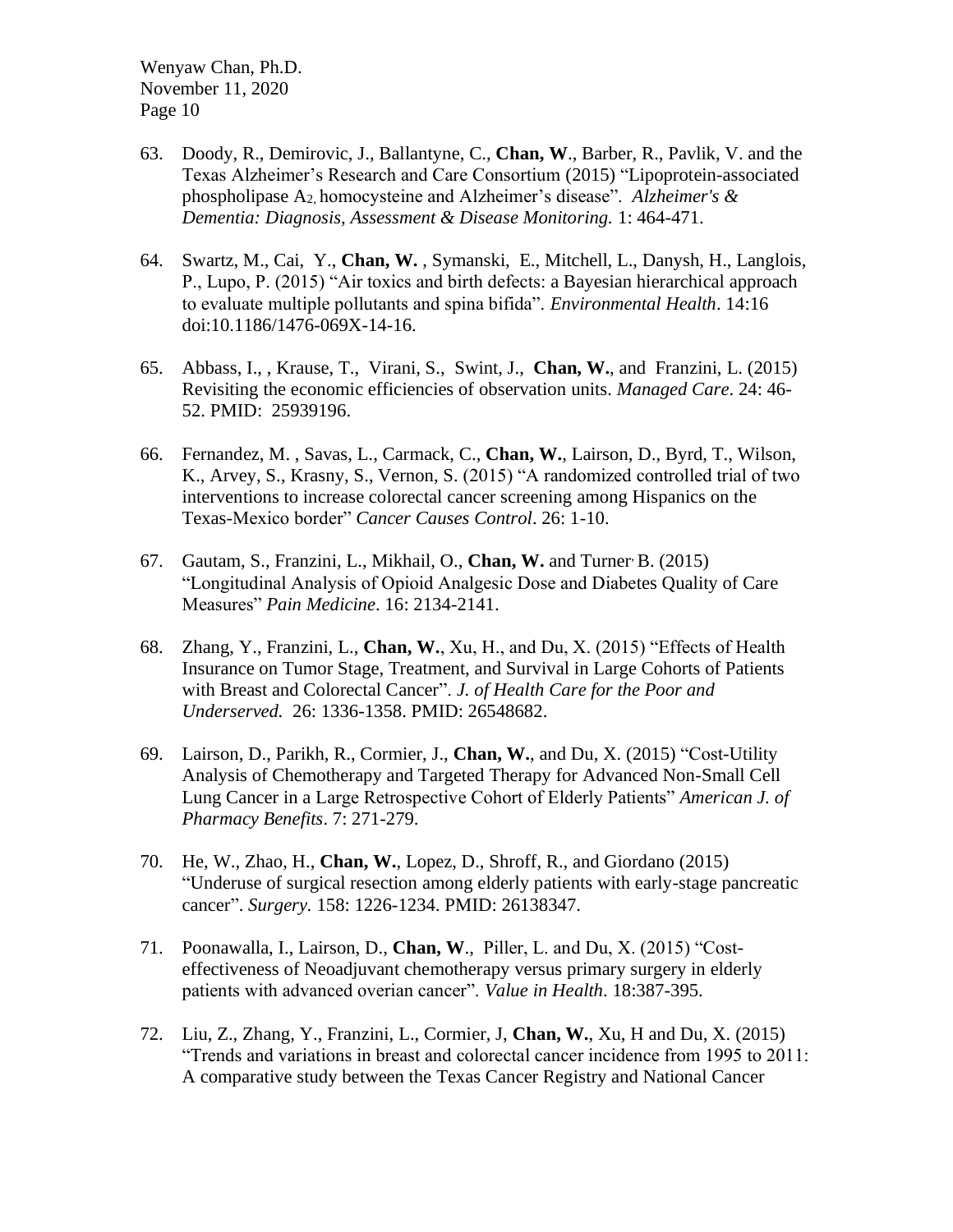63. Doody, R., Demirovic, J., Ballantyne, C., **Chan, W**., Barber, R., Pavlik, V. and the Texas Alzheimer's Research and Care Consortium (2015) "Lipoprotein-associated phospholipase $A_2$, homocysteine and Alzheimer's disease". *Alzheimer's & Dementia: Diagnosis, Assessment & Disease Monitoring.* 1: 464-471.

64. Swartz, M., Cai, Y., **Chan, W.** , Symanski, E., Mitchell, L., Danysh, H., Langlois, P., Lupo, P. (2015) "Air toxics and birth defects: a Bayesian hierarchical approach to evaluate multiple pollutants and spina bifida". *Environmental Health*. 14:16 doi:10.1186/1476-069X-14-16.

65. Abbass, I., , Krause, T., Virani, S., Swint, J., **Chan, W.**, and Franzini, L. (2015) Revisiting the economic efficiencies of observation units. *Managed Care*. 24: 46-52. PMID: 25939196.

66. Fernandez, M. , Savas, L., Carmack, C., **Chan, W.**, Lairson, D., Byrd, T., Wilson, K., Arvey, S., Krasny, S., Vernon, S. (2015) "A randomized controlled trial of two interventions to increase colorectal cancer screening among Hispanics on the Texas-Mexico border" *Cancer Causes Control*. 26: 1-10.

67. Gautam, S., Franzini, L., Mikhail, O., **Chan, W.** and Turner, B. (2015) "Longitudinal Analysis of Opioid Analgesic Dose and Diabetes Quality of Care Measures" *Pain Medicine*. 16: 2134-2141.

68. Zhang, Y., Franzini, L., **Chan, W.**, Xu, H., and Du, X. (2015) "Effects of Health Insurance on Tumor Stage, Treatment, and Survival in Large Cohorts of Patients with Breast and Colorectal Cancer". *J. of Health Care for the Poor and Underserved.* 26: 1336-1358. PMID: 26548682.

69. Lairson, D., Parikh, R., Cormier, J., **Chan, W.**, and Du, X. (2015) "Cost-Utility Analysis of Chemotherapy and Targeted Therapy for Advanced Non-Small Cell Lung Cancer in a Large Retrospective Cohort of Elderly Patients" *American J. of Pharmacy Benefits*. 7: 271-279.

70. He, W., Zhao, H., **Chan, W.**, Lopez, D., Shroff, R., and Giordano (2015) "Underuse of surgical resection among elderly patients with early-stage pancreatic cancer". *Surgery.* 158: 1226-1234. PMID: 26138347.

71. Poonawalla, I., Lairson, D., **Chan, W**., Piller, L. and Du, X. (2015) "Cost-effectiveness of Neoadjuvant chemotherapy versus primary surgery in elderly patients with advanced overian cancer". *Value in Health*. 18:387-395.

72. Liu, Z., Zhang, Y., Franzini, L., Cormier, J, **Chan, W.**, Xu, H and Du, X. (2015) "Trends and variations in breast and colorectal cancer incidence from 1995 to 2011: A comparative study between the Texas Cancer Registry and National Cancer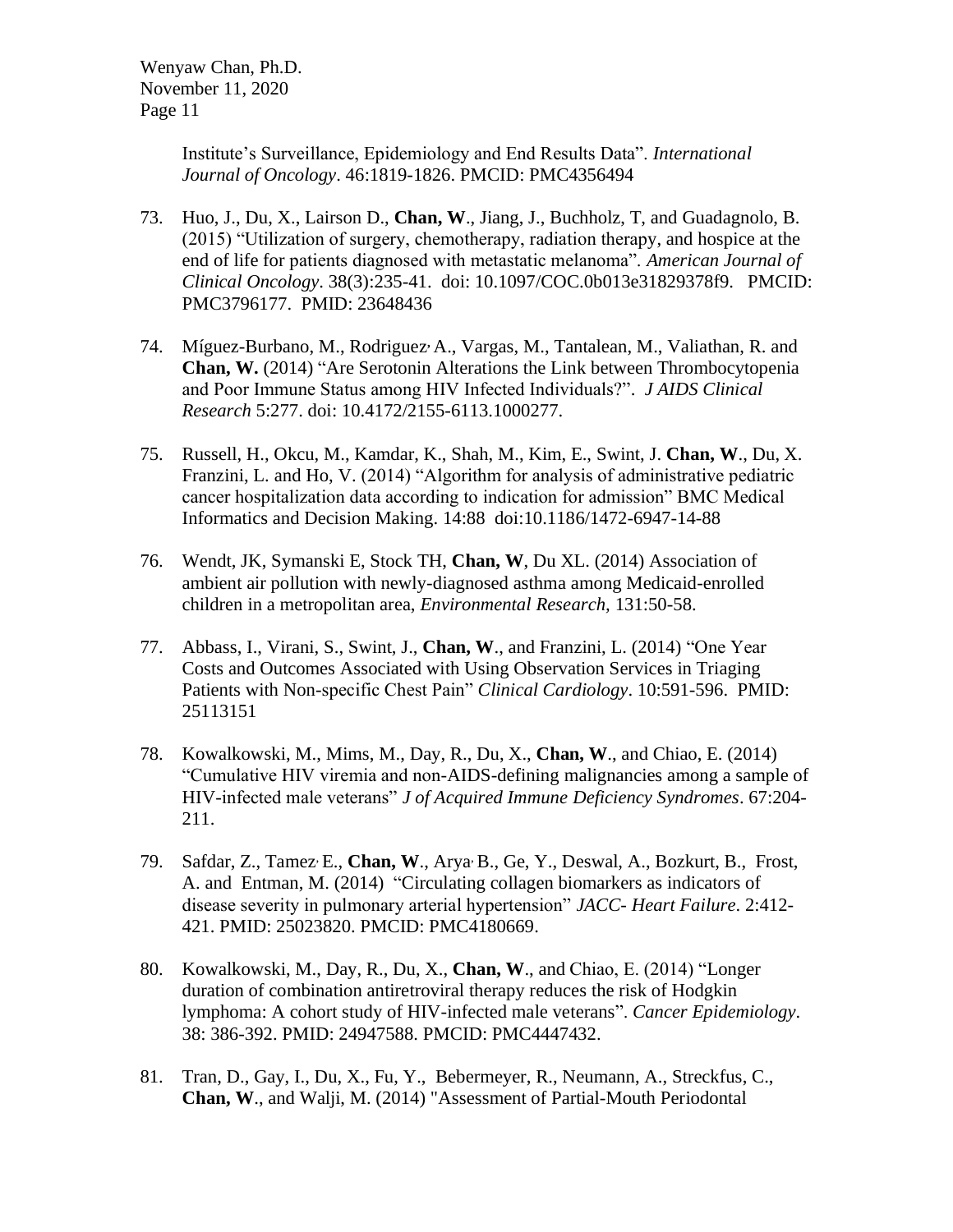Institute's Surveillance, Epidemiology and End Results Data". *International Journal of Oncology*. 46:1819-1826. PMCID: PMC4356494

73. Huo, J., Du, X., Lairson D., **Chan, W**., Jiang, J., Buchholz, T, and Guadagnolo, B. (2015) "Utilization of surgery, chemotherapy, radiation therapy, and hospice at the end of life for patients diagnosed with metastatic melanoma". *American Journal of Clinical Oncology*. 38(3):235-41. doi: 10.1097/COC.0b013e31829378f9. PMCID: PMC3796177. PMID: 23648436

74. Míguez-Burbano, M., Rodriguez, A., Vargas, M., Tantalean, M., Valiathan, R. and **Chan, W.** (2014) "Are Serotonin Alterations the Link between Thrombocytopenia and Poor Immune Status among HIV Infected Individuals?". *J AIDS Clinical Research* 5:277. doi: 10.4172/2155-6113.1000277.

75. Russell, H., Okcu, M., Kamdar, K., Shah, M., Kim, E., Swint, J. **Chan, W**., Du, X. Franzini, L. and Ho, V. (2014) "Algorithm for analysis of administrative pediatric cancer hospitalization data according to indication for admission" BMC Medical Informatics and Decision Making. 14:88 doi:10.1186/1472-6947-14-88

76. Wendt, JK, Symanski E, Stock TH, **Chan, W**, Du XL. (2014) Association of ambient air pollution with newly-diagnosed asthma among Medicaid-enrolled children in a metropolitan area, *Environmental Research*, 131:50-58.

77. Abbass, I., Virani, S., Swint, J., **Chan, W**., and Franzini, L. (2014) "One Year Costs and Outcomes Associated with Using Observation Services in Triaging Patients with Non-specific Chest Pain" *Clinical Cardiology*. 10:591-596. PMID: 25113151

78. Kowalkowski, M., Mims, M., Day, R., Du, X., **Chan, W**., and Chiao, E. (2014) "Cumulative HIV viremia and non-AIDS-defining malignancies among a sample of HIV-infected male veterans" *J of Acquired Immune Deficiency Syndromes*. 67:204-211.

79. Safdar, Z., Tamez, E., **Chan, W**., Arya, B., Ge, Y., Deswal, A., Bozkurt, B., Frost, A. and Entman, M. (2014) "Circulating collagen biomarkers as indicators of disease severity in pulmonary arterial hypertension" *JACC- Heart Failure*. 2:412-421. PMID: 25023820. PMCID: PMC4180669.

80. Kowalkowski, M., Day, R., Du, X., **Chan, W**., and Chiao, E. (2014) "Longer duration of combination antiretroviral therapy reduces the risk of Hodgkin lymphoma: A cohort study of HIV-infected male veterans". *Cancer Epidemiology*. 38: 386-392. PMID: 24947588. PMCID: PMC4447432.

81. Tran, D., Gay, I., Du, X., Fu, Y., Bebermeyer, R., Neumann, A., Streckfus, C., **Chan, W**., and Walji, M. (2014) "Assessment of Partial-Mouth Periodontal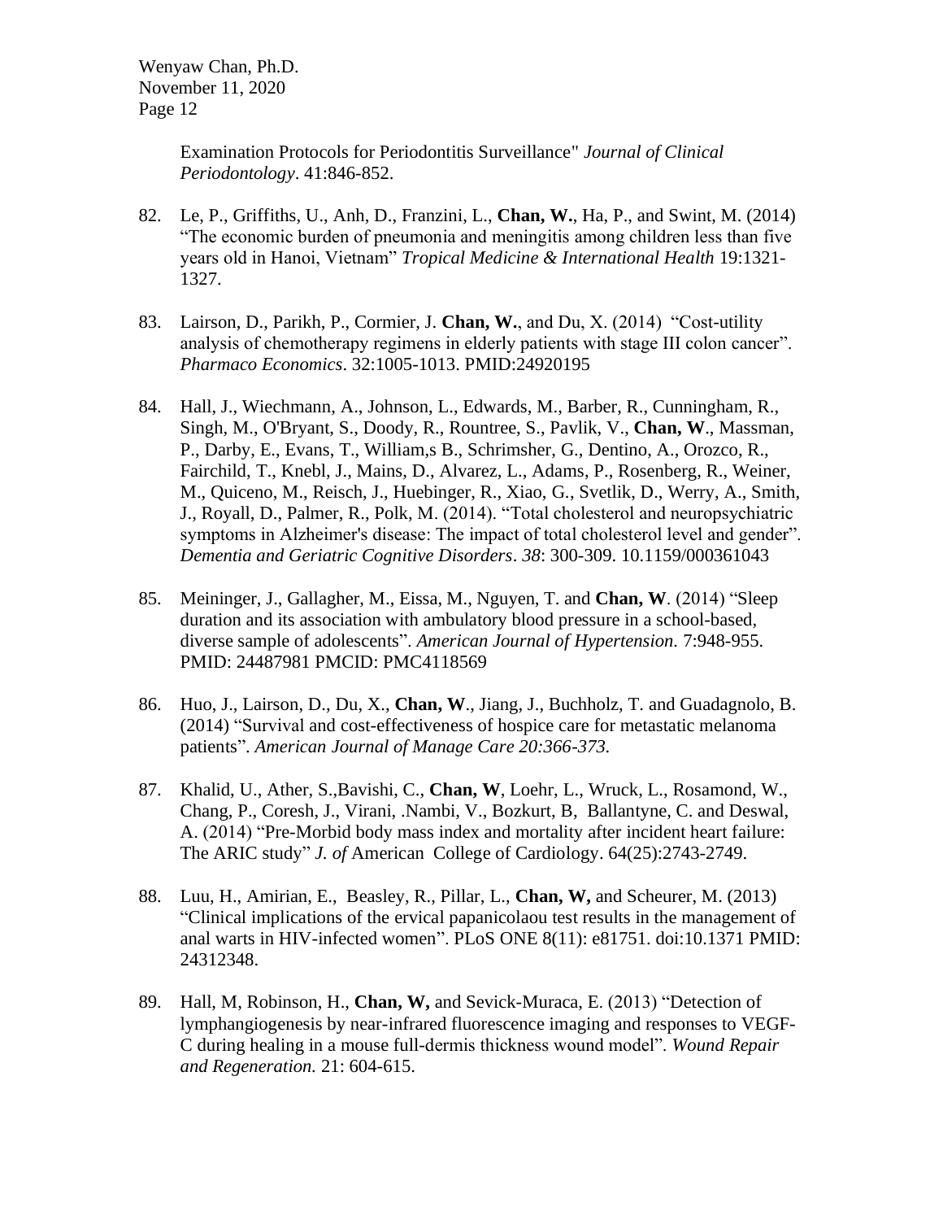Examination Protocols for Periodontitis Surveillance" *Journal of Clinical Periodontology*. 41:846-852.

82. Le, P., Griffiths, U., Anh, D., Franzini, L., **Chan, W.**, Ha, P., and Swint, M. (2014) "The economic burden of pneumonia and meningitis among children less than five years old in Hanoi, Vietnam" *Tropical Medicine & International Health* 19:1321-1327.

83. Lairson, D., Parikh, P., Cormier, J. **Chan, W.**, and Du, X. (2014) "Cost-utility analysis of chemotherapy regimens in elderly patients with stage III colon cancer". *Pharmaco Economics*. 32:1005-1013. PMID:24920195

84. Hall, J., Wiechmann, A., Johnson, L., Edwards, M., Barber, R., Cunningham, R., Singh, M., O'Bryant, S., Doody, R., Rountree, S., Pavlik, V., **Chan, W**., Massman, P., Darby, E., Evans, T., William,s B., Schrimsher, G., Dentino, A., Orozco, R., Fairchild, T., Knebl, J., Mains, D., Alvarez, L., Adams, P., Rosenberg, R., Weiner, M., Quiceno, M., Reisch, J., Huebinger, R., Xiao, G., Svetlik, D., Werry, A., Smith, J., Royall, D., Palmer, R., Polk, M. (2014). "Total cholesterol and neuropsychiatric symptoms in Alzheimer's disease: The impact of total cholesterol level and gender". *Dementia and Geriatric Cognitive Disorders*. *38*: 300-309. 10.1159/000361043

85. Meininger, J., Gallagher, M., Eissa, M., Nguyen, T. and **Chan, W**. (2014) "Sleep duration and its association with ambulatory blood pressure in a school-based, diverse sample of adolescents". *American Journal of Hypertension.* 7:948-955. PMID: 24487981 PMCID: PMC4118569

86. Huo, J., Lairson, D., Du, X., **Chan, W**., Jiang, J., Buchholz, T. and Guadagnolo, B. (2014) "Survival and cost-effectiveness of hospice care for metastatic melanoma patients". *American Journal of Manage Care 20:366-373.*

87. Khalid, U., Ather, S.,Bavishi, C., **Chan, W**, Loehr, L., Wruck, L., Rosamond, W., Chang, P., Coresh, J., Virani, .Nambi, V., Bozkurt, B, Ballantyne, C. and Deswal, A. (2014) "Pre-Morbid body mass index and mortality after incident heart failure: The ARIC study" *J. of* American College of Cardiology. 64(25):2743-2749.

88. Luu, H., Amirian, E., Beasley, R., Pillar, L., **Chan, W,** and Scheurer, M. (2013) "Clinical implications of the ervical papanicolaou test results in the management of anal warts in HIV-infected women". PLoS ONE 8(11): e81751. doi:10.1371 PMID: 24312348.

89. Hall, M, Robinson, H., **Chan, W,** and Sevick-Muraca, E. (2013) "Detection of lymphangiogenesis by near-infrared fluorescence imaging and responses to VEGF-C during healing in a mouse full-dermis thickness wound model". *Wound Repair and Regeneration.* 21: 604-615.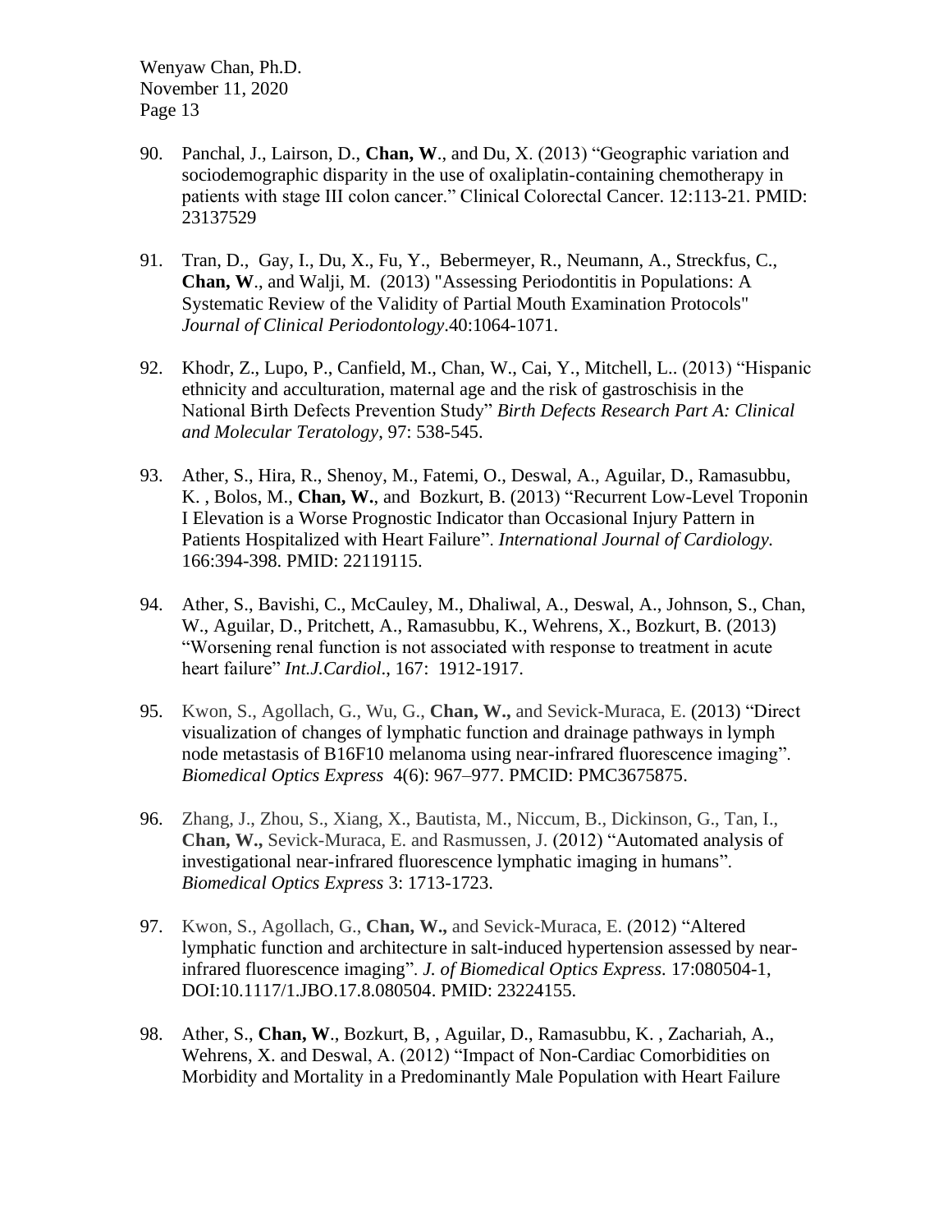90. Panchal, J., Lairson, D., **Chan, W**., and Du, X. (2013) "Geographic variation and sociodemographic disparity in the use of oxaliplatin-containing chemotherapy in patients with stage III colon cancer." Clinical Colorectal Cancer. 12:113-21. PMID: 23137529

91. Tran, D., Gay, I., Du, X., Fu, Y., Bebermeyer, R., Neumann, A., Streckfus, C., **Chan, W**., and Walji, M. (2013) "Assessing Periodontitis in Populations: A Systematic Review of the Validity of Partial Mouth Examination Protocols" *Journal of Clinical Periodontology*.40:1064-1071.

92. Khodr, Z., Lupo, P., Canfield, M., Chan, W., Cai, Y., Mitchell, L.. (2013) "Hispanic ethnicity and acculturation, maternal age and the risk of gastroschisis in the National Birth Defects Prevention Study" *Birth Defects Research Part A: Clinical and Molecular Teratology*, 97: 538-545.

93. Ather, S., Hira, R., Shenoy, M., Fatemi, O., Deswal, A., Aguilar, D., Ramasubbu, K. , Bolos, M., **Chan, W.**, and Bozkurt, B. (2013) "Recurrent Low-Level Troponin I Elevation is a Worse Prognostic Indicator than Occasional Injury Pattern in Patients Hospitalized with Heart Failure". *International Journal of Cardiology.* 166:394-398. PMID: 22119115.

94. Ather, S., Bavishi, C., McCauley, M., Dhaliwal, A., Deswal, A., Johnson, S., Chan, W., Aguilar, D., Pritchett, A., Ramasubbu, K., Wehrens, X., Bozkurt, B. (2013) "Worsening renal function is not associated with response to treatment in acute heart failure" *Int.J.Cardiol*., 167: 1912-1917.

95. Kwon, S., Agollach, G., Wu, G., **Chan, W.,** and Sevick-Muraca, E. (2013) "Direct visualization of changes of lymphatic function and drainage pathways in lymph node metastasis of B16F10 melanoma using near-infrared fluorescence imaging". *Biomedical Optics Express* 4(6): 967–977. PMCID: PMC3675875.

96. Zhang, J., Zhou, S., Xiang, X., Bautista, M., Niccum, B., Dickinson, G., Tan, I., **Chan, W.,** Sevick-Muraca, E. and Rasmussen, J. (2012) "Automated analysis of investigational near-infrared fluorescence lymphatic imaging in humans". *Biomedical Optics Express* 3: 1713-1723.

97. Kwon, S., Agollach, G., **Chan, W.,** and Sevick-Muraca, E. (2012) "Altered lymphatic function and architecture in salt-induced hypertension assessed by near-infrared fluorescence imaging". *J. of Biomedical Optics Express*. 17:080504-1, DOI:10.1117/1.JBO.17.8.080504. PMID: 23224155.

98. Ather, S., **Chan, W**., Bozkurt, B, , Aguilar, D., Ramasubbu, K. , Zachariah, A., Wehrens, X. and Deswal, A. (2012) "Impact of Non-Cardiac Comorbidities on Morbidity and Mortality in a Predominantly Male Population with Heart Failure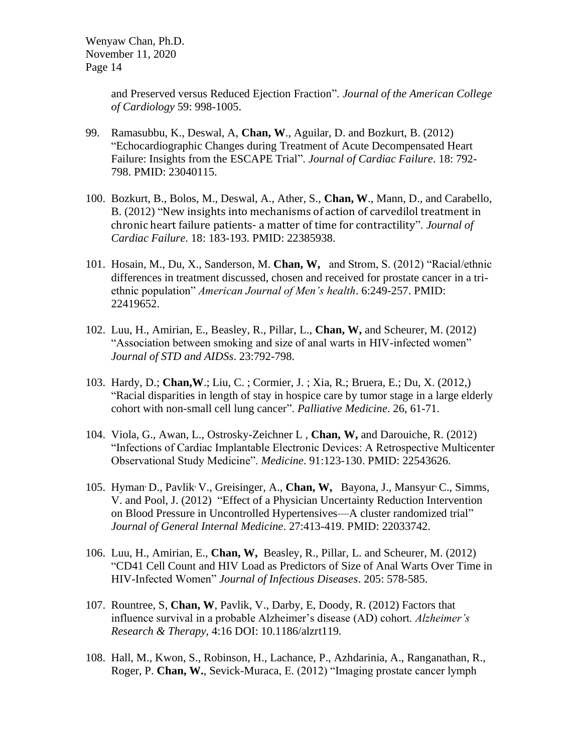and Preserved versus Reduced Ejection Fraction". *Journal of the American College of Cardiology* 59: 998-1005.

99. Ramasubbu, K., Deswal, A, **Chan, W**., Aguilar, D. and Bozkurt, B. (2012) "Echocardiographic Changes during Treatment of Acute Decompensated Heart Failure: Insights from the ESCAPE Trial". *Journal of Cardiac Failure*. 18: 792-798. PMID: 23040115.

100. Bozkurt, B., Bolos, M., Deswal, A., Ather, S., **Chan, W**., Mann, D., and Carabello, B. (2012) "New insights into mechanisms of action of carvedilol treatment in chronic heart failure patients- a matter of time for contractility". *Journal of Cardiac Failure*. 18: 183-193. PMID: 22385938.

101. Hosain, M., Du, X., Sanderson, M. **Chan, W,** and Strom, S. (2012) "Racial/ethnic differences in treatment discussed, chosen and received for prostate cancer in a tri-ethnic population" *American Journal of Men's health*. 6:249-257. PMID: 22419652.

102. Luu, H., Amirian, E., Beasley, R., Pillar, L., **Chan, W,** and Scheurer, M. (2012) "Association between smoking and size of anal warts in HIV-infected women" *Journal of STD and AIDSs*. 23:792-798.

103. Hardy, D.; **Chan,W**.; Liu, C. ; Cormier, J. ; Xia, R.; Bruera, E.; Du, X. (2012,) "Racial disparities in length of stay in hospice care by tumor stage in a large elderly cohort with non-small cell lung cancer". *Palliative Medicine*. 26, 61-71.

104. Viola, G., Awan, L., Ostrosky-Zeichner L , **Chan, W,** and Darouiche, R. (2012) "Infections of Cardiac Implantable Electronic Devices: A Retrospective Multicenter Observational Study Medicine". *Medicine*. 91:123-130. PMID: 22543626.

105. Hyman, D., Pavlik, V., Greisinger, A., **Chan, W,** Bayona, J., Mansyur, C., Simms, V. and Pool, J. (2012) "Effect of a Physician Uncertainty Reduction Intervention on Blood Pressure in Uncontrolled Hypertensives—A cluster randomized trial" *Journal of General Internal Medicine*. 27:413-419. PMID: 22033742.

106. Luu, H., Amirian, E., **Chan, W,** Beasley, R., Pillar, L. and Scheurer, M. (2012) "CD41 Cell Count and HIV Load as Predictors of Size of Anal Warts Over Time in HIV-Infected Women" *Journal of Infectious Diseases*. 205: 578-585.

107. Rountree, S, **Chan, W**, Pavlik, V., Darby, E, Doody, R. (2012) Factors that influence survival in a probable Alzheimer's disease (AD) cohort. *Alzheimer's Research & Therapy,* 4:16 DOI: 10.1186/alzrt119.

108. Hall, M., Kwon, S., Robinson, H., Lachance, P., Azhdarinia, A., Ranganathan, R., Roger, P. **Chan, W.**, Sevick-Muraca, E. (2012) "Imaging prostate cancer lymph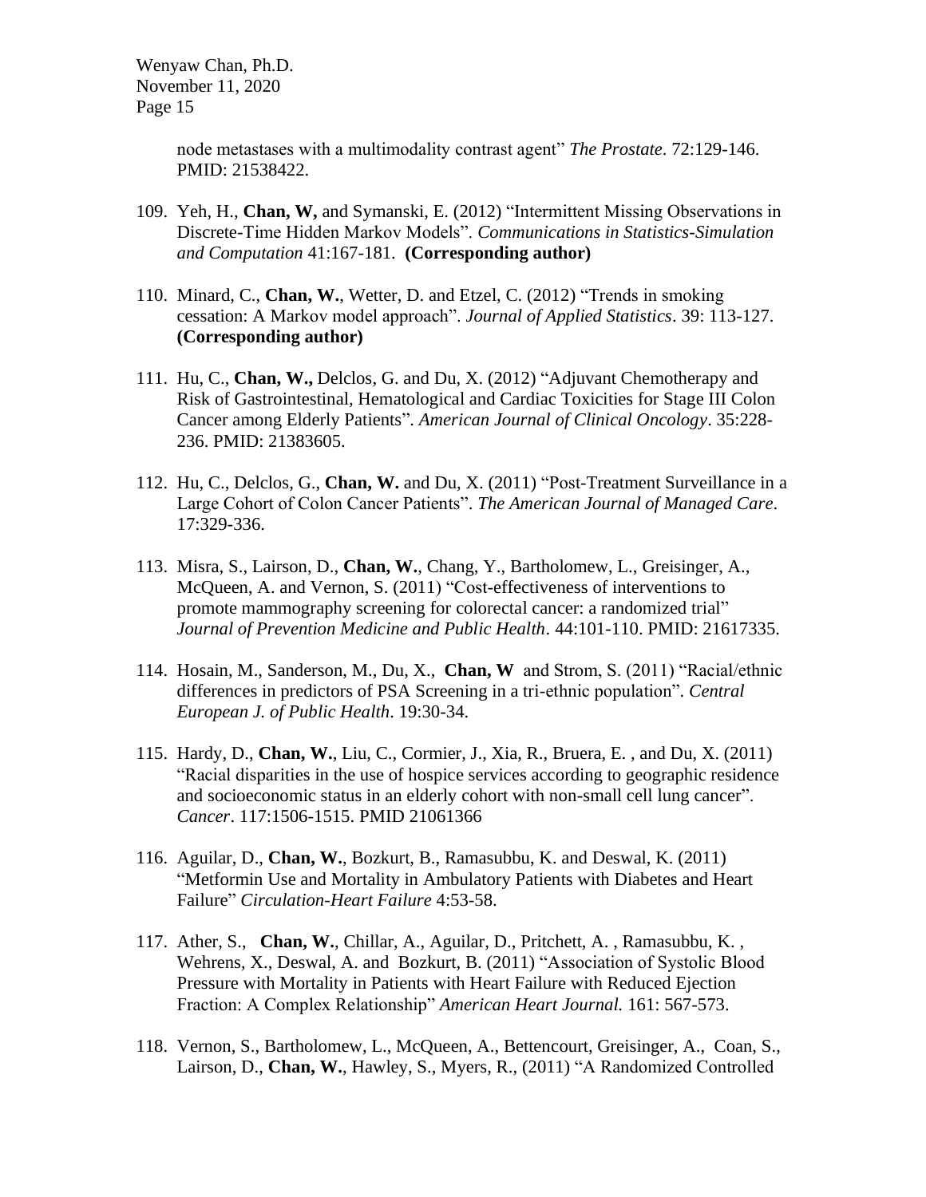node metastases with a multimodality contrast agent" *The Prostate*. 72:129-146. PMID: 21538422.

109. Yeh, H., **Chan, W,** and Symanski, E. (2012) "Intermittent Missing Observations in Discrete-Time Hidden Markov Models". *Communications in Statistics-Simulation and Computation* 41:167-181. **(Corresponding author)**

110. Minard, C., **Chan, W.**, Wetter, D. and Etzel, C. (2012) "Trends in smoking cessation: A Markov model approach". *Journal of Applied Statistics*. 39: 113-127. **(Corresponding author)**

111. Hu, C., **Chan, W.,** Delclos, G. and Du, X. (2012) "Adjuvant Chemotherapy and Risk of Gastrointestinal, Hematological and Cardiac Toxicities for Stage III Colon Cancer among Elderly Patients". *American Journal of Clinical Oncology*. 35:228-236. PMID: 21383605.

112. Hu, C., Delclos, G., **Chan, W.** and Du, X. (2011) "Post-Treatment Surveillance in a Large Cohort of Colon Cancer Patients". *The American Journal of Managed Care*. 17:329-336.

113. Misra, S., Lairson, D., **Chan, W.**, Chang, Y., Bartholomew, L., Greisinger, A., McQueen, A. and Vernon, S. (2011) "Cost-effectiveness of interventions to promote mammography screening for colorectal cancer: a randomized trial" *Journal of Prevention Medicine and Public Health*. 44:101-110. PMID: 21617335.

114. Hosain, M., Sanderson, M., Du, X., **Chan, W** and Strom, S. (2011) "Racial/ethnic differences in predictors of PSA Screening in a tri-ethnic population". *Central European J. of Public Health*. 19:30-34.

115. Hardy, D., **Chan, W.**, Liu, C., Cormier, J., Xia, R., Bruera, E. , and Du, X. (2011) "Racial disparities in the use of hospice services according to geographic residence and socioeconomic status in an elderly cohort with non-small cell lung cancer". *Cancer*. 117:1506-1515. PMID 21061366

116. Aguilar, D., **Chan, W.**, Bozkurt, B., Ramasubbu, K. and Deswal, K. (2011) "Metformin Use and Mortality in Ambulatory Patients with Diabetes and Heart Failure" *Circulation-Heart Failure* 4:53-58.

117. Ather, S., **Chan, W.**, Chillar, A., Aguilar, D., Pritchett, A. , Ramasubbu, K. , Wehrens, X., Deswal, A. and Bozkurt, B. (2011) "Association of Systolic Blood Pressure with Mortality in Patients with Heart Failure with Reduced Ejection Fraction: A Complex Relationship" *American Heart Journal.* 161: 567-573.

118. Vernon, S., Bartholomew, L., McQueen, A., Bettencourt, Greisinger, A., Coan, S., Lairson, D., **Chan, W.**, Hawley, S., Myers, R., (2011) "A Randomized Controlled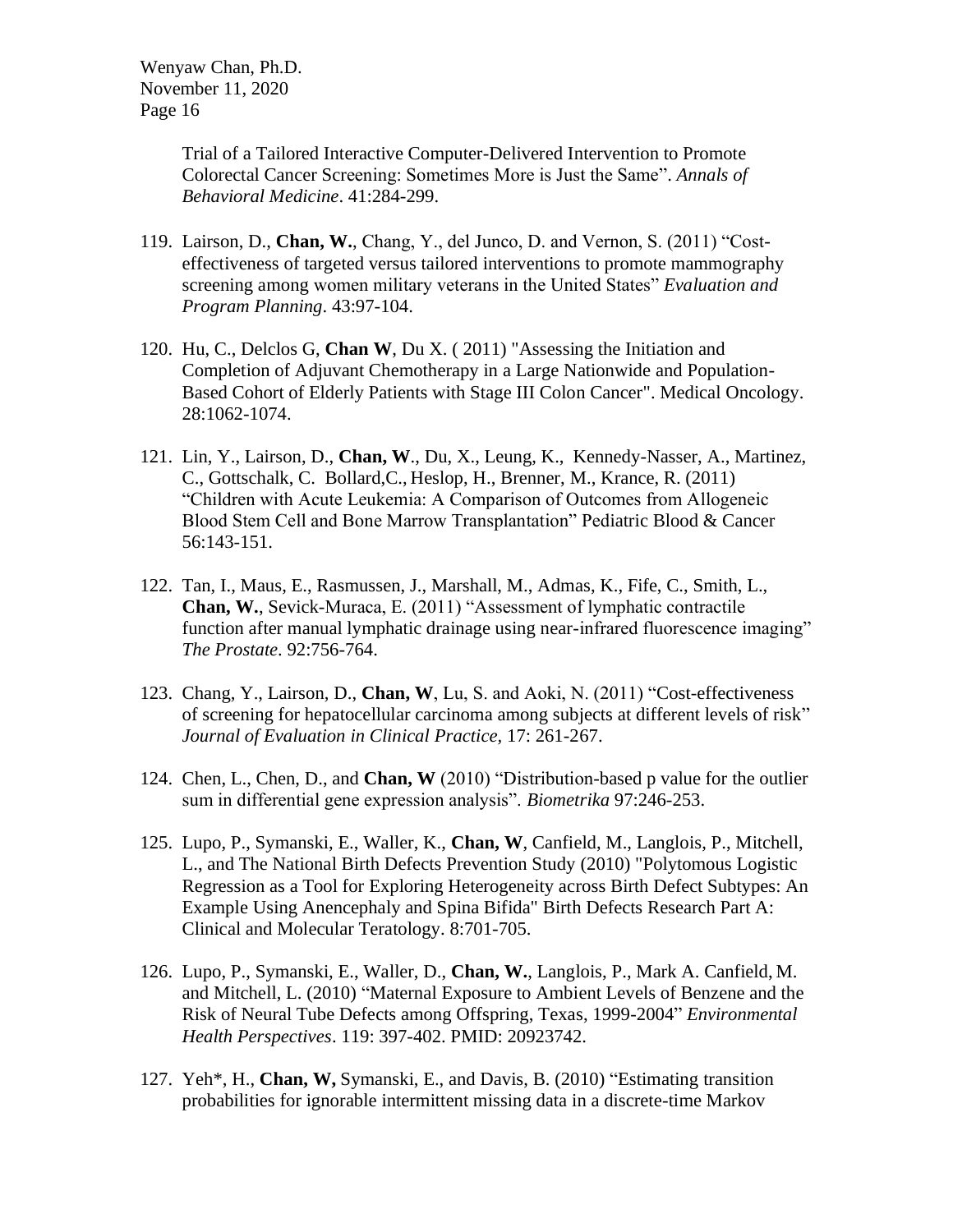Trial of a Tailored Interactive Computer-Delivered Intervention to Promote Colorectal Cancer Screening: Sometimes More is Just the Same". *Annals of Behavioral Medicine*. 41:284-299.

119. Lairson, D., **Chan, W.**, Chang, Y., del Junco, D. and Vernon, S. (2011) "Cost-effectiveness of targeted versus tailored interventions to promote mammography screening among women military veterans in the United States" *Evaluation and Program Planning*. 43:97-104.

120. Hu, C., Delclos G, **Chan W**, Du X. ( 2011) "Assessing the Initiation and Completion of Adjuvant Chemotherapy in a Large Nationwide and Population-Based Cohort of Elderly Patients with Stage III Colon Cancer". Medical Oncology. 28:1062-1074.

121. Lin, Y., Lairson, D., **Chan, W**., Du, X., Leung, K., Kennedy-Nasser, A., Martinez, C., Gottschalk, C. Bollard,C., Heslop, H., Brenner, M., Krance, R. (2011) "Children with Acute Leukemia: A Comparison of Outcomes from Allogeneic Blood Stem Cell and Bone Marrow Transplantation" Pediatric Blood & Cancer 56:143-151.

122. Tan, I., Maus, E., Rasmussen, J., Marshall, M., Admas, K., Fife, C., Smith, L., **Chan, W.**, Sevick-Muraca, E. (2011) "Assessment of lymphatic contractile function after manual lymphatic drainage using near-infrared fluorescence imaging" *The Prostate*. 92:756-764.

123. Chang, Y., Lairson, D., **Chan, W**, Lu, S. and Aoki, N. (2011) "Cost-effectiveness of screening for hepatocellular carcinoma among subjects at different levels of risk" *Journal of Evaluation in Clinical Practice,* 17: 261-267.

124. Chen, L., Chen, D., and **Chan, W** (2010) "Distribution-based p value for the outlier sum in differential gene expression analysis". *Biometrika* 97:246-253.

125. Lupo, P., Symanski, E., Waller, K., **Chan, W**, Canfield, M., Langlois, P., Mitchell, L., and The National Birth Defects Prevention Study (2010) "Polytomous Logistic Regression as a Tool for Exploring Heterogeneity across Birth Defect Subtypes: An Example Using Anencephaly and Spina Bifida" Birth Defects Research Part A: Clinical and Molecular Teratology. 8:701-705.

126. Lupo, P., Symanski, E., Waller, D., **Chan, W.**, Langlois, P., Mark A. Canfield, M. and Mitchell, L. (2010) "Maternal Exposure to Ambient Levels of Benzene and the Risk of Neural Tube Defects among Offspring, Texas, 1999-2004" *Environmental Health Perspectives*. 119: 397-402. PMID: 20923742.

127. Yeh*, H., **Chan, W,** Symanski, E., and Davis, B. (2010) "Estimating transition probabilities for ignorable intermittent missing data in a discrete-time Markov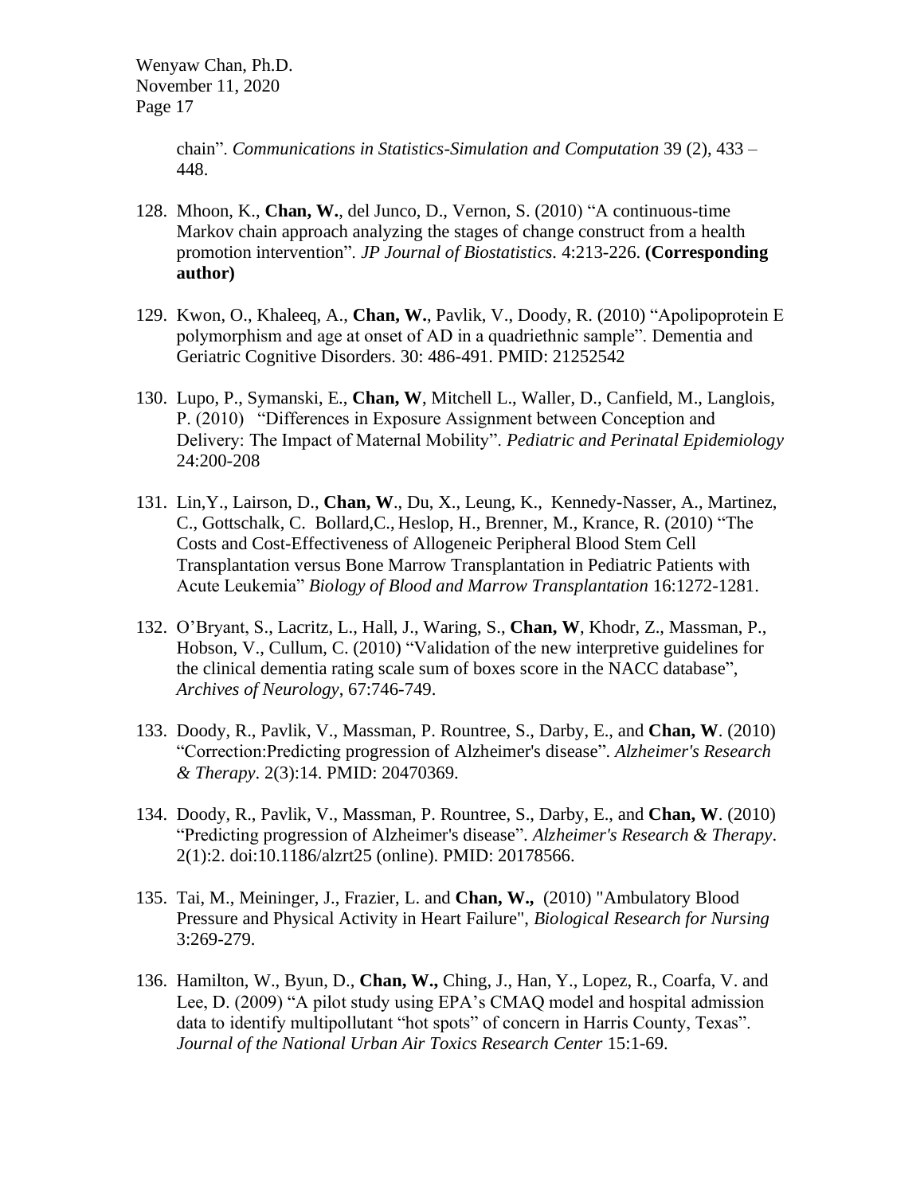chain". *Communications in Statistics-Simulation and Computation* 39 (2), 433 – 448.

128. Mhoon, K., **Chan, W.**, del Junco, D., Vernon, S. (2010) "A continuous-time Markov chain approach analyzing the stages of change construct from a health promotion intervention". *JP Journal of Biostatistics*. 4:213-226. **(Corresponding author)**

129. Kwon, O., Khaleeq, A., **Chan, W.**, Pavlik, V., Doody, R. (2010) "Apolipoprotein E polymorphism and age at onset of AD in a quadriethnic sample". Dementia and Geriatric Cognitive Disorders. 30: 486-491. PMID: 21252542

130. Lupo, P., Symanski, E., **Chan, W**, Mitchell L., Waller, D., Canfield, M., Langlois, P. (2010) "Differences in Exposure Assignment between Conception and Delivery: The Impact of Maternal Mobility". *Pediatric and Perinatal Epidemiology* 24:200-208

131. Lin,Y., Lairson, D., **Chan, W**., Du, X., Leung, K., Kennedy-Nasser, A., Martinez, C., Gottschalk, C. Bollard,C., Heslop, H., Brenner, M., Krance, R. (2010) "The Costs and Cost-Effectiveness of Allogeneic Peripheral Blood Stem Cell Transplantation versus Bone Marrow Transplantation in Pediatric Patients with Acute Leukemia" *Biology of Blood and Marrow Transplantation* 16:1272-1281.

132. O'Bryant, S., Lacritz, L., Hall, J., Waring, S., **Chan, W**, Khodr, Z., Massman, P., Hobson, V., Cullum, C. (2010) "Validation of the new interpretive guidelines for the clinical dementia rating scale sum of boxes score in the NACC database", *Archives of Neurology*, 67:746-749.

133. Doody, R., Pavlik, V., Massman, P. Rountree, S., Darby, E., and **Chan, W**. (2010) "Correction:Predicting progression of Alzheimer's disease". *Alzheimer's Research & Therapy*. 2(3):14. PMID: 20470369.

134. Doody, R., Pavlik, V., Massman, P. Rountree, S., Darby, E., and **Chan, W**. (2010) "Predicting progression of Alzheimer's disease". *Alzheimer's Research & Therapy*. 2(1):2. doi:10.1186/alzrt25 (online). PMID: 20178566.

135. Tai, M., Meininger, J., Frazier, L. and **Chan, W.,** (2010) "Ambulatory Blood Pressure and Physical Activity in Heart Failure", *Biological Research for Nursing* 3:269-279.

136. Hamilton, W., Byun, D., **Chan, W.,** Ching, J., Han, Y., Lopez, R., Coarfa, V. and Lee, D. (2009) "A pilot study using EPA's CMAQ model and hospital admission data to identify multipollutant "hot spots" of concern in Harris County, Texas". *Journal of the National Urban Air Toxics Research Center* 15:1-69.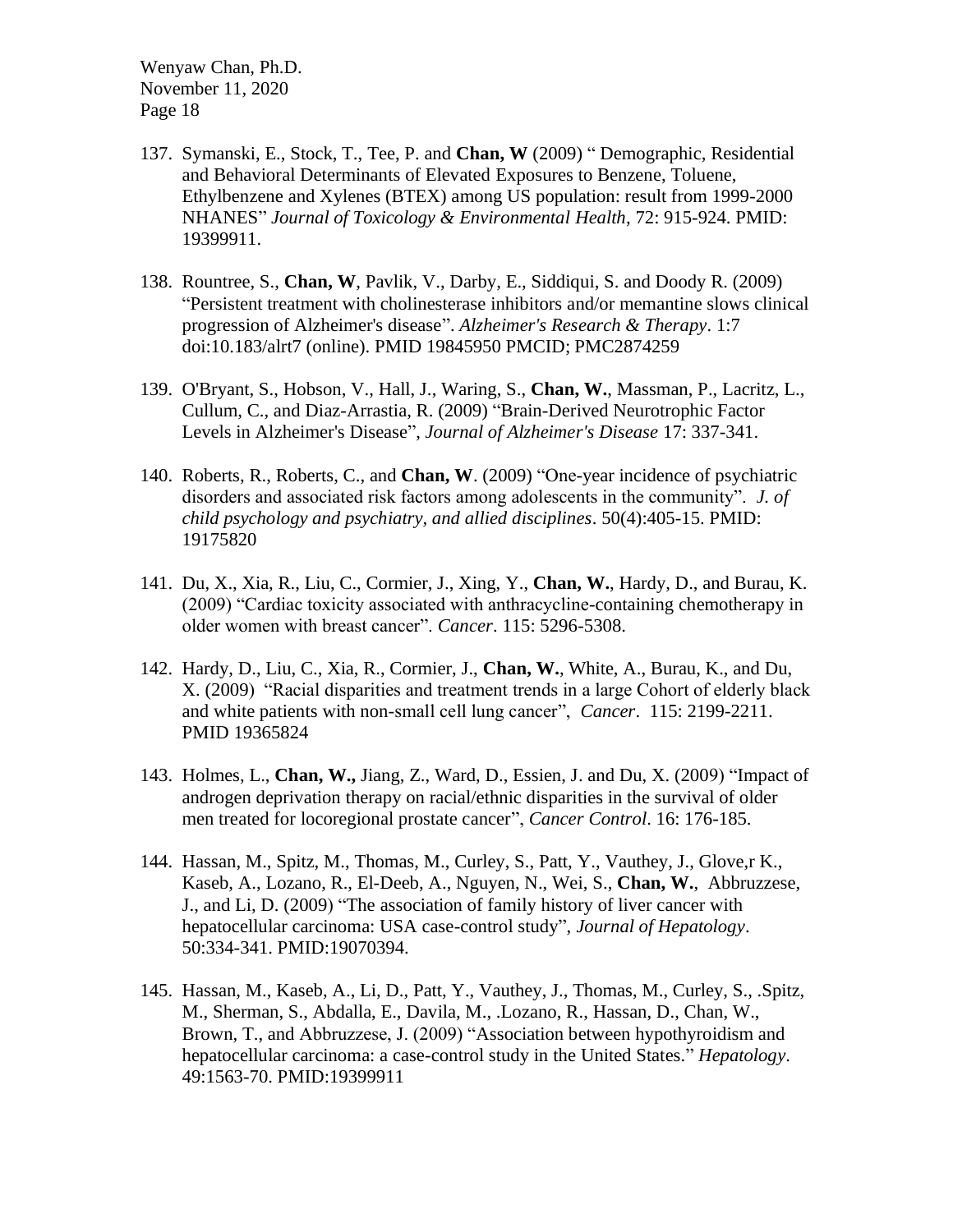137. Symanski, E., Stock, T., Tee, P. and **Chan, W** (2009) " Demographic, Residential and Behavioral Determinants of Elevated Exposures to Benzene, Toluene, Ethylbenzene and Xylenes (BTEX) among US population: result from 1999-2000 NHANES" *Journal of Toxicology & Environmental Health*, 72: 915-924. PMID: 19399911.

138. Rountree, S., **Chan, W**, Pavlik, V., Darby, E., Siddiqui, S. and Doody R. (2009) "Persistent treatment with cholinesterase inhibitors and/or memantine slows clinical progression of Alzheimer's disease". *Alzheimer's Research & Therapy*. 1:7 doi:10.183/alrt7 (online). PMID 19845950 PMCID; PMC2874259

139. O'Bryant, S., Hobson, V., Hall, J., Waring, S., **Chan, W.**, Massman, P., Lacritz, L., Cullum, C., and Diaz-Arrastia, R. (2009) "Brain-Derived Neurotrophic Factor Levels in Alzheimer's Disease", *Journal of Alzheimer's Disease* 17: 337-341.

140. Roberts, R., Roberts, C., and **Chan, W**. (2009) "One-year incidence of psychiatric disorders and associated risk factors among adolescents in the community". *J. of child psychology and psychiatry, and allied disciplines*. 50(4):405-15. PMID: 19175820

141. Du, X., Xia, R., Liu, C., Cormier, J., Xing, Y., **Chan, W.**, Hardy, D., and Burau, K. (2009) "Cardiac toxicity associated with anthracycline-containing chemotherapy in older women with breast cancer". *Cancer*. 115: 5296-5308.

142. Hardy, D., Liu, C., Xia, R., Cormier, J., **Chan, W.**, White, A., Burau, K., and Du, X. (2009) "Racial disparities and treatment trends in a large Cohort of elderly black and white patients with non-small cell lung cancer", *Cancer*. 115: 2199-2211. PMID 19365824

143. Holmes, L., **Chan, W.,** Jiang, Z., Ward, D., Essien, J. and Du, X. (2009) "Impact of androgen deprivation therapy on racial/ethnic disparities in the survival of older men treated for locoregional prostate cancer", *Cancer Control*. 16: 176-185.

144. Hassan, M., Spitz, M., Thomas, M., Curley, S., Patt, Y., Vauthey, J., Glove,r K., Kaseb, A., Lozano, R., El-Deeb, A., Nguyen, N., Wei, S., **Chan, W.**, Abbruzzese, J., and Li, D. (2009) "The association of family history of liver cancer with hepatocellular carcinoma: USA case-control study", *Journal of Hepatology*. 50:334-341. PMID:19070394.

145. Hassan, M., Kaseb, A., Li, D., Patt, Y., Vauthey, J., Thomas, M., Curley, S., .Spitz, M., Sherman, S., Abdalla, E., Davila, M., .Lozano, R., Hassan, D., Chan, W., Brown, T., and Abbruzzese, J. (2009) "Association between hypothyroidism and hepatocellular carcinoma: a case-control study in the United States." *Hepatology*. 49:1563-70. PMID:19399911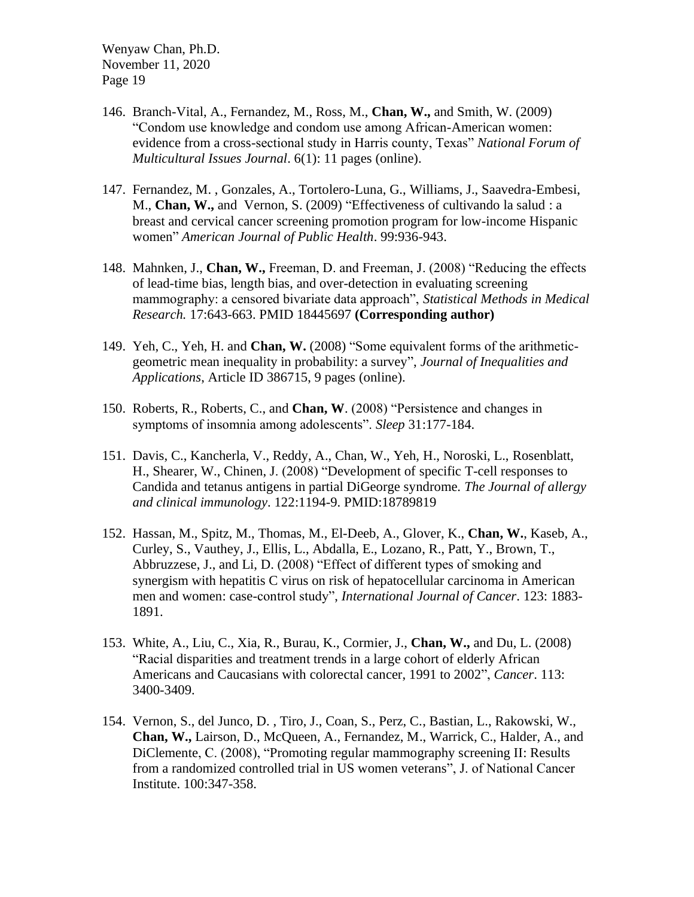146. Branch-Vital, A., Fernandez, M., Ross, M., **Chan, W.,** and Smith, W. (2009) "Condom use knowledge and condom use among African-American women: evidence from a cross-sectional study in Harris county, Texas" *National Forum of Multicultural Issues Journal*. 6(1): 11 pages (online).

147. Fernandez, M. , Gonzales, A., Tortolero-Luna, G., Williams, J., Saavedra-Embesi, M., **Chan, W.,** and Vernon, S. (2009) "Effectiveness of cultivando la salud : a breast and cervical cancer screening promotion program for low-income Hispanic women" *American Journal of Public Health*. 99:936-943.

148. Mahnken, J., **Chan, W.,** Freeman, D. and Freeman, J. (2008) "Reducing the effects of lead-time bias, length bias, and over-detection in evaluating screening mammography: a censored bivariate data approach", *Statistical Methods in Medical Research.* 17:643-663. PMID 18445697 **(Corresponding author)**

149. Yeh, C., Yeh, H. and **Chan, W.** (2008) "Some equivalent forms of the arithmetic-geometric mean inequality in probability: a survey", *Journal of Inequalities and Applications*, Article ID 386715, 9 pages (online).

150. Roberts, R., Roberts, C., and **Chan, W**. (2008) "Persistence and changes in symptoms of insomnia among adolescents". *Sleep* 31:177-184.

151. Davis, C., Kancherla, V., Reddy, A., Chan, W., Yeh, H., Noroski, L., Rosenblatt, H., Shearer, W., Chinen, J. (2008) "Development of specific T-cell responses to Candida and tetanus antigens in partial DiGeorge syndrome. *The Journal of allergy and clinical immunology*. 122:1194-9. PMID:18789819

152. Hassan, M., Spitz, M., Thomas, M., El-Deeb, A., Glover, K., **Chan, W.**, Kaseb, A., Curley, S., Vauthey, J., Ellis, L., Abdalla, E., Lozano, R., Patt, Y., Brown, T., Abbruzzese, J., and Li, D. (2008) "Effect of different types of smoking and synergism with hepatitis C virus on risk of hepatocellular carcinoma in American men and women: case-control study", *International Journal of Cancer*. 123: 1883-1891.

153. White, A., Liu, C., Xia, R., Burau, K., Cormier, J., **Chan, W.,** and Du, L. (2008) "Racial disparities and treatment trends in a large cohort of elderly African Americans and Caucasians with colorectal cancer, 1991 to 2002", *Cancer*. 113: 3400-3409.

154. Vernon, S., del Junco, D. , Tiro, J., Coan, S., Perz, C., Bastian, L., Rakowski, W., **Chan, W.,** Lairson, D., McQueen, A., Fernandez, M., Warrick, C., Halder, A., and DiClemente, C. (2008), "Promoting regular mammography screening II: Results from a randomized controlled trial in US women veterans", J. of National Cancer Institute. 100:347-358.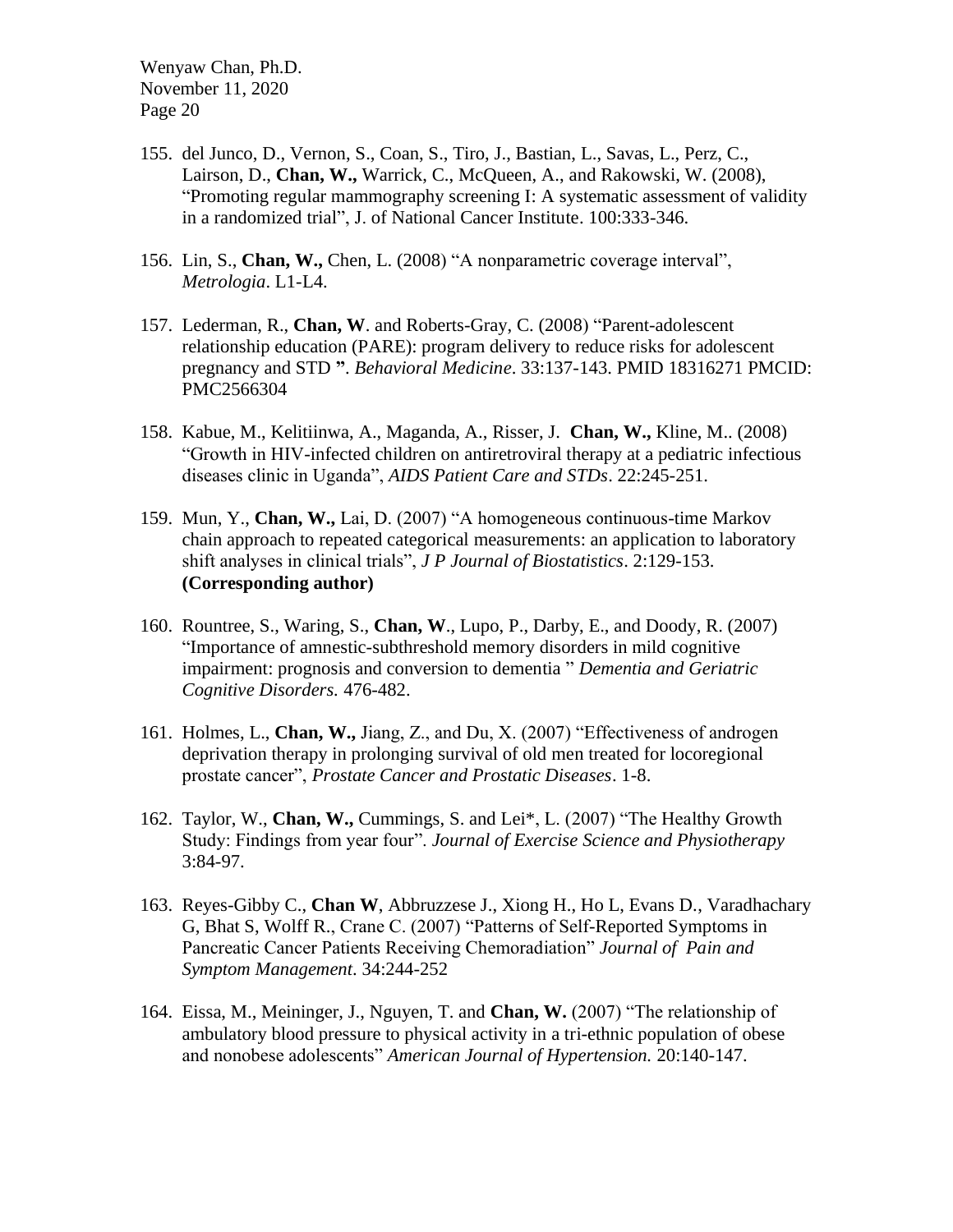155. del Junco, D., Vernon, S., Coan, S., Tiro, J., Bastian, L., Savas, L., Perz, C., Lairson, D., **Chan, W.,** Warrick, C., McQueen, A., and Rakowski, W. (2008), "Promoting regular mammography screening I: A systematic assessment of validity in a randomized trial", J. of National Cancer Institute. 100:333-346.

156. Lin, S., **Chan, W.,** Chen, L. (2008) "A nonparametric coverage interval", *Metrologia*. L1-L4.

157. Lederman, R., **Chan, W**. and Roberts-Gray, C. (2008) "Parent-adolescent relationship education (PARE): program delivery to reduce risks for adolescent pregnancy and STD **"**. *Behavioral Medicine*. 33:137-143. PMID 18316271 PMCID: PMC2566304

158. Kabue, M., Kelitiinwa, A., Maganda, A., Risser, J. **Chan, W.,** Kline, M.. (2008) "Growth in HIV-infected children on antiretroviral therapy at a pediatric infectious diseases clinic in Uganda", *AIDS Patient Care and STDs*. 22:245-251.

159. Mun, Y., **Chan, W.,** Lai, D. (2007) "A homogeneous continuous-time Markov chain approach to repeated categorical measurements: an application to laboratory shift analyses in clinical trials", *J P Journal of Biostatistics*. 2:129-153. **(Corresponding author)**

160. Rountree, S., Waring, S., **Chan, W**., Lupo, P., Darby, E., and Doody, R. (2007) "Importance of amnestic-subthreshold memory disorders in mild cognitive impairment: prognosis and conversion to dementia " *Dementia and Geriatric Cognitive Disorders.* 476-482.

161. Holmes, L., **Chan, W.,** Jiang, Z., and Du, X. (2007) "Effectiveness of androgen deprivation therapy in prolonging survival of old men treated for locoregional prostate cancer", *Prostate Cancer and Prostatic Diseases*. 1-8.

162. Taylor, W., **Chan, W.,** Cummings, S. and Lei*, L. (2007) "The Healthy Growth Study: Findings from year four". *Journal of Exercise Science and Physiotherapy* 3:84-97.

163. Reyes-Gibby C., **Chan W**, Abbruzzese J., Xiong H., Ho L, Evans D., Varadhachary G, Bhat S, Wolff R., Crane C. (2007) "Patterns of Self-Reported Symptoms in Pancreatic Cancer Patients Receiving Chemoradiation" *Journal of Pain and Symptom Management*. 34:244-252

164. Eissa, M., Meininger, J., Nguyen, T. and **Chan, W.** (2007) "The relationship of ambulatory blood pressure to physical activity in a tri-ethnic population of obese and nonobese adolescents" *American Journal of Hypertension.* 20:140-147.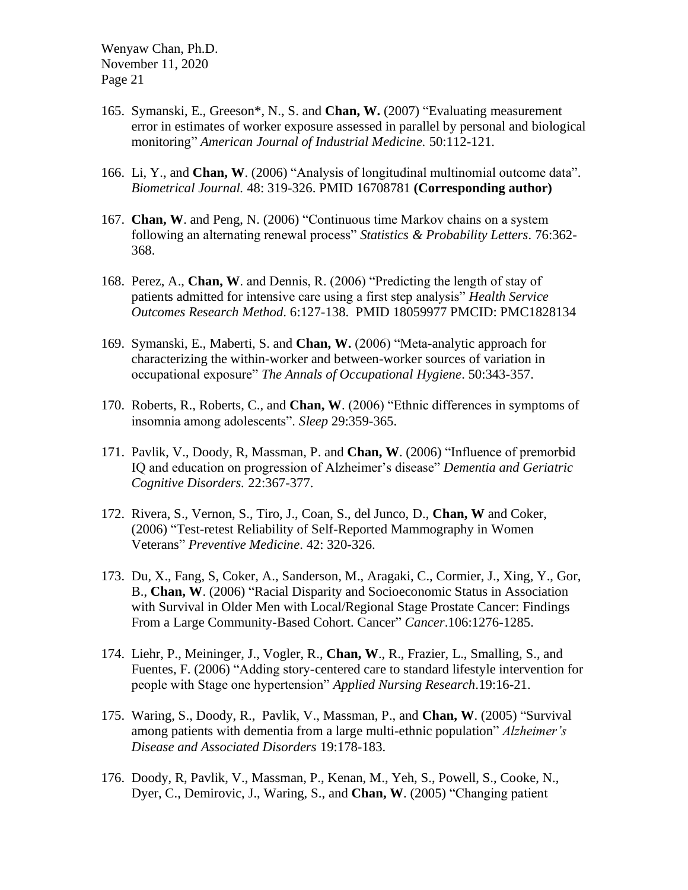165. Symanski, E., Greeson*, N., S. and **Chan, W.** (2007) "Evaluating measurement error in estimates of worker exposure assessed in parallel by personal and biological monitoring" *American Journal of Industrial Medicine.* 50:112-121.

166. Li, Y., and **Chan, W**. (2006) "Analysis of longitudinal multinomial outcome data". *Biometrical Journal.* 48: 319-326. PMID 16708781 **(Corresponding author)**

167. **Chan, W**. and Peng, N. (2006) "Continuous time Markov chains on a system following an alternating renewal process" *Statistics & Probability Letters*. 76:362-368.

168. Perez, A., **Chan, W**. and Dennis, R. (2006) "Predicting the length of stay of patients admitted for intensive care using a first step analysis" *Health Service Outcomes Research Method.* 6:127-138. PMID 18059977 PMCID: PMC1828134

169. Symanski, E., Maberti, S. and **Chan, W.** (2006) "Meta-analytic approach for characterizing the within-worker and between-worker sources of variation in occupational exposure" *The Annals of Occupational Hygiene*. 50:343-357.

170. Roberts, R., Roberts, C., and **Chan, W**. (2006) "Ethnic differences in symptoms of insomnia among adolescents". *Sleep* 29:359-365.

171. Pavlik, V., Doody, R, Massman, P. and **Chan, W**. (2006) "Influence of premorbid IQ and education on progression of Alzheimer's disease" *Dementia and Geriatric Cognitive Disorders.* 22:367-377.

172. Rivera, S., Vernon, S., Tiro, J., Coan, S., del Junco, D., **Chan, W** and Coker, (2006) "Test-retest Reliability of Self-Reported Mammography in Women Veterans" *Preventive Medicine*. 42: 320-326.

173. Du, X., Fang, S, Coker, A., Sanderson, M., Aragaki, C., Cormier, J., Xing, Y., Gor, B., **Chan, W**. (2006) "Racial Disparity and Socioeconomic Status in Association with Survival in Older Men with Local/Regional Stage Prostate Cancer: Findings From a Large Community-Based Cohort. Cancer" *Cancer*.106:1276-1285.

174. Liehr, P., Meininger, J., Vogler, R., **Chan, W**., R., Frazier, L., Smalling, S., and Fuentes, F. (2006) "Adding story-centered care to standard lifestyle intervention for people with Stage one hypertension" *Applied Nursing Research*.19:16-21.

175. Waring, S., Doody, R., Pavlik, V., Massman, P., and **Chan, W**. (2005) "Survival among patients with dementia from a large multi-ethnic population" *Alzheimer's Disease and Associated Disorders* 19:178-183.

176. Doody, R, Pavlik, V., Massman, P., Kenan, M., Yeh, S., Powell, S., Cooke, N., Dyer, C., Demirovic, J., Waring, S., and **Chan, W**. (2005) "Changing patient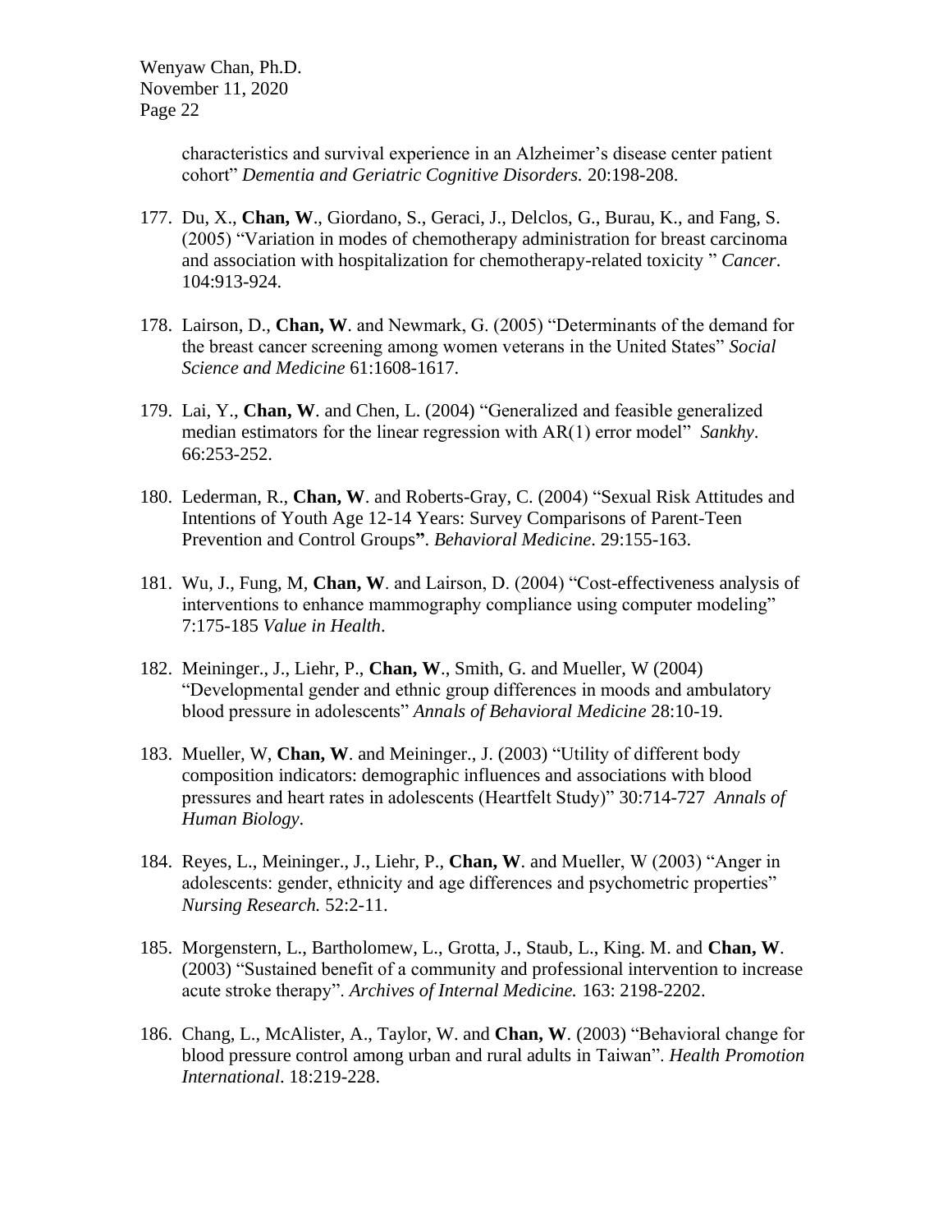characteristics and survival experience in an Alzheimer's disease center patient cohort" *Dementia and Geriatric Cognitive Disorders.* 20:198-208.

177. Du, X., **Chan, W**., Giordano, S., Geraci, J., Delclos, G., Burau, K., and Fang, S. (2005) "Variation in modes of chemotherapy administration for breast carcinoma and association with hospitalization for chemotherapy-related toxicity " *Cancer*. 104:913-924.

178. Lairson, D., **Chan, W**. and Newmark, G. (2005) "Determinants of the demand for the breast cancer screening among women veterans in the United States" *Social Science and Medicine* 61:1608-1617.

179. Lai, Y., **Chan, W**. and Chen, L. (2004) "Generalized and feasible generalized median estimators for the linear regression with AR(1) error model" *Sankhy*. 66:253-252.

180. Lederman, R., **Chan, W**. and Roberts-Gray, C. (2004) "Sexual Risk Attitudes and Intentions of Youth Age 12-14 Years: Survey Comparisons of Parent-Teen Prevention and Control Groups**"**. *Behavioral Medicine*. 29:155-163.

181. Wu, J., Fung, M, **Chan, W**. and Lairson, D. (2004) "Cost-effectiveness analysis of interventions to enhance mammography compliance using computer modeling" 7:175-185 *Value in Health*.

182. Meininger., J., Liehr, P., **Chan, W**., Smith, G. and Mueller, W (2004) "Developmental gender and ethnic group differences in moods and ambulatory blood pressure in adolescents" *Annals of Behavioral Medicine* 28:10-19.

183. Mueller, W, **Chan, W**. and Meininger., J. (2003) "Utility of different body composition indicators: demographic influences and associations with blood pressures and heart rates in adolescents (Heartfelt Study)" 30:714-727 *Annals of Human Biology*.

184. Reyes, L., Meininger., J., Liehr, P., **Chan, W**. and Mueller, W (2003) "Anger in adolescents: gender, ethnicity and age differences and psychometric properties" *Nursing Research.* 52:2-11.

185. Morgenstern, L., Bartholomew, L., Grotta, J., Staub, L., King. M. and **Chan, W**. (2003) "Sustained benefit of a community and professional intervention to increase acute stroke therapy". *Archives of Internal Medicine.* 163: 2198-2202.

186. Chang, L., McAlister, A., Taylor, W. and **Chan, W**. (2003) "Behavioral change for blood pressure control among urban and rural adults in Taiwan". *Health Promotion International*. 18:219-228.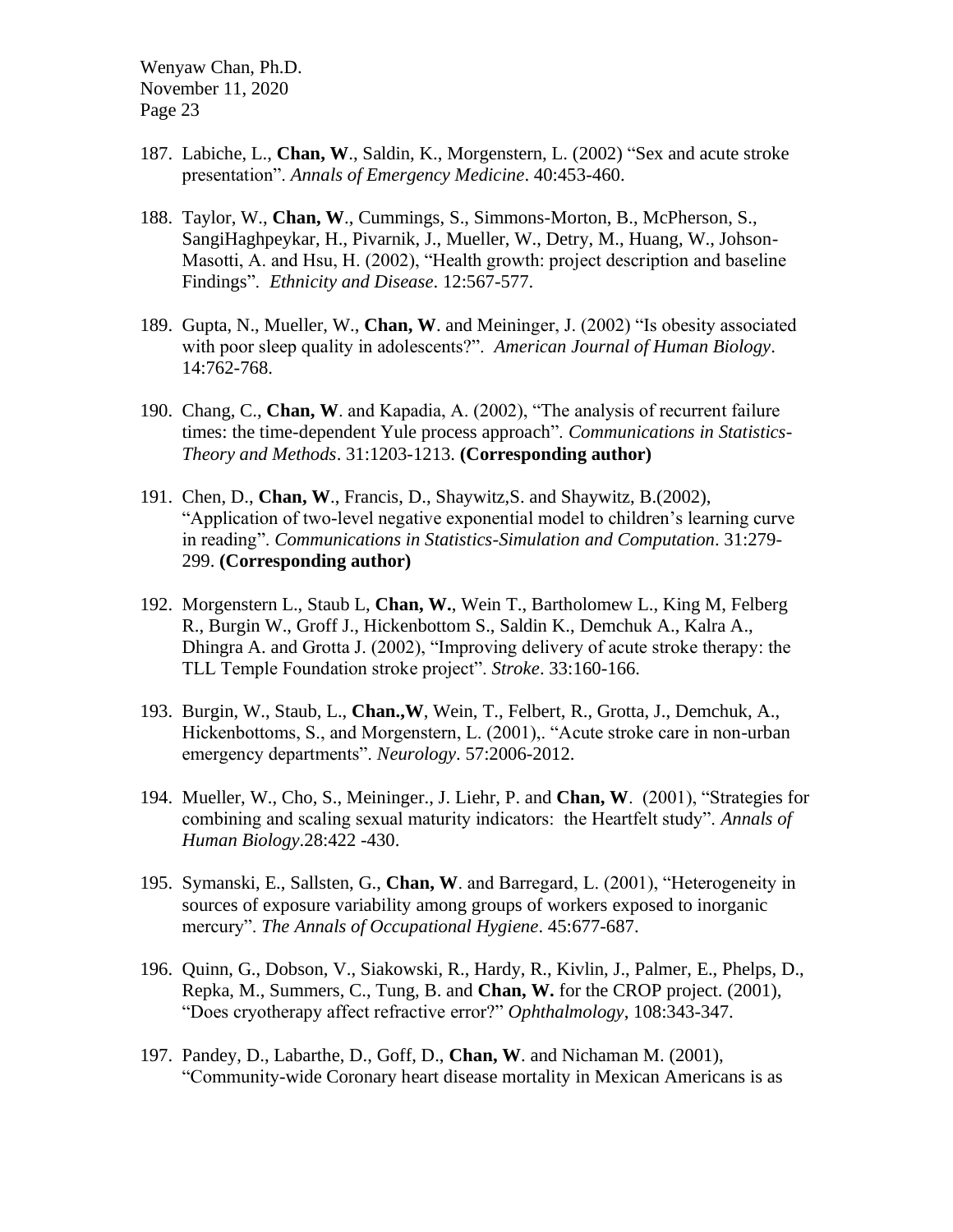187. Labiche, L., **Chan, W**., Saldin, K., Morgenstern, L. (2002) "Sex and acute stroke presentation". *Annals of Emergency Medicine*. 40:453-460.

188. Taylor, W., **Chan, W**., Cummings, S., Simmons-Morton, B., McPherson, S., SangiHaghpeykar, H., Pivarnik, J., Mueller, W., Detry, M., Huang, W., Johson-Masotti, A. and Hsu, H. (2002), "Health growth: project description and baseline Findings". *Ethnicity and Disease*. 12:567-577.

189. Gupta, N., Mueller, W., **Chan, W**. and Meininger, J. (2002) "Is obesity associated with poor sleep quality in adolescents?". *American Journal of Human Biology*. 14:762-768.

190. Chang, C., **Chan, W**. and Kapadia, A. (2002), "The analysis of recurrent failure times: the time-dependent Yule process approach". *Communications in Statistics-Theory and Methods*. 31:1203-1213. **(Corresponding author)**

191. Chen, D., **Chan, W**., Francis, D., Shaywitz,S. and Shaywitz, B.(2002), "Application of two-level negative exponential model to children's learning curve in reading". *Communications in Statistics-Simulation and Computation*. 31:279-299. **(Corresponding author)**

192. Morgenstern L., Staub L, **Chan, W.**, Wein T., Bartholomew L., King M, Felberg R., Burgin W., Groff J., Hickenbottom S., Saldin K., Demchuk A., Kalra A., Dhingra A. and Grotta J. (2002), "Improving delivery of acute stroke therapy: the TLL Temple Foundation stroke project". *Stroke*. 33:160-166.

193. Burgin, W., Staub, L., **Chan.,W**, Wein, T., Felbert, R., Grotta, J., Demchuk, A., Hickenbottoms, S., and Morgenstern, L. (2001),. "Acute stroke care in non-urban emergency departments". *Neurology*. 57:2006-2012.

194. Mueller, W., Cho, S., Meininger., J. Liehr, P. and **Chan, W**. (2001), "Strategies for combining and scaling sexual maturity indicators: the Heartfelt study". *Annals of Human Biology*.28:422 -430.

195. Symanski, E., Sallsten, G., **Chan, W**. and Barregard, L. (2001), "Heterogeneity in sources of exposure variability among groups of workers exposed to inorganic mercury". *The Annals of Occupational Hygiene*. 45:677-687.

196. Quinn, G., Dobson, V., Siakowski, R., Hardy, R., Kivlin, J., Palmer, E., Phelps, D., Repka, M., Summers, C., Tung, B. and **Chan, W.** for the CROP project. (2001), "Does cryotherapy affect refractive error?" *Ophthalmology*, 108:343-347.

197. Pandey, D., Labarthe, D., Goff, D., **Chan, W**. and Nichaman M. (2001), "Community-wide Coronary heart disease mortality in Mexican Americans is as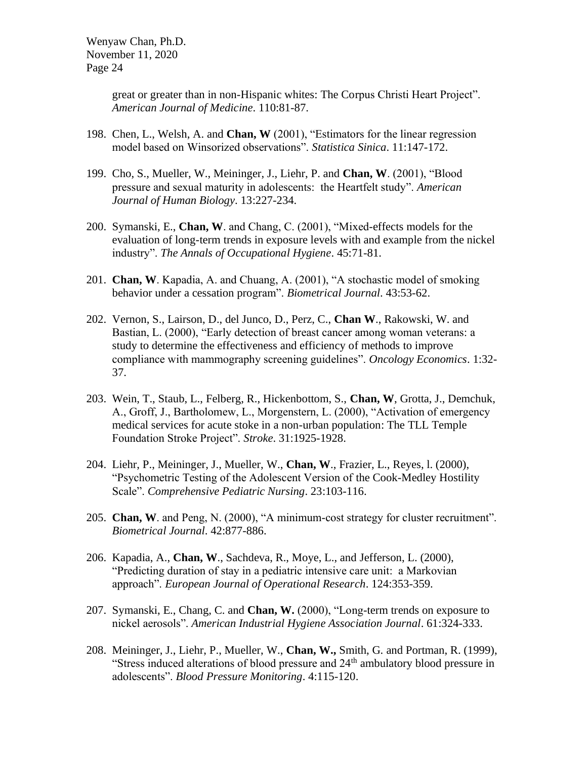great or greater than in non-Hispanic whites: The Corpus Christi Heart Project". *American Journal of Medicine*. 110:81-87.

198. Chen, L., Welsh, A. and **Chan, W** (2001), "Estimators for the linear regression model based on Winsorized observations". *Statistica Sinica*. 11:147-172.

199. Cho, S., Mueller, W., Meininger, J., Liehr, P. and **Chan, W**. (2001), "Blood pressure and sexual maturity in adolescents: the Heartfelt study". *American Journal of Human Biology*. 13:227-234.

200. Symanski, E., **Chan, W**. and Chang, C. (2001), "Mixed-effects models for the evaluation of long-term trends in exposure levels with and example from the nickel industry". *The Annals of Occupational Hygiene*. 45:71-81.

201. **Chan, W**. Kapadia, A. and Chuang, A. (2001), "A stochastic model of smoking behavior under a cessation program". *Biometrical Journal*. 43:53-62.

202. Vernon, S., Lairson, D., del Junco, D., Perz, C., **Chan W**., Rakowski, W. and Bastian, L. (2000), "Early detection of breast cancer among woman veterans: a study to determine the effectiveness and efficiency of methods to improve compliance with mammography screening guidelines". *Oncology Economics*. 1:32-37.

203. Wein, T., Staub, L., Felberg, R., Hickenbottom, S., **Chan, W**, Grotta, J., Demchuk, A., Groff, J., Bartholomew, L., Morgenstern, L. (2000), "Activation of emergency medical services for acute stoke in a non-urban population: The TLL Temple Foundation Stroke Project". *Stroke*. 31:1925-1928.

204. Liehr, P., Meininger, J., Mueller, W., **Chan, W**., Frazier, L., Reyes, l. (2000), "Psychometric Testing of the Adolescent Version of the Cook-Medley Hostility Scale". *Comprehensive Pediatric Nursing*. 23:103-116.

205. **Chan, W**. and Peng, N. (2000), "A minimum-cost strategy for cluster recruitment". *Biometrical Journal*. 42:877-886.

206. Kapadia, A., **Chan, W**., Sachdeva, R., Moye, L., and Jefferson, L. (2000), "Predicting duration of stay in a pediatric intensive care unit: a Markovian approach". *European Journal of Operational Research*. 124:353-359.

207. Symanski, E., Chang, C. and **Chan, W.** (2000), "Long-term trends on exposure to nickel aerosols". *American Industrial Hygiene Association Journal*. 61:324-333.

208. Meininger, J., Liehr, P., Mueller, W., **Chan, W.,** Smith, G. and Portman, R. (1999), "Stress induced alterations of blood pressure and 24th ambulatory blood pressure in adolescents". *Blood Pressure Monitoring*. 4:115-120.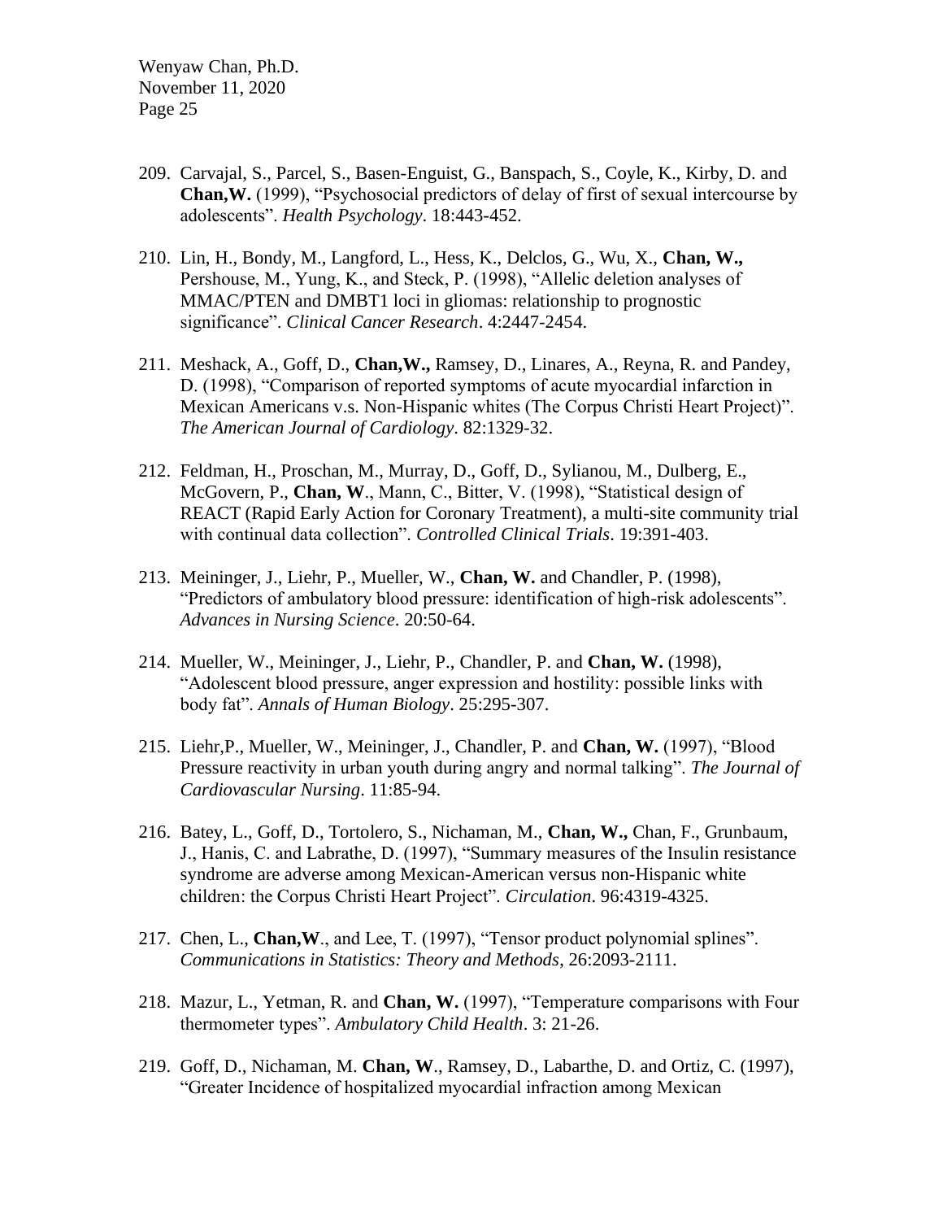209. Carvajal, S., Parcel, S., Basen-Enguist, G., Banspach, S., Coyle, K., Kirby, D. and **Chan,W.** (1999), "Psychosocial predictors of delay of first of sexual intercourse by adolescents". *Health Psychology*. 18:443-452.

210. Lin, H., Bondy, M., Langford, L., Hess, K., Delclos, G., Wu, X., **Chan, W.,** Pershouse, M., Yung, K., and Steck, P. (1998), "Allelic deletion analyses of MMAC/PTEN and DMBT1 loci in gliomas: relationship to prognostic significance". *Clinical Cancer Research*. 4:2447-2454.

211. Meshack, A., Goff, D., **Chan,W.,** Ramsey, D., Linares, A., Reyna, R. and Pandey, D. (1998), "Comparison of reported symptoms of acute myocardial infarction in Mexican Americans v.s. Non-Hispanic whites (The Corpus Christi Heart Project)". *The American Journal of Cardiology*. 82:1329-32.

212. Feldman, H., Proschan, M., Murray, D., Goff, D., Sylianou, M., Dulberg, E., McGovern, P., **Chan, W**., Mann, C., Bitter, V. (1998), "Statistical design of REACT (Rapid Early Action for Coronary Treatment), a multi-site community trial with continual data collection". *Controlled Clinical Trials*. 19:391-403.

213. Meininger, J., Liehr, P., Mueller, W., **Chan, W.** and Chandler, P. (1998), "Predictors of ambulatory blood pressure: identification of high-risk adolescents". *Advances in Nursing Science*. 20:50-64.

214. Mueller, W., Meininger, J., Liehr, P., Chandler, P. and **Chan, W.** (1998), "Adolescent blood pressure, anger expression and hostility: possible links with body fat". *Annals of Human Biology*. 25:295-307.

215. Liehr,P., Mueller, W., Meininger, J., Chandler, P. and **Chan, W.** (1997), "Blood Pressure reactivity in urban youth during angry and normal talking". *The Journal of Cardiovascular Nursing*. 11:85-94.

216. Batey, L., Goff, D., Tortolero, S., Nichaman, M., **Chan, W.,** Chan, F., Grunbaum, J., Hanis, C. and Labrathe, D. (1997), "Summary measures of the Insulin resistance syndrome are adverse among Mexican-American versus non-Hispanic white children: the Corpus Christi Heart Project". *Circulation*. 96:4319-4325.

217. Chen, L., **Chan,W**., and Lee, T. (1997), "Tensor product polynomial splines". *Communications in Statistics: Theory and Methods*, 26:2093-2111.

218. Mazur, L., Yetman, R. and **Chan, W.** (1997), "Temperature comparisons with Four thermometer types". *Ambulatory Child Health*. 3: 21-26.

219. Goff, D., Nichaman, M. **Chan, W**., Ramsey, D., Labarthe, D. and Ortiz, C. (1997), "Greater Incidence of hospitalized myocardial infraction among Mexican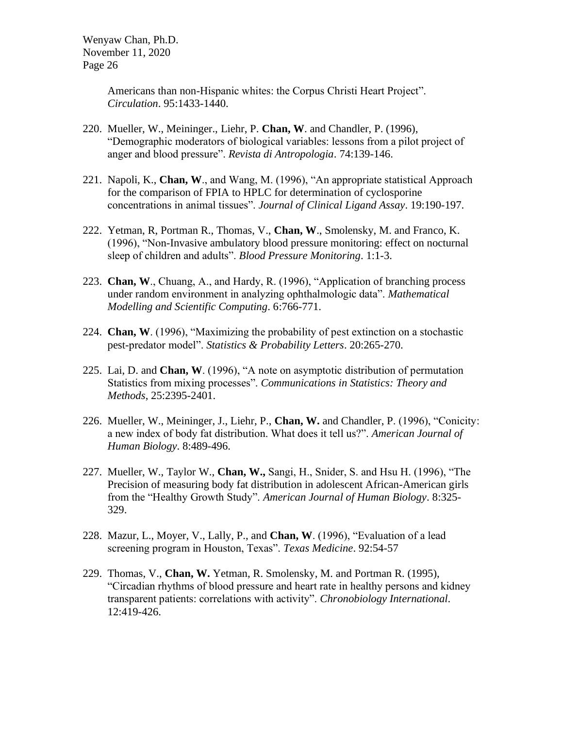Americans than non-Hispanic whites: the Corpus Christi Heart Project". *Circulation*. 95:1433-1440.

220. Mueller, W., Meininger., Liehr, P. **Chan, W**. and Chandler, P. (1996), "Demographic moderators of biological variables: lessons from a pilot project of anger and blood pressure". *Revista di Antropologia*. 74:139-146.

221. Napoli, K., **Chan, W**., and Wang, M. (1996), "An appropriate statistical Approach for the comparison of FPIA to HPLC for determination of cyclosporine concentrations in animal tissues". *Journal of Clinical Ligand Assay*. 19:190-197.

222. Yetman, R, Portman R., Thomas, V., **Chan, W**., Smolensky, M. and Franco, K. (1996), "Non-Invasive ambulatory blood pressure monitoring: effect on nocturnal sleep of children and adults". *Blood Pressure Monitoring*. 1:1-3.

223. **Chan, W**., Chuang, A., and Hardy, R. (1996), "Application of branching process under random environment in analyzing ophthalmologic data". *Mathematical Modelling and Scientific Computing*. 6:766-771.

224. **Chan, W**. (1996), "Maximizing the probability of pest extinction on a stochastic pest-predator model". *Statistics & Probability Letters*. 20:265-270.

225. Lai, D. and **Chan, W**. (1996), "A note on asymptotic distribution of permutation Statistics from mixing processes". *Communications in Statistics: Theory and Methods*, 25:2395-2401.

226. Mueller, W., Meininger, J., Liehr, P., **Chan, W.** and Chandler, P. (1996), "Conicity: a new index of body fat distribution. What does it tell us?". *American Journal of Human Biology*. 8:489-496.

227. Mueller, W., Taylor W., **Chan, W.,** Sangi, H., Snider, S. and Hsu H. (1996), "The Precision of measuring body fat distribution in adolescent African-American girls from the "Healthy Growth Study". *American Journal of Human Biology*. 8:325-329.

228. Mazur, L., Moyer, V., Lally, P., and **Chan, W**. (1996), "Evaluation of a lead screening program in Houston, Texas". *Texas Medicine*. 92:54-57

229. Thomas, V., **Chan, W.** Yetman, R. Smolensky, M. and Portman R. (1995), "Circadian rhythms of blood pressure and heart rate in healthy persons and kidney transparent patients: correlations with activity". *Chronobiology International*. 12:419-426.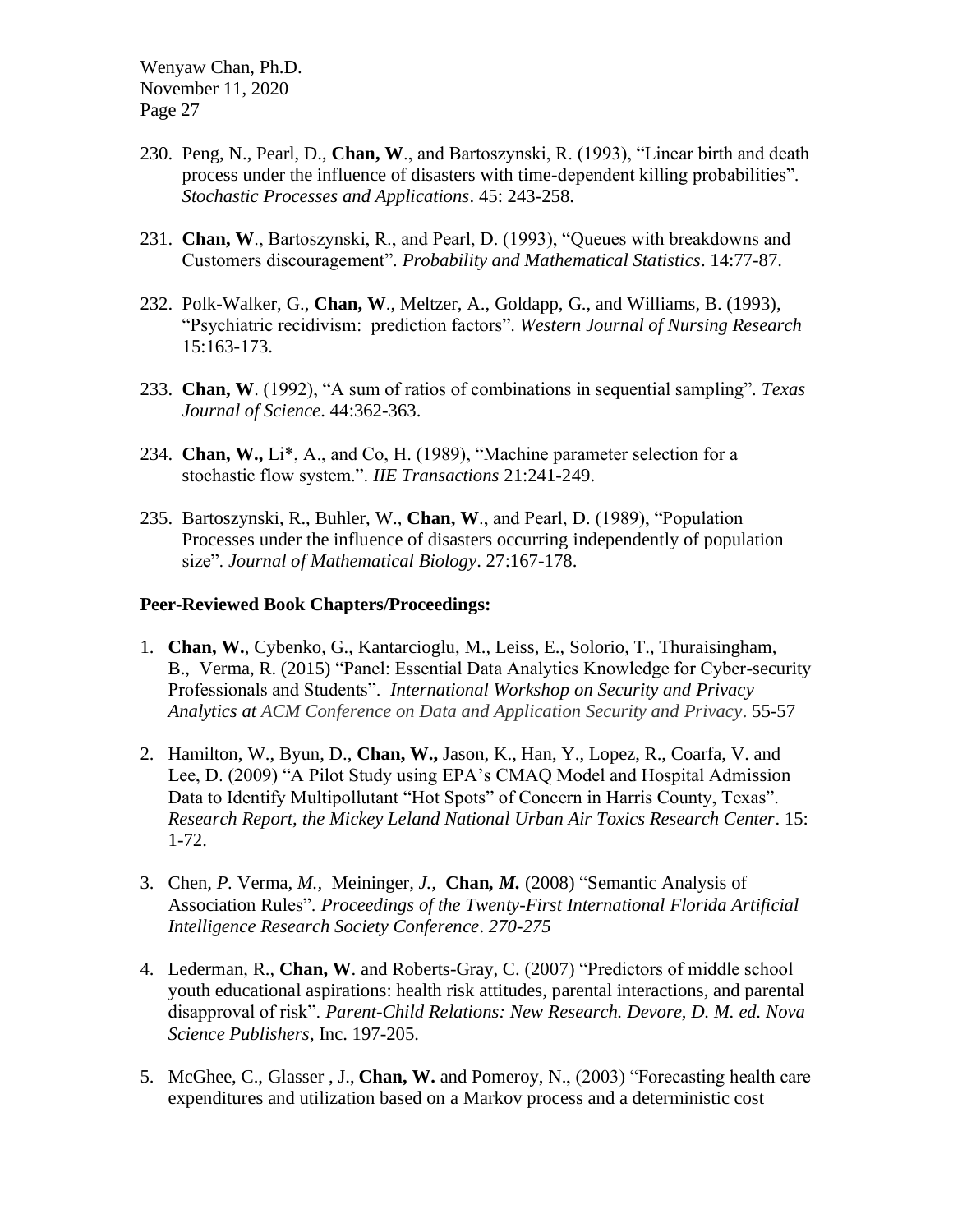230. Peng, N., Pearl, D., **Chan, W**., and Bartoszynski, R. (1993), "Linear birth and death process under the influence of disasters with time-dependent killing probabilities". *Stochastic Processes and Applications*. 45: 243-258.

231. **Chan, W**., Bartoszynski, R., and Pearl, D. (1993), "Queues with breakdowns and Customers discouragement". *Probability and Mathematical Statistics*. 14:77-87.

232. Polk-Walker, G., **Chan, W**., Meltzer, A., Goldapp, G., and Williams, B. (1993), "Psychiatric recidivism: prediction factors". *Western Journal of Nursing Research* 15:163-173.

233. **Chan, W**. (1992), "A sum of ratios of combinations in sequential sampling". *Texas Journal of Science*. 44:362-363.

234. **Chan, W.,** Li*, A., and Co, H. (1989), "Machine parameter selection for a stochastic flow system.". *IIE Transactions* 21:241-249.

235. Bartoszynski, R., Buhler, W., **Chan, W**., and Pearl, D. (1989), "Population Processes under the influence of disasters occurring independently of population size". *Journal of Mathematical Biology*. 27:167-178.

**Peer-Reviewed Book Chapters/Proceedings:**

1. **Chan, W.**, Cybenko, G., Kantarcioglu, M., Leiss, E., Solorio, T., Thuraisingham, B., Verma, R. (2015) "Panel: Essential Data Analytics Knowledge for Cyber-security Professionals and Students". *International Workshop on Security and Privacy Analytics at ACM Conference on Data and Application Security and Privacy*. 55-57

2. Hamilton, W., Byun, D., **Chan, W.,** Jason, K., Han, Y., Lopez, R., Coarfa, V. and Lee, D. (2009) "A Pilot Study using EPA's CMAQ Model and Hospital Admission Data to Identify Multipollutant "Hot Spots" of Concern in Harris County, Texas". *Research Report, the Mickey Leland National Urban Air Toxics Research Center*. 15: 1-72.

3. Chen, *P.* Verma, *M.,* Meininger, *J.,* **Chan,** ***M.*** (2008) "Semantic Analysis of Association Rules". *Proceedings of the Twenty-First International Florida Artificial Intelligence Research Society Conference*. *270-275*

4. Lederman, R., **Chan, W**. and Roberts-Gray, C. (2007) "Predictors of middle school youth educational aspirations: health risk attitudes, parental interactions, and parental disapproval of risk". *Parent-Child Relations: New Research. Devore, D. M. ed. Nova Science Publishers*, Inc. 197-205.

5. McGhee, C., Glasser , J., **Chan, W.** and Pomeroy, N., (2003) "Forecasting health care expenditures and utilization based on a Markov process and a deterministic cost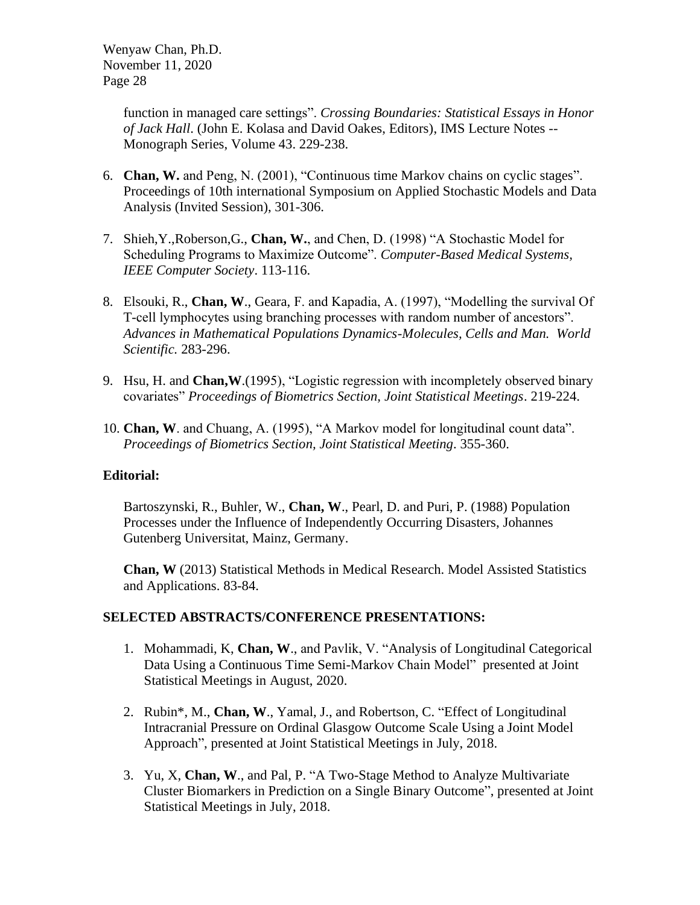function in managed care settings". *Crossing Boundaries: Statistical Essays in Honor of Jack Hall*. (John E. Kolasa and David Oakes, Editors), IMS Lecture Notes -- Monograph Series, Volume 43. 229-238.

6. **Chan, W.** and Peng, N. (2001), "Continuous time Markov chains on cyclic stages". Proceedings of 10th international Symposium on Applied Stochastic Models and Data Analysis (Invited Session), 301-306.

7. Shieh,Y.,Roberson,G., **Chan, W.**, and Chen, D. (1998) "A Stochastic Model for Scheduling Programs to Maximize Outcome". *Computer-Based Medical Systems, IEEE Computer Society*. 113-116.

8. Elsouki, R., **Chan, W**., Geara, F. and Kapadia, A. (1997), "Modelling the survival Of T-cell lymphocytes using branching processes with random number of ancestors". *Advances in Mathematical Populations Dynamics-Molecules, Cells and Man. World Scientific.* 283-296.

9. Hsu, H. and **Chan,W**.(1995), "Logistic regression with incompletely observed binary covariates" *Proceedings of Biometrics Section, Joint Statistical Meetings*. 219-224.

10. **Chan, W**. and Chuang, A. (1995), "A Markov model for longitudinal count data". *Proceedings of Biometrics Section, Joint Statistical Meeting*. 355-360.

**Editorial:**

Bartoszynski, R., Buhler, W., **Chan, W**., Pearl, D. and Puri, P. (1988) Population Processes under the Influence of Independently Occurring Disasters, Johannes Gutenberg Universitat, Mainz, Germany.

**Chan, W** (2013) Statistical Methods in Medical Research. Model Assisted Statistics and Applications. 83-84.

**SELECTED ABSTRACTS/CONFERENCE PRESENTATIONS:**

1. Mohammadi, K, **Chan, W**., and Pavlik, V. "Analysis of Longitudinal Categorical Data Using a Continuous Time Semi-Markov Chain Model" presented at Joint Statistical Meetings in August, 2020.

2. Rubin*, M., **Chan, W**., Yamal, J., and Robertson, C. "Effect of Longitudinal Intracranial Pressure on Ordinal Glasgow Outcome Scale Using a Joint Model Approach", presented at Joint Statistical Meetings in July, 2018.

3. Yu, X, **Chan, W**., and Pal, P. "A Two-Stage Method to Analyze Multivariate Cluster Biomarkers in Prediction on a Single Binary Outcome", presented at Joint Statistical Meetings in July, 2018.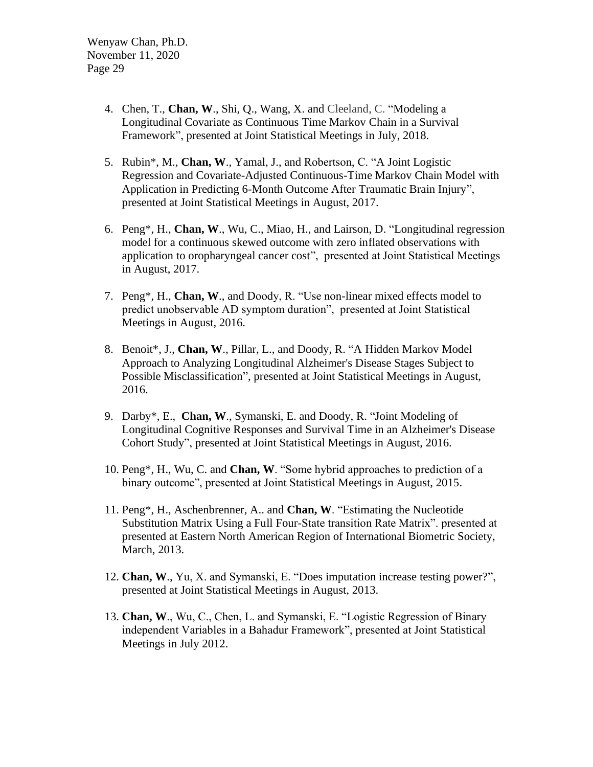4. Chen, T., **Chan, W**., Shi, Q., Wang, X. and Cleeland, C. "Modeling a Longitudinal Covariate as Continuous Time Markov Chain in a Survival Framework", presented at Joint Statistical Meetings in July, 2018.

5. Rubin*, M., **Chan, W**., Yamal, J., and Robertson, C. "A Joint Logistic Regression and Covariate-Adjusted Continuous-Time Markov Chain Model with Application in Predicting 6-Month Outcome After Traumatic Brain Injury", presented at Joint Statistical Meetings in August, 2017.

6. Peng*, H., **Chan, W**., Wu, C., Miao, H., and Lairson, D. "Longitudinal regression model for a continuous skewed outcome with zero inflated observations with application to oropharyngeal cancer cost", presented at Joint Statistical Meetings in August, 2017.

7. Peng*, H., **Chan, W**., and Doody, R. "Use non-linear mixed effects model to predict unobservable AD symptom duration", presented at Joint Statistical Meetings in August, 2016.

8. Benoit*, J., **Chan, W**., Pillar, L., and Doody, R. "A Hidden Markov Model Approach to Analyzing Longitudinal Alzheimer's Disease Stages Subject to Possible Misclassification", presented at Joint Statistical Meetings in August, 2016.

9. Darby*, E., **Chan, W**., Symanski, E. and Doody, R. "Joint Modeling of Longitudinal Cognitive Responses and Survival Time in an Alzheimer's Disease Cohort Study", presented at Joint Statistical Meetings in August, 2016.

10. Peng*, H., Wu, C. and **Chan, W**. "Some hybrid approaches to prediction of a binary outcome", presented at Joint Statistical Meetings in August, 2015.

11. Peng*, H., Aschenbrenner, A.. and **Chan, W**. "Estimating the Nucleotide Substitution Matrix Using a Full Four-State transition Rate Matrix". presented at presented at Eastern North American Region of International Biometric Society, March, 2013.

12. **Chan, W**., Yu, X. and Symanski, E. "Does imputation increase testing power?", presented at Joint Statistical Meetings in August, 2013.

13. **Chan, W**., Wu, C., Chen, L. and Symanski, E. "Logistic Regression of Binary independent Variables in a Bahadur Framework", presented at Joint Statistical Meetings in July 2012.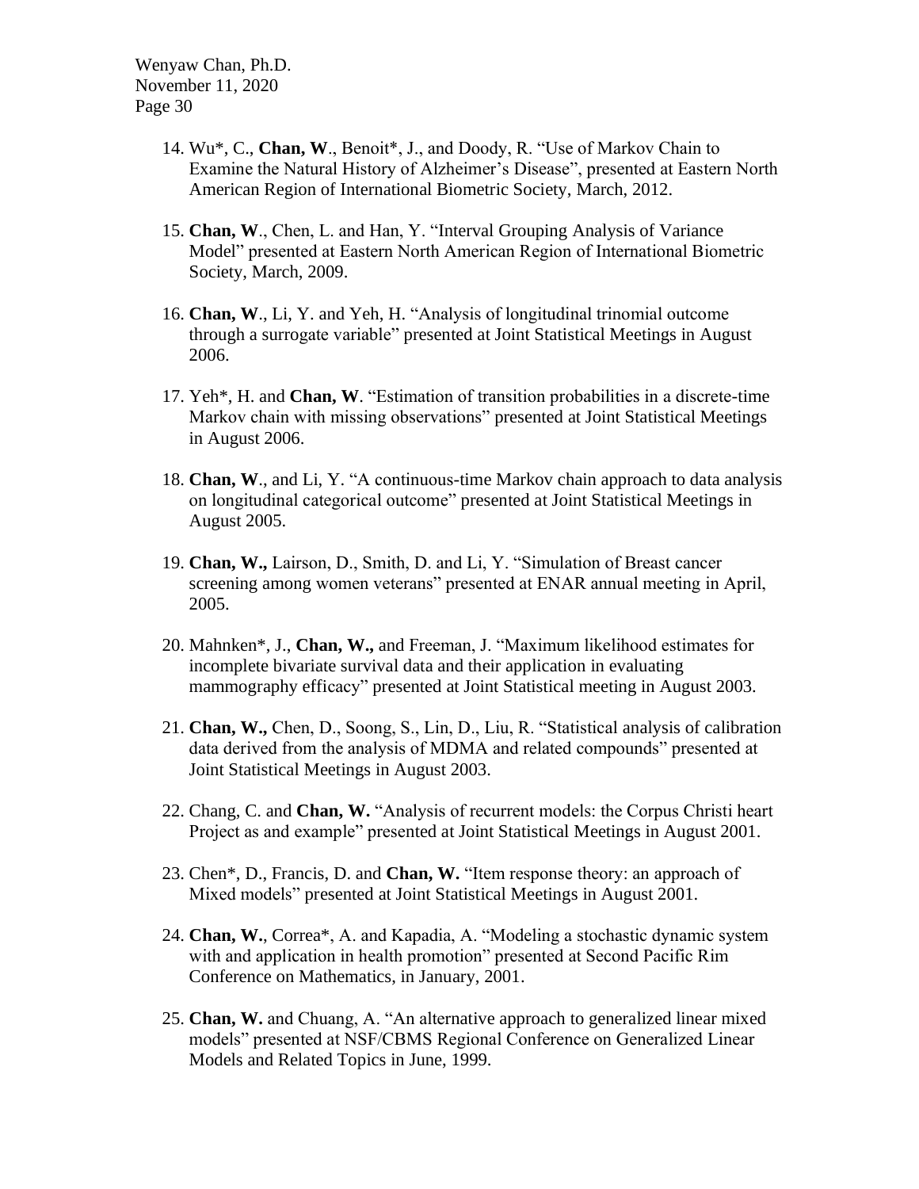14. Wu*, C., **Chan, W**., Benoit*, J., and Doody, R. "Use of Markov Chain to Examine the Natural History of Alzheimer's Disease", presented at Eastern North American Region of International Biometric Society, March, 2012.

15. **Chan, W**., Chen, L. and Han, Y. "Interval Grouping Analysis of Variance Model" presented at Eastern North American Region of International Biometric Society, March, 2009.

16. **Chan, W**., Li, Y. and Yeh, H. "Analysis of longitudinal trinomial outcome through a surrogate variable" presented at Joint Statistical Meetings in August 2006.

17. Yeh*, H. and **Chan, W**. "Estimation of transition probabilities in a discrete-time Markov chain with missing observations" presented at Joint Statistical Meetings in August 2006.

18. **Chan, W**., and Li, Y. "A continuous-time Markov chain approach to data analysis on longitudinal categorical outcome" presented at Joint Statistical Meetings in August 2005.

19. **Chan, W.,** Lairson, D., Smith, D. and Li, Y. "Simulation of Breast cancer screening among women veterans" presented at ENAR annual meeting in April, 2005.

20. Mahnken*, J., **Chan, W.,** and Freeman, J. "Maximum likelihood estimates for incomplete bivariate survival data and their application in evaluating mammography efficacy" presented at Joint Statistical meeting in August 2003.

21. **Chan, W.,** Chen, D., Soong, S., Lin, D., Liu, R. "Statistical analysis of calibration data derived from the analysis of MDMA and related compounds" presented at Joint Statistical Meetings in August 2003.

22. Chang, C. and **Chan, W.** "Analysis of recurrent models: the Corpus Christi heart Project as and example" presented at Joint Statistical Meetings in August 2001.

23. Chen*, D., Francis, D. and **Chan, W.** "Item response theory: an approach of Mixed models" presented at Joint Statistical Meetings in August 2001.

24. **Chan, W.**, Correa*, A. and Kapadia, A. "Modeling a stochastic dynamic system with and application in health promotion" presented at Second Pacific Rim Conference on Mathematics, in January, 2001.

25. **Chan, W.** and Chuang, A. "An alternative approach to generalized linear mixed models" presented at NSF/CBMS Regional Conference on Generalized Linear Models and Related Topics in June, 1999.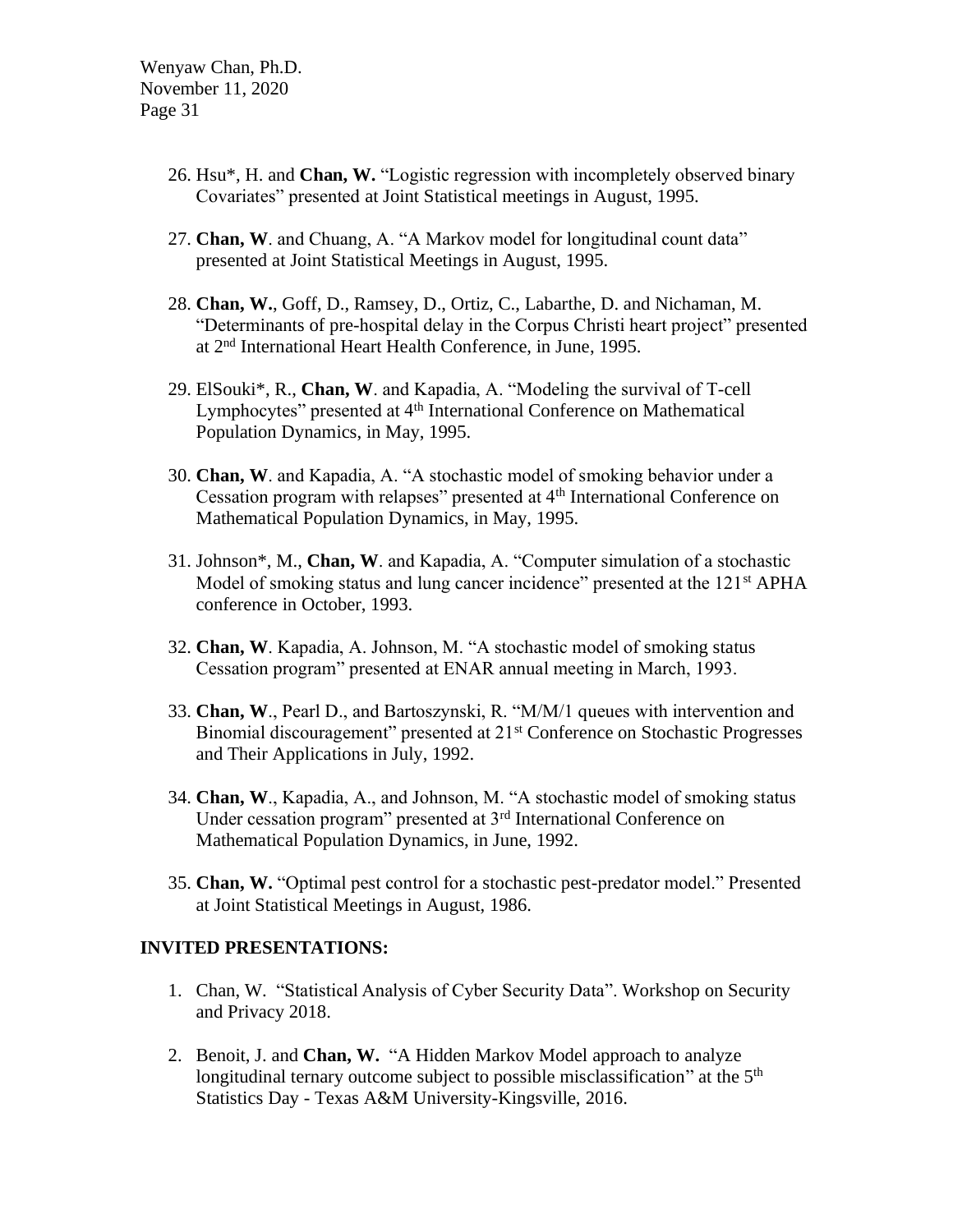26. Hsu*, H. and **Chan, W.** "Logistic regression with incompletely observed binary Covariates" presented at Joint Statistical meetings in August, 1995.

27. **Chan, W**. and Chuang, A. "A Markov model for longitudinal count data" presented at Joint Statistical Meetings in August, 1995.

28. **Chan, W.**, Goff, D., Ramsey, D., Ortiz, C., Labarthe, D. and Nichaman, M. "Determinants of pre-hospital delay in the Corpus Christi heart project" presented at 2nd International Heart Health Conference, in June, 1995.

29. ElSouki*, R., **Chan, W**. and Kapadia, A. "Modeling the survival of T-cell Lymphocytes" presented at 4th International Conference on Mathematical Population Dynamics, in May, 1995.

30. **Chan, W**. and Kapadia, A. "A stochastic model of smoking behavior under a Cessation program with relapses" presented at 4th International Conference on Mathematical Population Dynamics, in May, 1995.

31. Johnson*, M., **Chan, W**. and Kapadia, A. "Computer simulation of a stochastic Model of smoking status and lung cancer incidence" presented at the 121st APHA conference in October, 1993.

32. **Chan, W**. Kapadia, A. Johnson, M. "A stochastic model of smoking status Cessation program" presented at ENAR annual meeting in March, 1993.

33. **Chan, W**., Pearl D., and Bartoszynski, R. "M/M/1 queues with intervention and Binomial discouragement" presented at 21st Conference on Stochastic Progresses and Their Applications in July, 1992.

34. **Chan, W**., Kapadia, A., and Johnson, M. "A stochastic model of smoking status Under cessation program" presented at 3rd International Conference on Mathematical Population Dynamics, in June, 1992.

35. **Chan, W.** "Optimal pest control for a stochastic pest-predator model." Presented at Joint Statistical Meetings in August, 1986.

**INVITED PRESENTATIONS:**

1. Chan, W. "Statistical Analysis of Cyber Security Data". Workshop on Security and Privacy 2018.

2. Benoit, J. and **Chan, W.** "A Hidden Markov Model approach to analyze longitudinal ternary outcome subject to possible misclassification" at the 5th Statistics Day - Texas A&M University-Kingsville, 2016.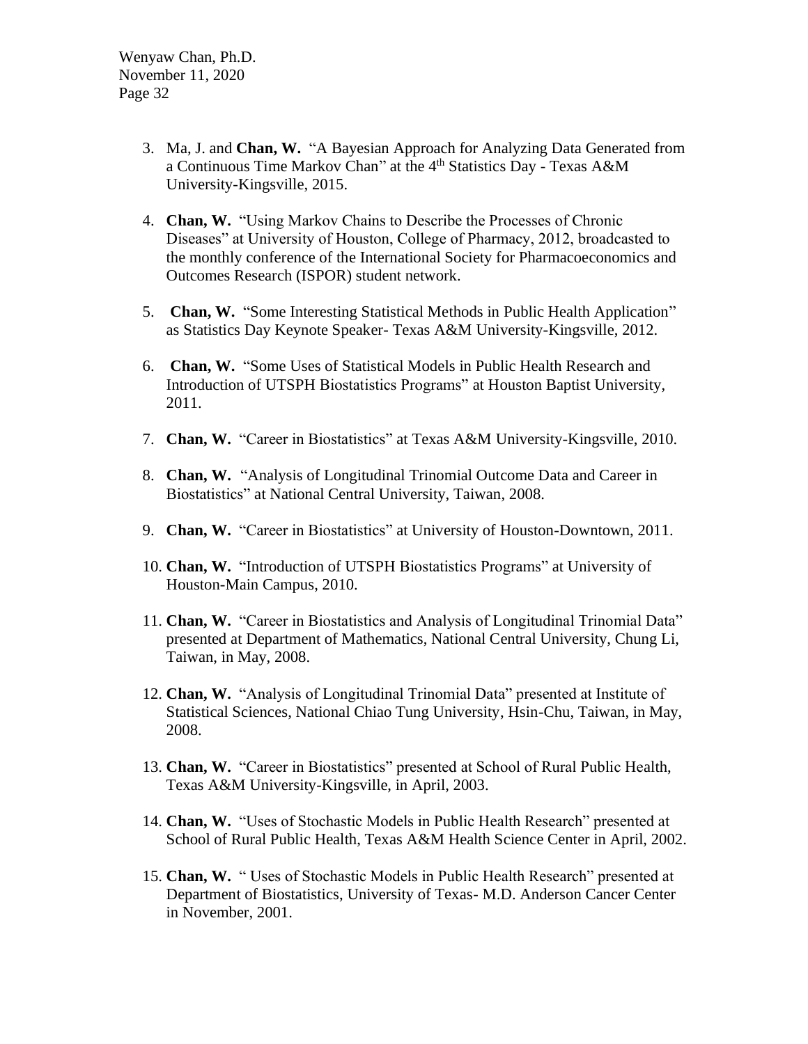3. Ma, J. and **Chan, W.** "A Bayesian Approach for Analyzing Data Generated from a Continuous Time Markov Chan" at the 4th Statistics Day - Texas A&M University-Kingsville, 2015.

4. **Chan, W.** "Using Markov Chains to Describe the Processes of Chronic Diseases" at University of Houston, College of Pharmacy, 2012, broadcasted to the monthly conference of the International Society for Pharmacoeconomics and Outcomes Research (ISPOR) student network.

5. **Chan, W.** "Some Interesting Statistical Methods in Public Health Application" as Statistics Day Keynote Speaker- Texas A&M University-Kingsville, 2012.

6. **Chan, W.** "Some Uses of Statistical Models in Public Health Research and Introduction of UTSPH Biostatistics Programs" at Houston Baptist University, 2011.

7. **Chan, W.** "Career in Biostatistics" at Texas A&M University-Kingsville, 2010.

8. **Chan, W.** "Analysis of Longitudinal Trinomial Outcome Data and Career in Biostatistics" at National Central University, Taiwan, 2008.

9. **Chan, W.** "Career in Biostatistics" at University of Houston-Downtown, 2011.

10. **Chan, W.** "Introduction of UTSPH Biostatistics Programs" at University of Houston-Main Campus, 2010.

11. **Chan, W.** "Career in Biostatistics and Analysis of Longitudinal Trinomial Data" presented at Department of Mathematics, National Central University, Chung Li, Taiwan, in May, 2008.

12. **Chan, W.** "Analysis of Longitudinal Trinomial Data" presented at Institute of Statistical Sciences, National Chiao Tung University, Hsin-Chu, Taiwan, in May, 2008.

13. **Chan, W.** "Career in Biostatistics" presented at School of Rural Public Health, Texas A&M University-Kingsville, in April, 2003.

14. **Chan, W.** "Uses of Stochastic Models in Public Health Research" presented at School of Rural Public Health, Texas A&M Health Science Center in April, 2002.

15. **Chan, W.** " Uses of Stochastic Models in Public Health Research" presented at Department of Biostatistics, University of Texas- M.D. Anderson Cancer Center in November, 2001.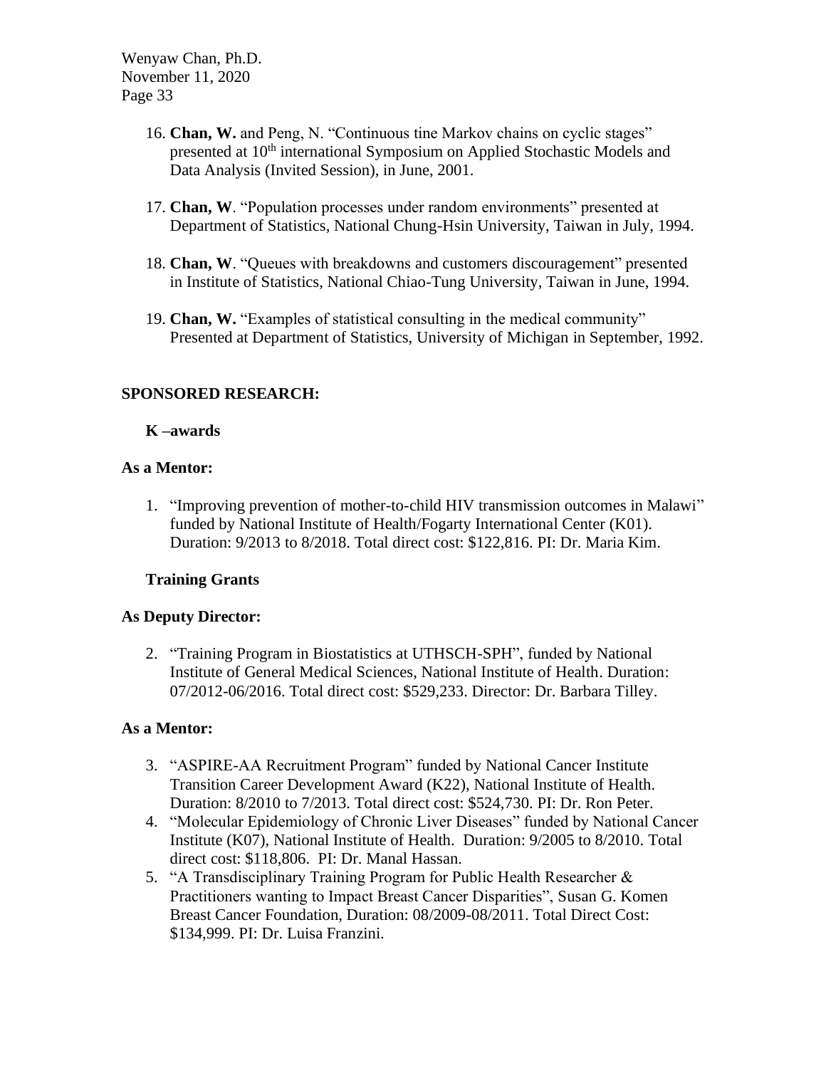16. **Chan, W.** and Peng, N. "Continuous tine Markov chains on cyclic stages" presented at 10th international Symposium on Applied Stochastic Models and Data Analysis (Invited Session), in June, 2001.

17. **Chan, W**. "Population processes under random environments" presented at Department of Statistics, National Chung-Hsin University, Taiwan in July, 1994.

18. **Chan, W**. "Queues with breakdowns and customers discouragement" presented in Institute of Statistics, National Chiao-Tung University, Taiwan in June, 1994.

19. **Chan, W.** "Examples of statistical consulting in the medical community" Presented at Department of Statistics, University of Michigan in September, 1992.

## SPONSORED RESEARCH:

### K –awards

**As a Mentor:**

1. "Improving prevention of mother-to-child HIV transmission outcomes in Malawi" funded by National Institute of Health/Fogarty International Center (K01). Duration: 9/2013 to 8/2018. Total direct cost: $122,816. PI: Dr. Maria Kim.

### Training Grants

**As Deputy Director:**

2. "Training Program in Biostatistics at UTHSCH-SPH", funded by National Institute of General Medical Sciences, National Institute of Health. Duration: 07/2012-06/2016. Total direct cost: $529,233. Director: Dr. Barbara Tilley.

**As a Mentor:**

3. "ASPIRE-AA Recruitment Program" funded by National Cancer Institute Transition Career Development Award (K22), National Institute of Health. Duration: 8/2010 to 7/2013. Total direct cost: $524,730. PI: Dr. Ron Peter.
4. "Molecular Epidemiology of Chronic Liver Diseases" funded by National Cancer Institute (K07), National Institute of Health. Duration: 9/2005 to 8/2010. Total direct cost: $118,806. PI: Dr. Manal Hassan.
5. "A Transdisciplinary Training Program for Public Health Researcher & Practitioners wanting to Impact Breast Cancer Disparities", Susan G. Komen Breast Cancer Foundation, Duration: 08/2009-08/2011. Total Direct Cost: $134,999. PI: Dr. Luisa Franzini.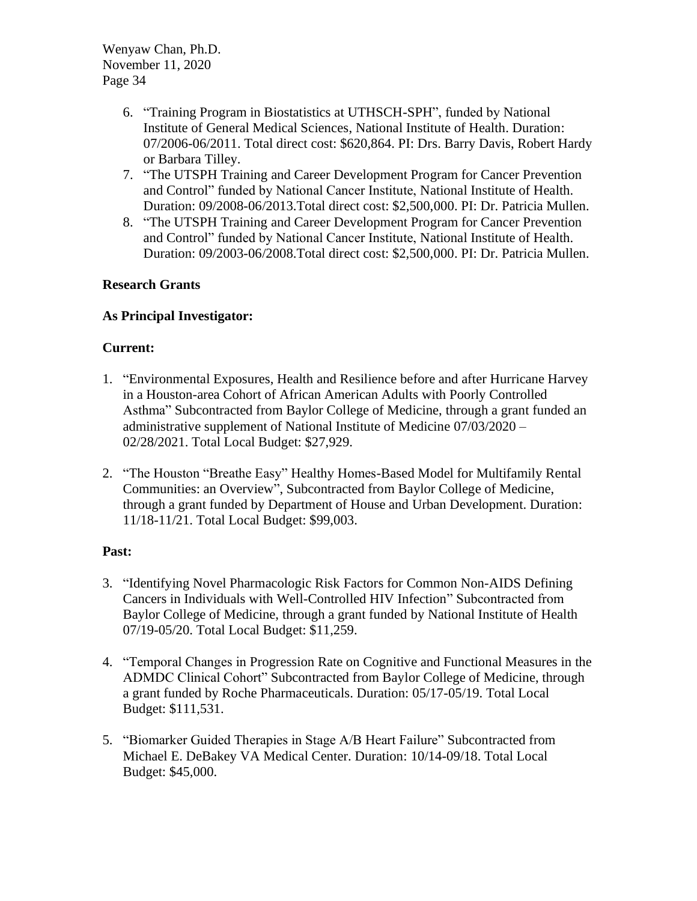6. "Training Program in Biostatistics at UTHSCH-SPH", funded by National Institute of General Medical Sciences, National Institute of Health. Duration: 07/2006-06/2011. Total direct cost: $620,864. PI: Drs. Barry Davis, Robert Hardy or Barbara Tilley.
7. "The UTSPH Training and Career Development Program for Cancer Prevention and Control" funded by National Cancer Institute, National Institute of Health. Duration: 09/2008-06/2013.Total direct cost: $2,500,000. PI: Dr. Patricia Mullen.
8. "The UTSPH Training and Career Development Program for Cancer Prevention and Control" funded by National Cancer Institute, National Institute of Health. Duration: 09/2003-06/2008.Total direct cost: $2,500,000. PI: Dr. Patricia Mullen.

**Research Grants**

**As Principal Investigator:**

**Current:**

1. "Environmental Exposures, Health and Resilience before and after Hurricane Harvey in a Houston-area Cohort of African American Adults with Poorly Controlled Asthma" Subcontracted from Baylor College of Medicine, through a grant funded an administrative supplement of National Institute of Medicine 07/03/2020 – 02/28/2021. Total Local Budget: $27,929.

2. "The Houston "Breathe Easy" Healthy Homes-Based Model for Multifamily Rental Communities: an Overview", Subcontracted from Baylor College of Medicine, through a grant funded by Department of House and Urban Development. Duration: 11/18-11/21. Total Local Budget: $99,003.

**Past:**

3. "Identifying Novel Pharmacologic Risk Factors for Common Non-AIDS Defining Cancers in Individuals with Well-Controlled HIV Infection" Subcontracted from Baylor College of Medicine, through a grant funded by National Institute of Health 07/19-05/20. Total Local Budget: $11,259.

4. "Temporal Changes in Progression Rate on Cognitive and Functional Measures in the ADMDC Clinical Cohort" Subcontracted from Baylor College of Medicine, through a grant funded by Roche Pharmaceuticals. Duration: 05/17-05/19. Total Local Budget: $111,531.

5. "Biomarker Guided Therapies in Stage A/B Heart Failure" Subcontracted from Michael E. DeBakey VA Medical Center. Duration: 10/14-09/18. Total Local Budget: $45,000.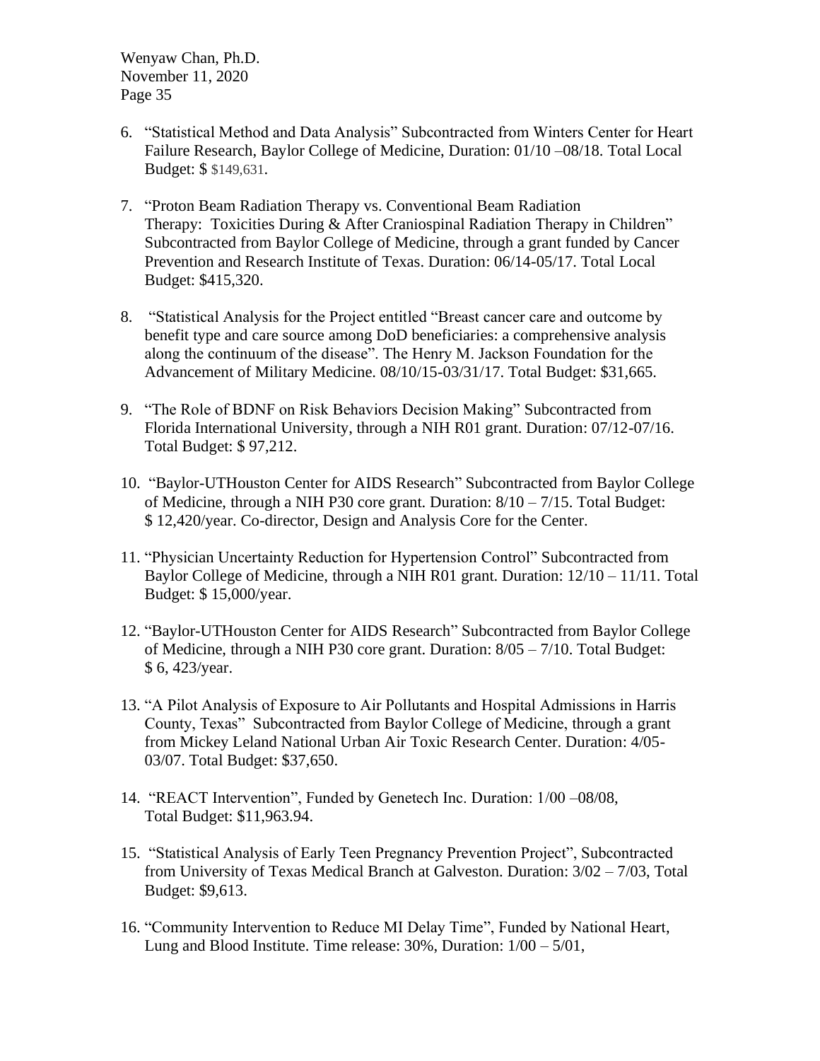6. “Statistical Method and Data Analysis” Subcontracted from Winters Center for Heart Failure Research, Baylor College of Medicine, Duration: 01/10 –08/18. Total Local Budget: $ $149,631.

7. “Proton Beam Radiation Therapy vs. Conventional Beam Radiation Therapy: Toxicities During & After Craniospinal Radiation Therapy in Children” Subcontracted from Baylor College of Medicine, through a grant funded by Cancer Prevention and Research Institute of Texas. Duration: 06/14-05/17. Total Local Budget: $415,320.

8. “Statistical Analysis for the Project entitled “Breast cancer care and outcome by benefit type and care source among DoD beneficiaries: a comprehensive analysis along the continuum of the disease”. The Henry M. Jackson Foundation for the Advancement of Military Medicine. 08/10/15-03/31/17. Total Budget: $31,665.

9. “The Role of BDNF on Risk Behaviors Decision Making” Subcontracted from Florida International University, through a NIH R01 grant. Duration: 07/12-07/16. Total Budget: $ 97,212.

10. “Baylor-UTHouston Center for AIDS Research” Subcontracted from Baylor College of Medicine, through a NIH P30 core grant. Duration: 8/10 – 7/15. Total Budget: $ 12,420/year. Co-director, Design and Analysis Core for the Center.

11. “Physician Uncertainty Reduction for Hypertension Control” Subcontracted from Baylor College of Medicine, through a NIH R01 grant. Duration: 12/10 – 11/11. Total Budget: $ 15,000/year.

12. “Baylor-UTHouston Center for AIDS Research” Subcontracted from Baylor College of Medicine, through a NIH P30 core grant. Duration: 8/05 – 7/10. Total Budget: $ 6, 423/year.

13. “A Pilot Analysis of Exposure to Air Pollutants and Hospital Admissions in Harris County, Texas” Subcontracted from Baylor College of Medicine, through a grant from Mickey Leland National Urban Air Toxic Research Center. Duration: 4/05-03/07. Total Budget: $37,650.

14. “REACT Intervention”, Funded by Genetech Inc. Duration: 1/00 –08/08, Total Budget: $11,963.94.

15. “Statistical Analysis of Early Teen Pregnancy Prevention Project”, Subcontracted from University of Texas Medical Branch at Galveston. Duration: 3/02 – 7/03, Total Budget: $9,613.

16. “Community Intervention to Reduce MI Delay Time”, Funded by National Heart, Lung and Blood Institute. Time release: 30%, Duration: 1/00 – 5/01,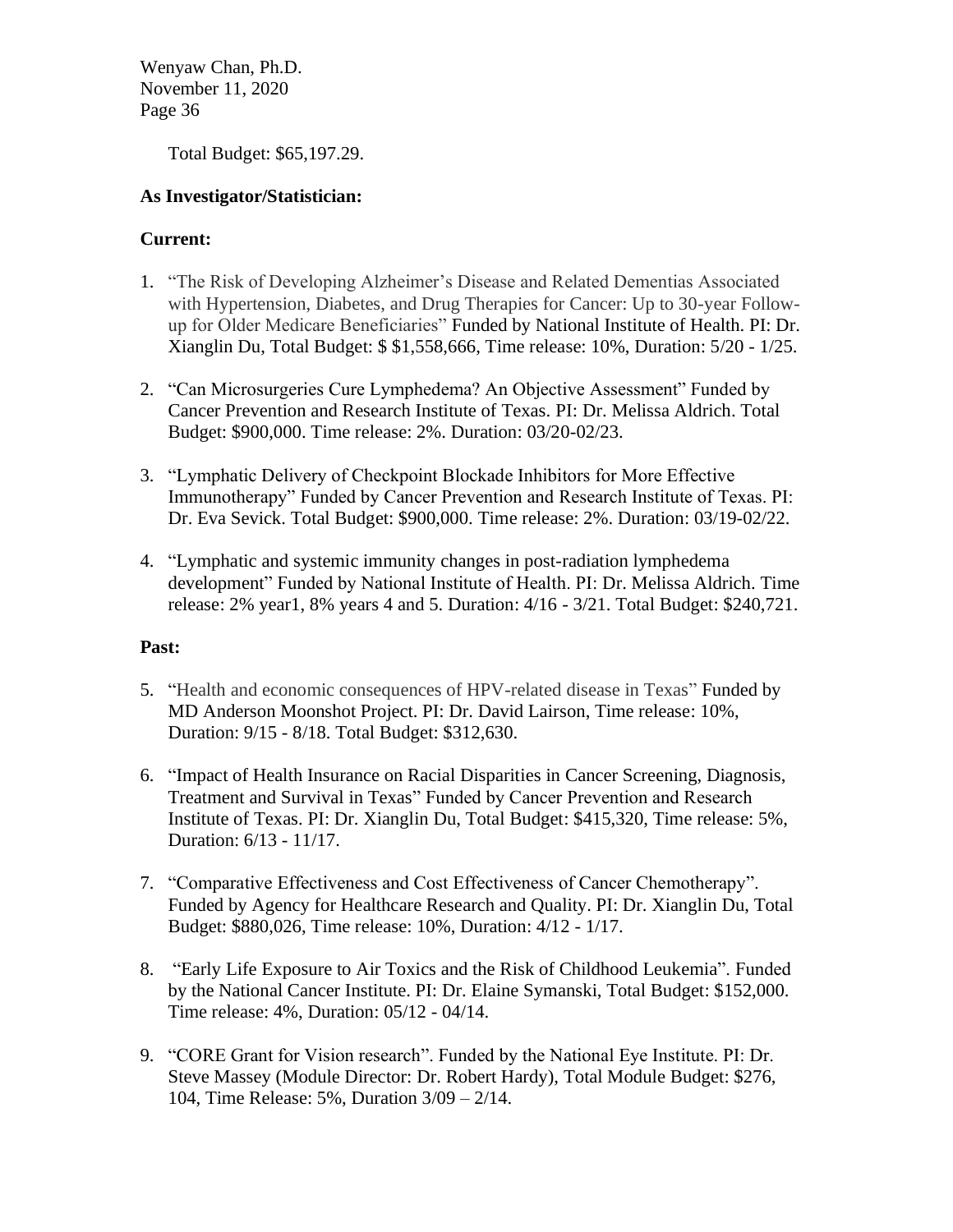Total Budget: $65,197.29.

**As Investigator/Statistician:**

**Current:**

1. "The Risk of Developing Alzheimer's Disease and Related Dementias Associated with Hypertension, Diabetes, and Drug Therapies for Cancer: Up to 30-year Follow-up for Older Medicare Beneficiaries" Funded by National Institute of Health. PI: Dr. Xianglin Du, Total Budget: $ $1,558,666, Time release: 10%, Duration: 5/20 - 1/25.

2. "Can Microsurgeries Cure Lymphedema? An Objective Assessment" Funded by Cancer Prevention and Research Institute of Texas. PI: Dr. Melissa Aldrich. Total Budget: $900,000. Time release: 2%. Duration: 03/20-02/23.

3. "Lymphatic Delivery of Checkpoint Blockade Inhibitors for More Effective Immunotherapy" Funded by Cancer Prevention and Research Institute of Texas. PI: Dr. Eva Sevick. Total Budget: $900,000. Time release: 2%. Duration: 03/19-02/22.

4. "Lymphatic and systemic immunity changes in post-radiation lymphedema development" Funded by National Institute of Health. PI: Dr. Melissa Aldrich. Time release: 2% year1, 8% years 4 and 5. Duration: 4/16 - 3/21. Total Budget: $240,721.

**Past:**

5. "Health and economic consequences of HPV-related disease in Texas" Funded by MD Anderson Moonshot Project. PI: Dr. David Lairson, Time release: 10%, Duration: 9/15 - 8/18. Total Budget: $312,630.

6. "Impact of Health Insurance on Racial Disparities in Cancer Screening, Diagnosis, Treatment and Survival in Texas" Funded by Cancer Prevention and Research Institute of Texas. PI: Dr. Xianglin Du, Total Budget: $415,320, Time release: 5%, Duration: 6/13 - 11/17.

7. "Comparative Effectiveness and Cost Effectiveness of Cancer Chemotherapy". Funded by Agency for Healthcare Research and Quality. PI: Dr. Xianglin Du, Total Budget: $880,026, Time release: 10%, Duration: 4/12 - 1/17.

8. "Early Life Exposure to Air Toxics and the Risk of Childhood Leukemia". Funded by the National Cancer Institute. PI: Dr. Elaine Symanski, Total Budget: $152,000. Time release: 4%, Duration: 05/12 - 04/14.

9. "CORE Grant for Vision research". Funded by the National Eye Institute. PI: Dr. Steve Massey (Module Director: Dr. Robert Hardy), Total Module Budget: $276, 104, Time Release: 5%, Duration 3/09 – 2/14.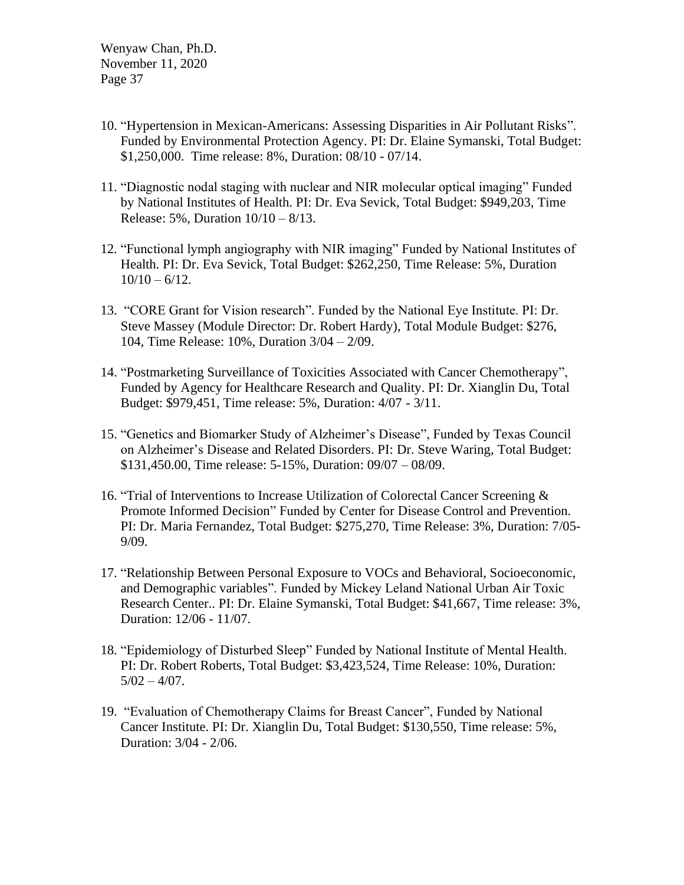10. "Hypertension in Mexican-Americans: Assessing Disparities in Air Pollutant Risks". Funded by Environmental Protection Agency. PI: Dr. Elaine Symanski, Total Budget: $1,250,000. Time release: 8%, Duration: 08/10 - 07/14.

11. "Diagnostic nodal staging with nuclear and NIR molecular optical imaging" Funded by National Institutes of Health. PI: Dr. Eva Sevick, Total Budget: $949,203, Time Release: 5%, Duration 10/10 – 8/13.

12. "Functional lymph angiography with NIR imaging" Funded by National Institutes of Health. PI: Dr. Eva Sevick, Total Budget: $262,250, Time Release: 5%, Duration 10/10 – 6/12.

13. "CORE Grant for Vision research". Funded by the National Eye Institute. PI: Dr. Steve Massey (Module Director: Dr. Robert Hardy), Total Module Budget: $276, 104, Time Release: 10%, Duration 3/04 – 2/09.

14. "Postmarketing Surveillance of Toxicities Associated with Cancer Chemotherapy", Funded by Agency for Healthcare Research and Quality. PI: Dr. Xianglin Du, Total Budget: $979,451, Time release: 5%, Duration: 4/07 - 3/11.

15. "Genetics and Biomarker Study of Alzheimer's Disease", Funded by Texas Council on Alzheimer's Disease and Related Disorders. PI: Dr. Steve Waring, Total Budget: $131,450.00, Time release: 5-15%, Duration: 09/07 – 08/09.

16. "Trial of Interventions to Increase Utilization of Colorectal Cancer Screening & Promote Informed Decision" Funded by Center for Disease Control and Prevention. PI: Dr. Maria Fernandez, Total Budget: $275,270, Time Release: 3%, Duration: 7/05-9/09.

17. "Relationship Between Personal Exposure to VOCs and Behavioral, Socioeconomic, and Demographic variables". Funded by Mickey Leland National Urban Air Toxic Research Center.. PI: Dr. Elaine Symanski, Total Budget: $41,667, Time release: 3%, Duration: 12/06 - 11/07.

18. "Epidemiology of Disturbed Sleep" Funded by National Institute of Mental Health. PI: Dr. Robert Roberts, Total Budget: $3,423,524, Time Release: 10%, Duration: 5/02 – 4/07.

19. "Evaluation of Chemotherapy Claims for Breast Cancer", Funded by National Cancer Institute. PI: Dr. Xianglin Du, Total Budget: $130,550, Time release: 5%, Duration: 3/04 - 2/06.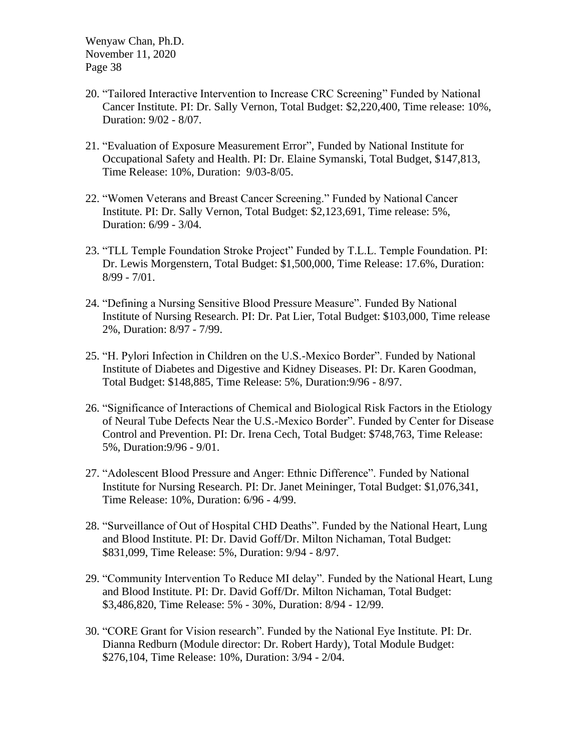20. "Tailored Interactive Intervention to Increase CRC Screening" Funded by National Cancer Institute. PI: Dr. Sally Vernon, Total Budget: $2,220,400, Time release: 10%, Duration: 9/02 - 8/07.

21. "Evaluation of Exposure Measurement Error", Funded by National Institute for Occupational Safety and Health. PI: Dr. Elaine Symanski, Total Budget, $147,813, Time Release: 10%, Duration: 9/03-8/05.

22. "Women Veterans and Breast Cancer Screening." Funded by National Cancer Institute. PI: Dr. Sally Vernon, Total Budget: $2,123,691, Time release: 5%, Duration: 6/99 - 3/04.

23. "TLL Temple Foundation Stroke Project" Funded by T.L.L. Temple Foundation. PI: Dr. Lewis Morgenstern, Total Budget: $1,500,000, Time Release: 17.6%, Duration: 8/99 - 7/01.

24. "Defining a Nursing Sensitive Blood Pressure Measure". Funded By National Institute of Nursing Research. PI: Dr. Pat Lier, Total Budget: $103,000, Time release 2%, Duration: 8/97 - 7/99.

25. "H. Pylori Infection in Children on the U.S.-Mexico Border". Funded by National Institute of Diabetes and Digestive and Kidney Diseases. PI: Dr. Karen Goodman, Total Budget: $148,885, Time Release: 5%, Duration:9/96 - 8/97.

26. "Significance of Interactions of Chemical and Biological Risk Factors in the Etiology of Neural Tube Defects Near the U.S.-Mexico Border". Funded by Center for Disease Control and Prevention. PI: Dr. Irena Cech, Total Budget: $748,763, Time Release: 5%, Duration:9/96 - 9/01.

27. "Adolescent Blood Pressure and Anger: Ethnic Difference". Funded by National Institute for Nursing Research. PI: Dr. Janet Meininger, Total Budget: $1,076,341, Time Release: 10%, Duration: 6/96 - 4/99.

28. "Surveillance of Out of Hospital CHD Deaths". Funded by the National Heart, Lung and Blood Institute. PI: Dr. David Goff/Dr. Milton Nichaman, Total Budget: $831,099, Time Release: 5%, Duration: 9/94 - 8/97.

29. "Community Intervention To Reduce MI delay". Funded by the National Heart, Lung and Blood Institute. PI: Dr. David Goff/Dr. Milton Nichaman, Total Budget: $3,486,820, Time Release: 5% - 30%, Duration: 8/94 - 12/99.

30. "CORE Grant for Vision research". Funded by the National Eye Institute. PI: Dr. Dianna Redburn (Module director: Dr. Robert Hardy), Total Module Budget: $276,104, Time Release: 10%, Duration: 3/94 - 2/04.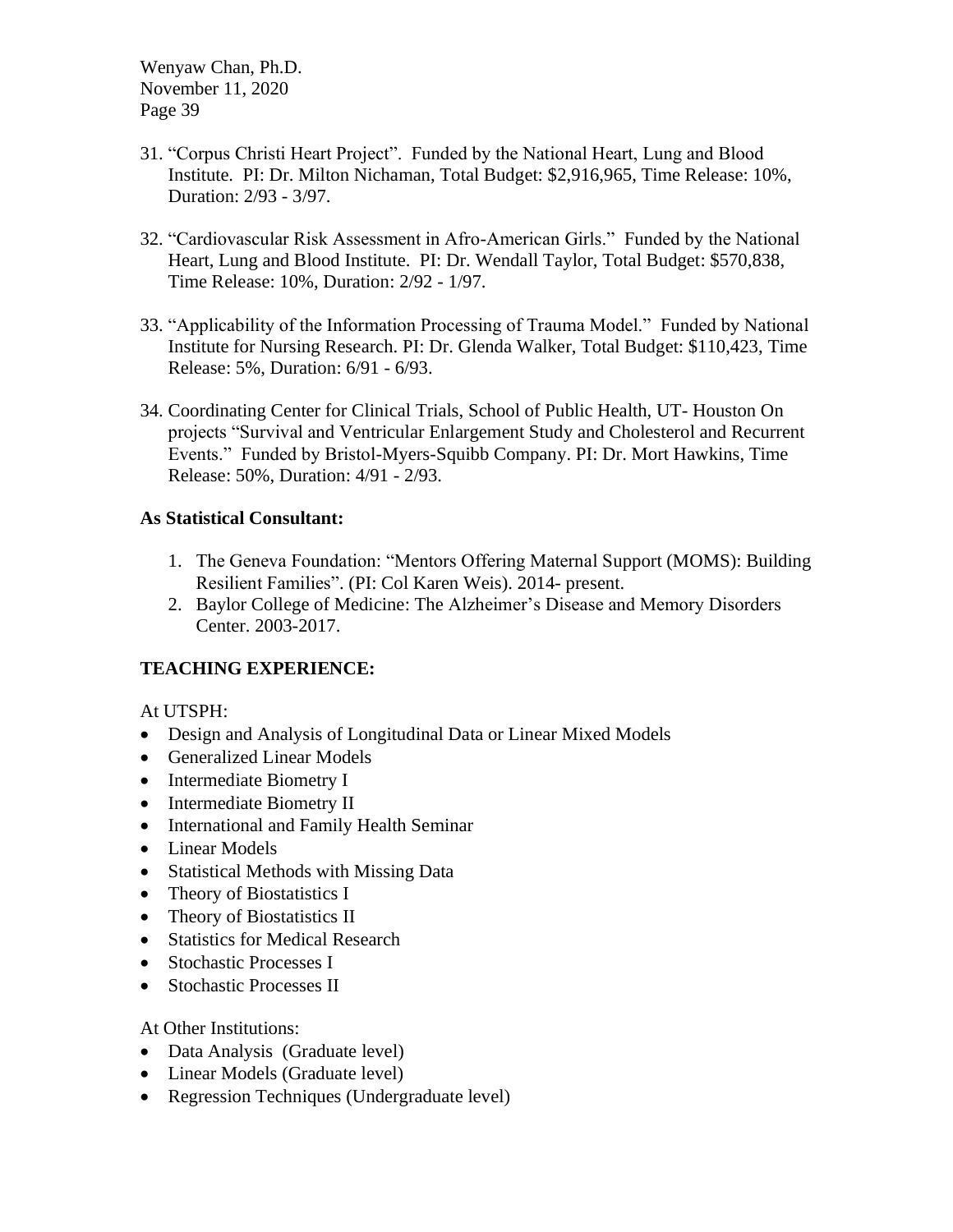31. "Corpus Christi Heart Project". Funded by the National Heart, Lung and Blood Institute. PI: Dr. Milton Nichaman, Total Budget: $2,916,965, Time Release: 10%, Duration: 2/93 - 3/97.

32. "Cardiovascular Risk Assessment in Afro-American Girls." Funded by the National Heart, Lung and Blood Institute. PI: Dr. Wendall Taylor, Total Budget: $570,838, Time Release: 10%, Duration: 2/92 - 1/97.

33. "Applicability of the Information Processing of Trauma Model." Funded by National Institute for Nursing Research. PI: Dr. Glenda Walker, Total Budget: $110,423, Time Release: 5%, Duration: 6/91 - 6/93.

34. Coordinating Center for Clinical Trials, School of Public Health, UT- Houston On projects "Survival and Ventricular Enlargement Study and Cholesterol and Recurrent Events." Funded by Bristol-Myers-Squibb Company. PI: Dr. Mort Hawkins, Time Release: 50%, Duration: 4/91 - 2/93.

**As Statistical Consultant:**

1. The Geneva Foundation: "Mentors Offering Maternal Support (MOMS): Building Resilient Families". (PI: Col Karen Weis). 2014- present.
2. Baylor College of Medicine: The Alzheimer's Disease and Memory Disorders Center. 2003-2017.

## TEACHING EXPERIENCE:

At UTSPH:

- Design and Analysis of Longitudinal Data or Linear Mixed Models
- Generalized Linear Models
- Intermediate Biometry I
- Intermediate Biometry II
- International and Family Health Seminar
- Linear Models
- Statistical Methods with Missing Data
- Theory of Biostatistics I
- Theory of Biostatistics II
- Statistics for Medical Research
- Stochastic Processes I
- Stochastic Processes II

At Other Institutions:

- Data Analysis (Graduate level)
- Linear Models (Graduate level)
- Regression Techniques (Undergraduate level)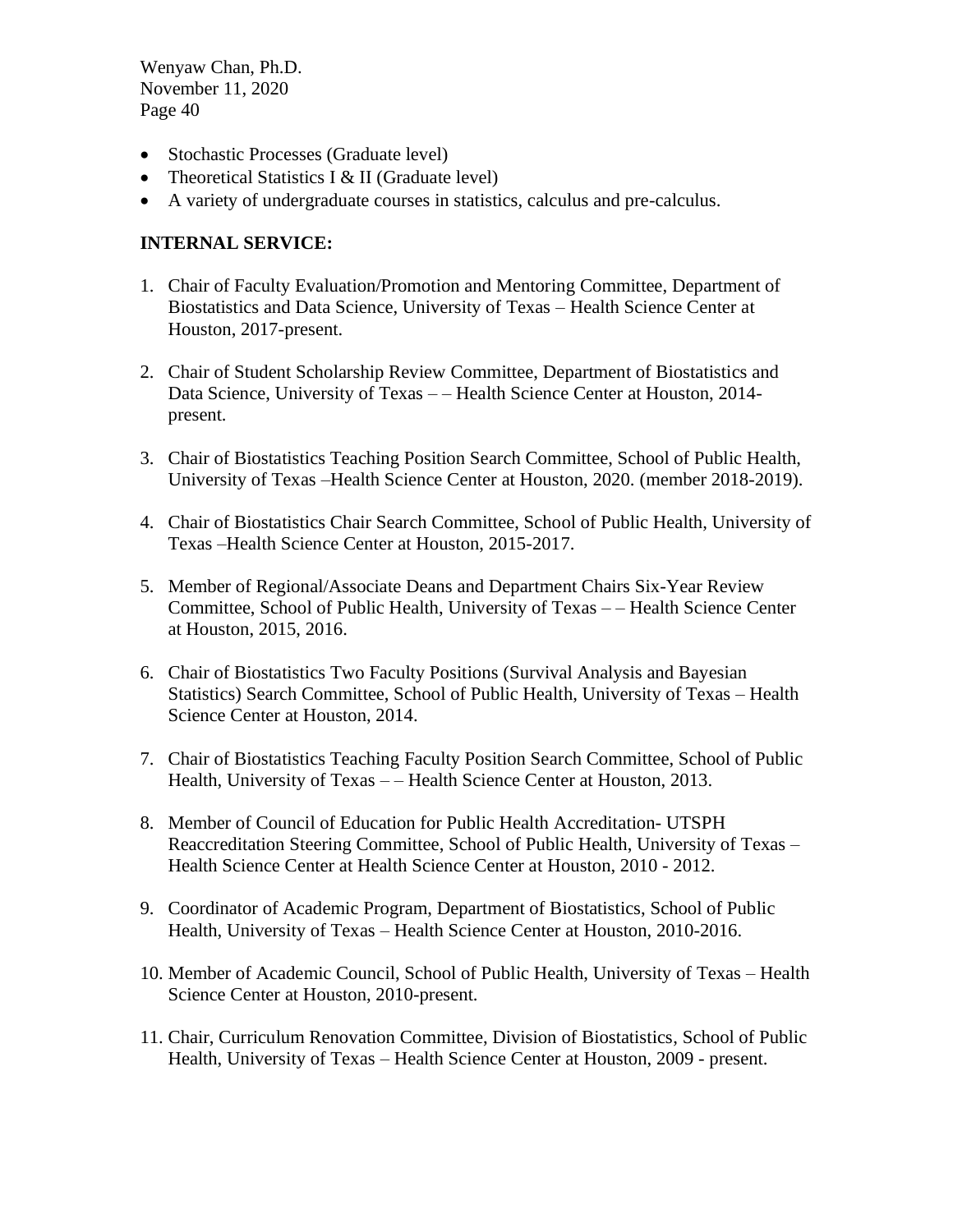- Stochastic Processes (Graduate level)
- Theoretical Statistics I & II (Graduate level)
- A variety of undergraduate courses in statistics, calculus and pre-calculus.

**INTERNAL SERVICE:**

1. Chair of Faculty Evaluation/Promotion and Mentoring Committee, Department of Biostatistics and Data Science, University of Texas – Health Science Center at Houston, 2017-present.

2. Chair of Student Scholarship Review Committee, Department of Biostatistics and Data Science, University of Texas – – Health Science Center at Houston, 2014-present.

3. Chair of Biostatistics Teaching Position Search Committee, School of Public Health, University of Texas –Health Science Center at Houston, 2020. (member 2018-2019).

4. Chair of Biostatistics Chair Search Committee, School of Public Health, University of Texas –Health Science Center at Houston, 2015-2017.

5. Member of Regional/Associate Deans and Department Chairs Six-Year Review Committee, School of Public Health, University of Texas – – Health Science Center at Houston, 2015, 2016.

6. Chair of Biostatistics Two Faculty Positions (Survival Analysis and Bayesian Statistics) Search Committee, School of Public Health, University of Texas – Health Science Center at Houston, 2014.

7. Chair of Biostatistics Teaching Faculty Position Search Committee, School of Public Health, University of Texas – – Health Science Center at Houston, 2013.

8. Member of Council of Education for Public Health Accreditation- UTSPH Reaccreditation Steering Committee, School of Public Health, University of Texas – Health Science Center at Health Science Center at Houston, 2010 - 2012.

9. Coordinator of Academic Program, Department of Biostatistics, School of Public Health, University of Texas – Health Science Center at Houston, 2010-2016.

10. Member of Academic Council, School of Public Health, University of Texas – Health Science Center at Houston, 2010-present.

11. Chair, Curriculum Renovation Committee, Division of Biostatistics, School of Public Health, University of Texas – Health Science Center at Houston, 2009 - present.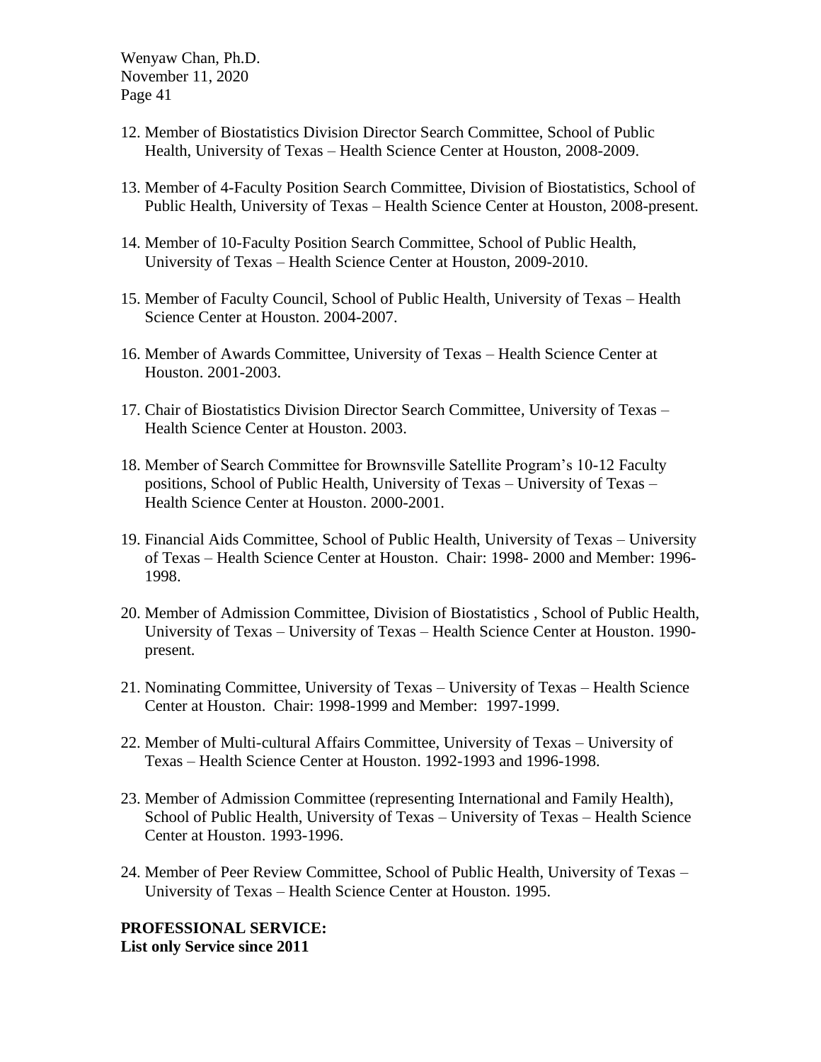12. Member of Biostatistics Division Director Search Committee, School of Public Health, University of Texas – Health Science Center at Houston, 2008-2009.

13. Member of 4-Faculty Position Search Committee, Division of Biostatistics, School of Public Health, University of Texas – Health Science Center at Houston, 2008-present.

14. Member of 10-Faculty Position Search Committee, School of Public Health, University of Texas – Health Science Center at Houston, 2009-2010.

15. Member of Faculty Council, School of Public Health, University of Texas – Health Science Center at Houston. 2004-2007.

16. Member of Awards Committee, University of Texas – Health Science Center at Houston. 2001-2003.

17. Chair of Biostatistics Division Director Search Committee, University of Texas – Health Science Center at Houston. 2003.

18. Member of Search Committee for Brownsville Satellite Program's 10-12 Faculty positions, School of Public Health, University of Texas – University of Texas – Health Science Center at Houston. 2000-2001.

19. Financial Aids Committee, School of Public Health, University of Texas – University of Texas – Health Science Center at Houston. Chair: 1998- 2000 and Member: 1996-1998.

20. Member of Admission Committee, Division of Biostatistics , School of Public Health, University of Texas – University of Texas – Health Science Center at Houston. 1990-present.

21. Nominating Committee, University of Texas – University of Texas – Health Science Center at Houston. Chair: 1998-1999 and Member: 1997-1999.

22. Member of Multi-cultural Affairs Committee, University of Texas – University of Texas – Health Science Center at Houston. 1992-1993 and 1996-1998.

23. Member of Admission Committee (representing International and Family Health), School of Public Health, University of Texas – University of Texas – Health Science Center at Houston. 1993-1996.

24. Member of Peer Review Committee, School of Public Health, University of Texas – University of Texas – Health Science Center at Houston. 1995.

**PROFESSIONAL SERVICE:**
**List only Service since 2011**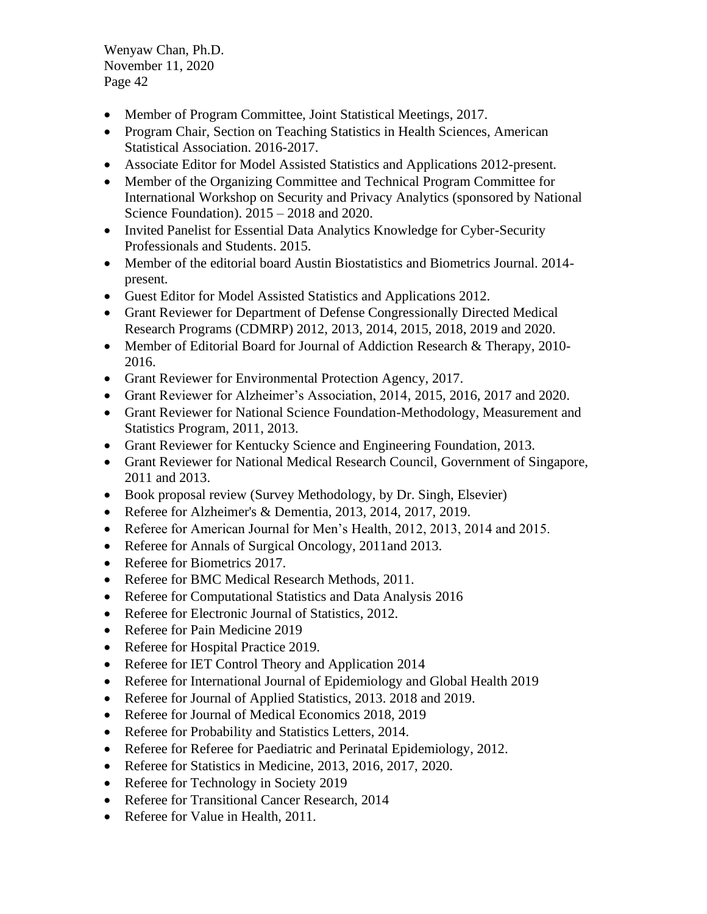- Member of Program Committee, Joint Statistical Meetings, 2017.
- Program Chair, Section on Teaching Statistics in Health Sciences, American Statistical Association. 2016-2017.
- Associate Editor for Model Assisted Statistics and Applications 2012-present.
- Member of the Organizing Committee and Technical Program Committee for International Workshop on Security and Privacy Analytics (sponsored by National Science Foundation). 2015 – 2018 and 2020.
- Invited Panelist for Essential Data Analytics Knowledge for Cyber-Security Professionals and Students. 2015.
- Member of the editorial board Austin Biostatistics and Biometrics Journal. 2014-present.
- Guest Editor for Model Assisted Statistics and Applications 2012.
- Grant Reviewer for Department of Defense Congressionally Directed Medical Research Programs (CDMRP) 2012, 2013, 2014, 2015, 2018, 2019 and 2020.
- Member of Editorial Board for Journal of Addiction Research & Therapy, 2010-2016.
- Grant Reviewer for Environmental Protection Agency, 2017.
- Grant Reviewer for Alzheimer's Association, 2014, 2015, 2016, 2017 and 2020.
- Grant Reviewer for National Science Foundation-Methodology, Measurement and Statistics Program, 2011, 2013.
- Grant Reviewer for Kentucky Science and Engineering Foundation, 2013.
- Grant Reviewer for National Medical Research Council, Government of Singapore, 2011 and 2013.
- Book proposal review (Survey Methodology, by Dr. Singh, Elsevier)
- Referee for Alzheimer's & Dementia, 2013, 2014, 2017, 2019.
- Referee for American Journal for Men's Health, 2012, 2013, 2014 and 2015.
- Referee for Annals of Surgical Oncology, 2011and 2013.
- Referee for Biometrics 2017.
- Referee for BMC Medical Research Methods, 2011.
- Referee for Computational Statistics and Data Analysis 2016
- Referee for Electronic Journal of Statistics, 2012.
- Referee for Pain Medicine 2019
- Referee for Hospital Practice 2019.
- Referee for IET Control Theory and Application 2014
- Referee for International Journal of Epidemiology and Global Health 2019
- Referee for Journal of Applied Statistics, 2013. 2018 and 2019.
- Referee for Journal of Medical Economics 2018, 2019
- Referee for Probability and Statistics Letters, 2014.
- Referee for Referee for Paediatric and Perinatal Epidemiology, 2012.
- Referee for Statistics in Medicine, 2013, 2016, 2017, 2020.
- Referee for Technology in Society 2019
- Referee for Transitional Cancer Research, 2014
- Referee for Value in Health, 2011.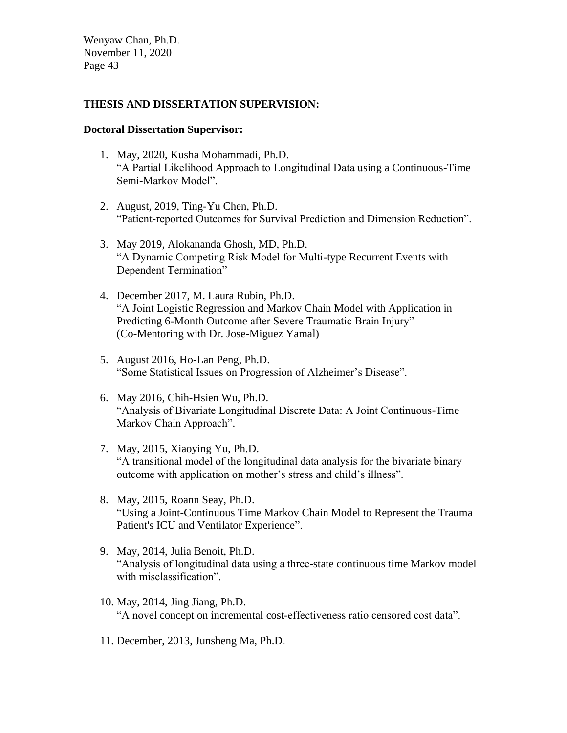## THESIS AND DISSERTATION SUPERVISION:

### Doctoral Dissertation Supervisor:

1. May, 2020, Kusha Mohammadi, Ph.D.
   "A Partial Likelihood Approach to Longitudinal Data using a Continuous-Time Semi-Markov Model".

2. August, 2019, Ting-Yu Chen, Ph.D.
   "Patient-reported Outcomes for Survival Prediction and Dimension Reduction".

3. May 2019, Alokananda Ghosh, MD, Ph.D.
   "A Dynamic Competing Risk Model for Multi-type Recurrent Events with Dependent Termination"

4. December 2017, M. Laura Rubin, Ph.D.
   "A Joint Logistic Regression and Markov Chain Model with Application in Predicting 6-Month Outcome after Severe Traumatic Brain Injury"
   (Co-Mentoring with Dr. Jose-Miguez Yamal)

5. August 2016, Ho-Lan Peng, Ph.D.
   "Some Statistical Issues on Progression of Alzheimer's Disease".

6. May 2016, Chih-Hsien Wu, Ph.D.
   "Analysis of Bivariate Longitudinal Discrete Data: A Joint Continuous-Time Markov Chain Approach".

7. May, 2015, Xiaoying Yu, Ph.D.
   "A transitional model of the longitudinal data analysis for the bivariate binary outcome with application on mother's stress and child's illness".

8. May, 2015, Roann Seay, Ph.D.
   "Using a Joint-Continuous Time Markov Chain Model to Represent the Trauma Patient's ICU and Ventilator Experience".

9. May, 2014, Julia Benoit, Ph.D.
   "Analysis of longitudinal data using a three-state continuous time Markov model with misclassification".

10. May, 2014, Jing Jiang, Ph.D.
    "A novel concept on incremental cost-effectiveness ratio censored cost data".

11. December, 2013, Junsheng Ma, Ph.D.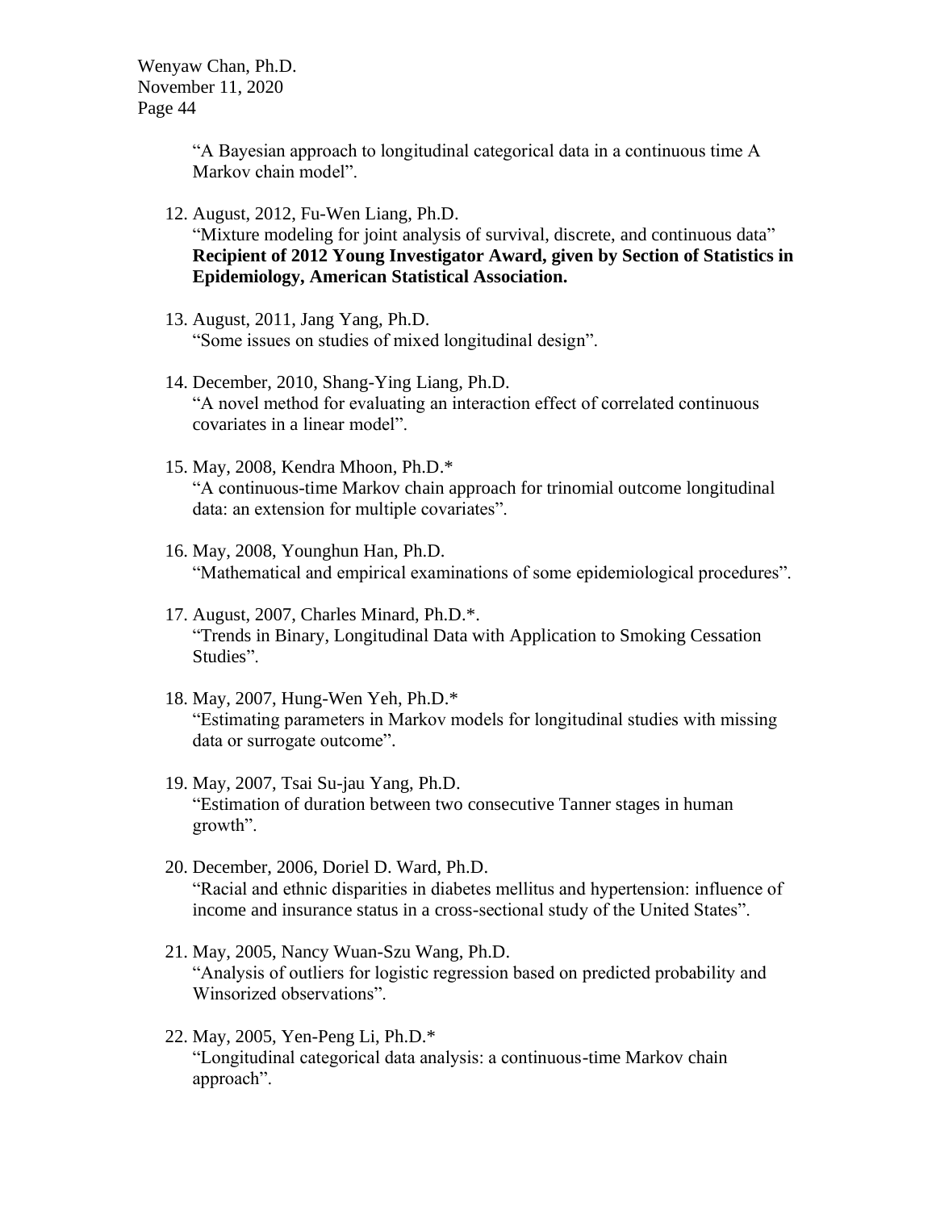"A Bayesian approach to longitudinal categorical data in a continuous time A Markov chain model".

12. August, 2012, Fu-Wen Liang, Ph.D.
    "Mixture modeling for joint analysis of survival, discrete, and continuous data"
    **Recipient of 2012 Young Investigator Award, given by Section of Statistics in Epidemiology, American Statistical Association.**

13. August, 2011, Jang Yang, Ph.D.
    "Some issues on studies of mixed longitudinal design".

14. December, 2010, Shang-Ying Liang, Ph.D.
    "A novel method for evaluating an interaction effect of correlated continuous covariates in a linear model".

15. May, 2008, Kendra Mhoon, Ph.D.*
    "A continuous-time Markov chain approach for trinomial outcome longitudinal data: an extension for multiple covariates".

16. May, 2008, Younghun Han, Ph.D.
    "Mathematical and empirical examinations of some epidemiological procedures".

17. August, 2007, Charles Minard, Ph.D.*.
    "Trends in Binary, Longitudinal Data with Application to Smoking Cessation Studies".

18. May, 2007, Hung-Wen Yeh, Ph.D.*
    "Estimating parameters in Markov models for longitudinal studies with missing data or surrogate outcome".

19. May, 2007, Tsai Su-jau Yang, Ph.D.
    "Estimation of duration between two consecutive Tanner stages in human growth".

20. December, 2006, Doriel D. Ward, Ph.D.
    "Racial and ethnic disparities in diabetes mellitus and hypertension: influence of income and insurance status in a cross-sectional study of the United States".

21. May, 2005, Nancy Wuan-Szu Wang, Ph.D.
    "Analysis of outliers for logistic regression based on predicted probability and Winsorized observations".

22. May, 2005, Yen-Peng Li, Ph.D.*
    "Longitudinal categorical data analysis: a continuous-time Markov chain approach".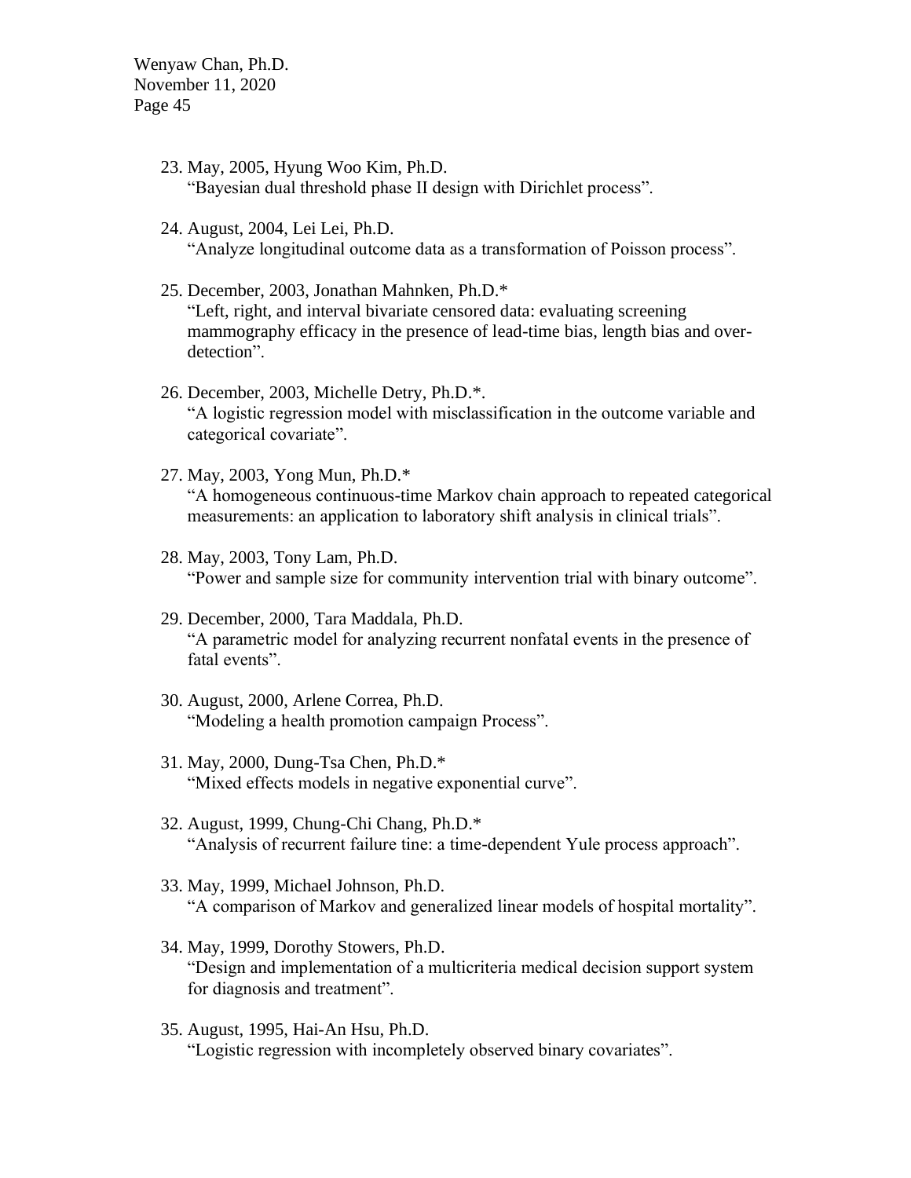23. May, 2005, Hyung Woo Kim, Ph.D.
    "Bayesian dual threshold phase II design with Dirichlet process".

24. August, 2004, Lei Lei, Ph.D.
    "Analyze longitudinal outcome data as a transformation of Poisson process".

25. December, 2003, Jonathan Mahnken, Ph.D.*
    "Left, right, and interval bivariate censored data: evaluating screening mammography efficacy in the presence of lead-time bias, length bias and over-detection".

26. December, 2003, Michelle Detry, Ph.D.*.
    "A logistic regression model with misclassification in the outcome variable and categorical covariate".

27. May, 2003, Yong Mun, Ph.D.*
    "A homogeneous continuous-time Markov chain approach to repeated categorical measurements: an application to laboratory shift analysis in clinical trials".

28. May, 2003, Tony Lam, Ph.D.
    "Power and sample size for community intervention trial with binary outcome".

29. December, 2000, Tara Maddala, Ph.D.
    "A parametric model for analyzing recurrent nonfatal events in the presence of fatal events".

30. August, 2000, Arlene Correa, Ph.D.
    "Modeling a health promotion campaign Process".

31. May, 2000, Dung-Tsa Chen, Ph.D.*
    "Mixed effects models in negative exponential curve".

32. August, 1999, Chung-Chi Chang, Ph.D.*
    "Analysis of recurrent failure tine: a time-dependent Yule process approach".

33. May, 1999, Michael Johnson, Ph.D.
    "A comparison of Markov and generalized linear models of hospital mortality".

34. May, 1999, Dorothy Stowers, Ph.D.
    "Design and implementation of a multicriteria medical decision support system for diagnosis and treatment".

35. August, 1995, Hai-An Hsu, Ph.D.
    "Logistic regression with incompletely observed binary covariates".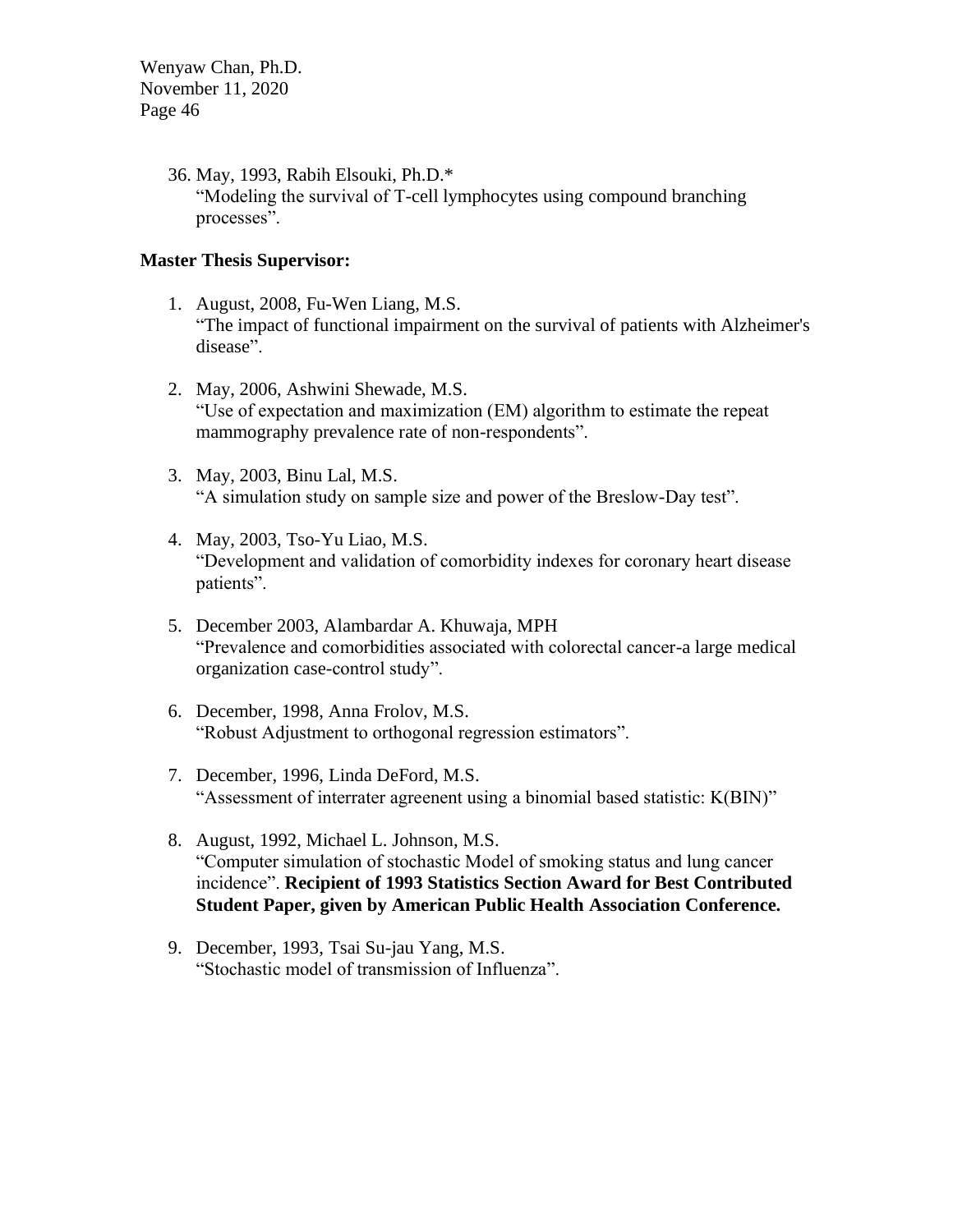36. May, 1993, Rabih Elsouki, Ph.D.*
    "Modeling the survival of T-cell lymphocytes using compound branching processes".

**Master Thesis Supervisor:**

1. August, 2008, Fu-Wen Liang, M.S.
   "The impact of functional impairment on the survival of patients with Alzheimer's disease".

2. May, 2006, Ashwini Shewade, M.S.
   "Use of expectation and maximization (EM) algorithm to estimate the repeat mammography prevalence rate of non-respondents".

3. May, 2003, Binu Lal, M.S.
   "A simulation study on sample size and power of the Breslow-Day test".

4. May, 2003, Tso-Yu Liao, M.S.
   "Development and validation of comorbidity indexes for coronary heart disease patients".

5. December 2003, Alambardar A. Khuwaja, MPH
   "Prevalence and comorbidities associated with colorectal cancer-a large medical organization case-control study".

6. December, 1998, Anna Frolov, M.S.
   "Robust Adjustment to orthogonal regression estimators".

7. December, 1996, Linda DeFord, M.S.
   "Assessment of interrater agreenent using a binomial based statistic: K(BIN)"

8. August, 1992, Michael L. Johnson, M.S.
   "Computer simulation of stochastic Model of smoking status and lung cancer incidence". **Recipient of 1993 Statistics Section Award for Best Contributed Student Paper, given by American Public Health Association Conference.**

9. December, 1993, Tsai Su-jau Yang, M.S.
   "Stochastic model of transmission of Influenza".